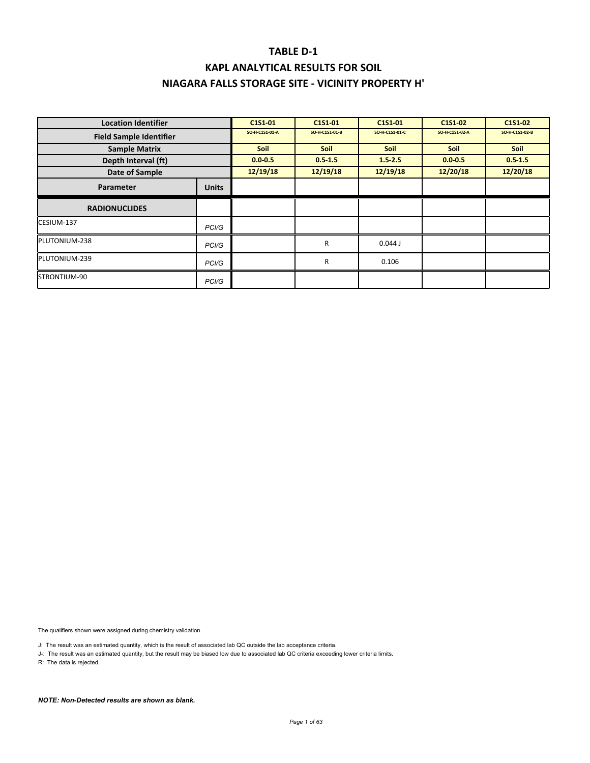# TABLE D-1

## KAPL ANALYTICAL RESULTS FOR SOIL

## NIAGARA FALLS STORAGE SITE - VICINITY PROPERTY H'

| Location Identifier | | C1S1-01 | C1S1-01 | C1S1-01 | C1S1-02 | C1S1-02 |
|---|---|---|---|---|---|---|
| Field Sample Identifier | | SO-H-C1S1-01-A | SO-H-C1S1-01-B | SO-H-C1S1-01-C | SO-H-C1S1-02-A | SO-H-C1S1-02-B |
| Sample Matrix | | Soil | Soil | Soil | Soil | Soil |
| Depth Interval (ft) | | 0.0-0.5 | 0.5-1.5 | 1.5-2.5 | 0.0-0.5 | 0.5-1.5 |
| Date of Sample | | 12/19/18 | 12/19/18 | 12/19/18 | 12/20/18 | 12/20/18 |
| Parameter | Units | | | | | |
| **RADIONUCLIDES** | | | | | | |
| CESIUM-137 | PCI/G | | | | | |
| PLUTONIUM-238 | PCI/G | | R | 0.044 J | | |
| PLUTONIUM-239 | PCI/G | | R | 0.106 | | |
| STRONTIUM-90 | PCI/G | | | | | |

The qualifiers shown were assigned during chemistry validation.

J: The result was an estimated quantity, which is the result of associated lab QC outside the lab acceptance criteria.

J-: The result was an estimated quantity, but the result may be biased low due to associated lab QC criteria exceeding lower criteria limits.

R: The data is rejected.

***NOTE: Non-Detected results are shown as blank.***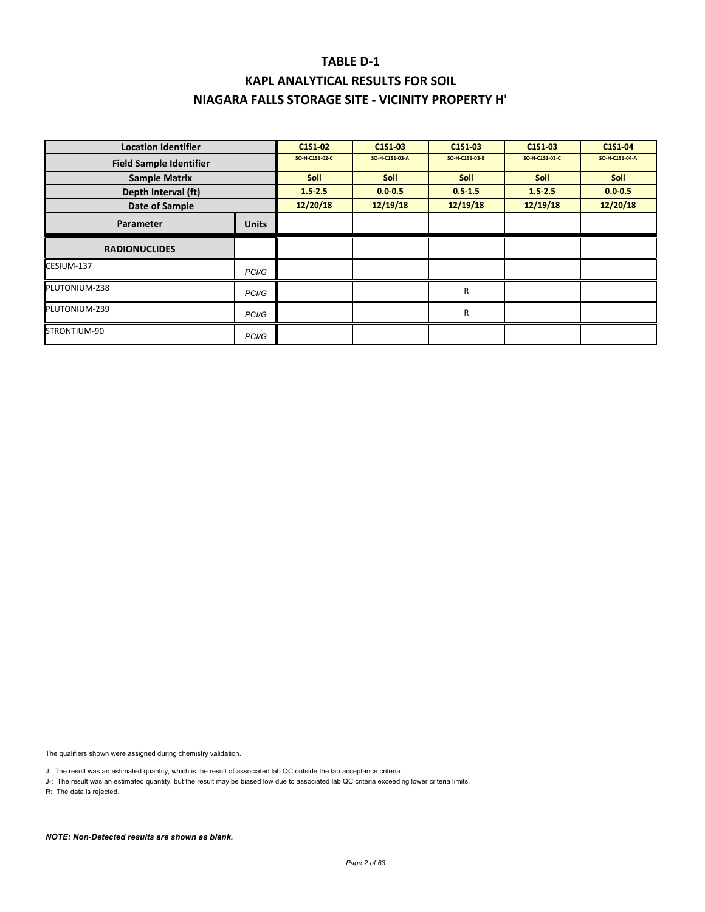# TABLE D-1

## KAPL ANALYTICAL RESULTS FOR SOIL

## NIAGARA FALLS STORAGE SITE - VICINITY PROPERTY H'

| Location Identifier | | C1S1-02 | C1S1-03 | C1S1-03 | C1S1-03 | C1S1-04 |
|---|---|---|---|---|---|---|
| Field Sample Identifier | | SO-H-C1S1-02-C | SO-H-C1S1-03-A | SO-H-C1S1-03-B | SO-H-C1S1-03-C | SO-H-C1S1-04-A |
| Sample Matrix | | Soil | Soil | Soil | Soil | Soil |
| Depth Interval (ft) | | 1.5-2.5 | 0.0-0.5 | 0.5-1.5 | 1.5-2.5 | 0.0-0.5 |
| Date of Sample | | 12/20/18 | 12/19/18 | 12/19/18 | 12/19/18 | 12/20/18 |
| **Parameter** | **Units** | | | | | |
| **RADIONUCLIDES** | | | | | | |
| CESIUM-137 | *PCI/G* | | | | | |
| PLUTONIUM-238 | *PCI/G* | | | R | | |
| PLUTONIUM-239 | *PCI/G* | | | R | | |
| STRONTIUM-90 | *PCI/G* | | | | | |

The qualifiers shown were assigned during chemistry validation.

J: The result was an estimated quantity, which is the result of associated lab QC outside the lab acceptance criteria.

J-: The result was an estimated quantity, but the result may be biased low due to associated lab QC criteria exceeding lower criteria limits.

R: The data is rejected.

***NOTE: Non-Detected results are shown as blank.***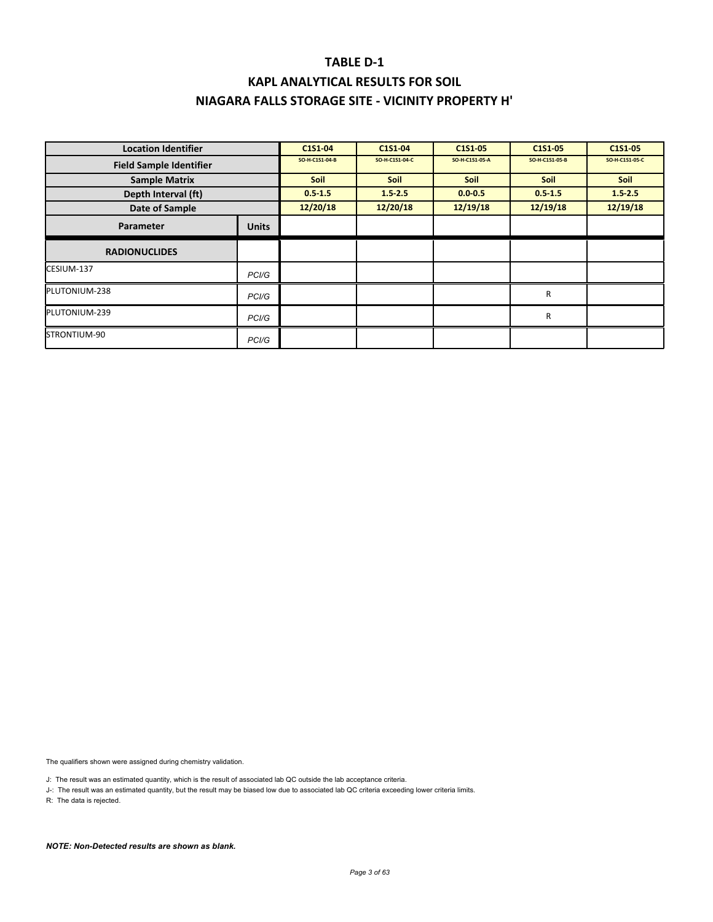# TABLE D-1

## KAPL ANALYTICAL RESULTS FOR SOIL

## NIAGARA FALLS STORAGE SITE - VICINITY PROPERTY H'

| Location Identifier | | C1S1-04 | C1S1-04 | C1S1-05 | C1S1-05 | C1S1-05 |
|---|---|---|---|---|---|---|
| Field Sample Identifier | | SO-H-C1S1-04-B | SO-H-C1S1-04-C | SO-H-C1S1-05-A | SO-H-C1S1-05-B | SO-H-C1S1-05-C |
| Sample Matrix | | Soil | Soil | Soil | Soil | Soil |
| Depth Interval (ft) | | 0.5-1.5 | 1.5-2.5 | 0.0-0.5 | 0.5-1.5 | 1.5-2.5 |
| Date of Sample | | 12/20/18 | 12/20/18 | 12/19/18 | 12/19/18 | 12/19/18 |
| Parameter | Units | | | | | |
| **RADIONUCLIDES** | | | | | | |
| CESIUM-137 | PCI/G | | | | | |
| PLUTONIUM-238 | PCI/G | | | | R | |
| PLUTONIUM-239 | PCI/G | | | | R | |
| STRONTIUM-90 | PCI/G | | | | | |

The qualifiers shown were assigned during chemistry validation.

J: The result was an estimated quantity, which is the result of associated lab QC outside the lab acceptance criteria.

J-: The result was an estimated quantity, but the result may be biased low due to associated lab QC criteria exceeding lower criteria limits.

R: The data is rejected.

***NOTE: Non-Detected results are shown as blank.***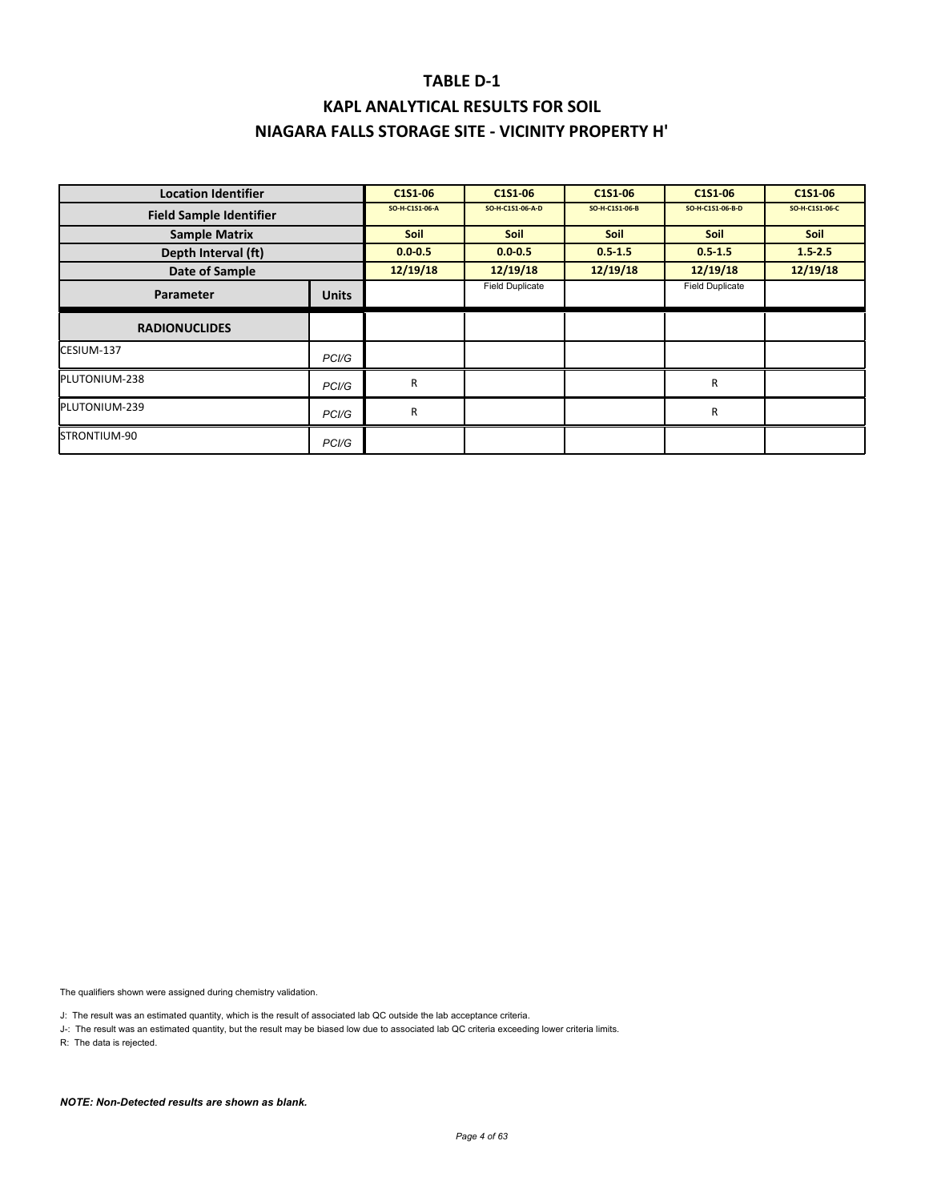# TABLE D-1

## KAPL ANALYTICAL RESULTS FOR SOIL

## NIAGARA FALLS STORAGE SITE - VICINITY PROPERTY H'

| Location Identifier | | C1S1-06 | C1S1-06 | C1S1-06 | C1S1-06 | C1S1-06 |
|---|---|---|---|---|---|---|
| Field Sample Identifier | | SO-H-C1S1-06-A | SO-H-C1S1-06-A-D | SO-H-C1S1-06-B | SO-H-C1S1-06-B-D | SO-H-C1S1-06-C |
| Sample Matrix | | Soil | Soil | Soil | Soil | Soil |
| Depth Interval (ft) | | 0.0-0.5 | 0.0-0.5 | 0.5-1.5 | 0.5-1.5 | 1.5-2.5 |
| Date of Sample | | 12/19/18 | 12/19/18 | 12/19/18 | 12/19/18 | 12/19/18 |
| Parameter | Units | | Field Duplicate | | Field Duplicate | |
| **RADIONUCLIDES** | | | | | | |
| CESIUM-137 | PCI/G | | | | | |
| PLUTONIUM-238 | PCI/G | R | | | R | |
| PLUTONIUM-239 | PCI/G | R | | | R | |
| STRONTIUM-90 | PCI/G | | | | | |

The qualifiers shown were assigned during chemistry validation.

J: The result was an estimated quantity, which is the result of associated lab QC outside the lab acceptance criteria.

J-: The result was an estimated quantity, but the result may be biased low due to associated lab QC criteria exceeding lower criteria limits.

R: The data is rejected.

***NOTE: Non-Detected results are shown as blank.***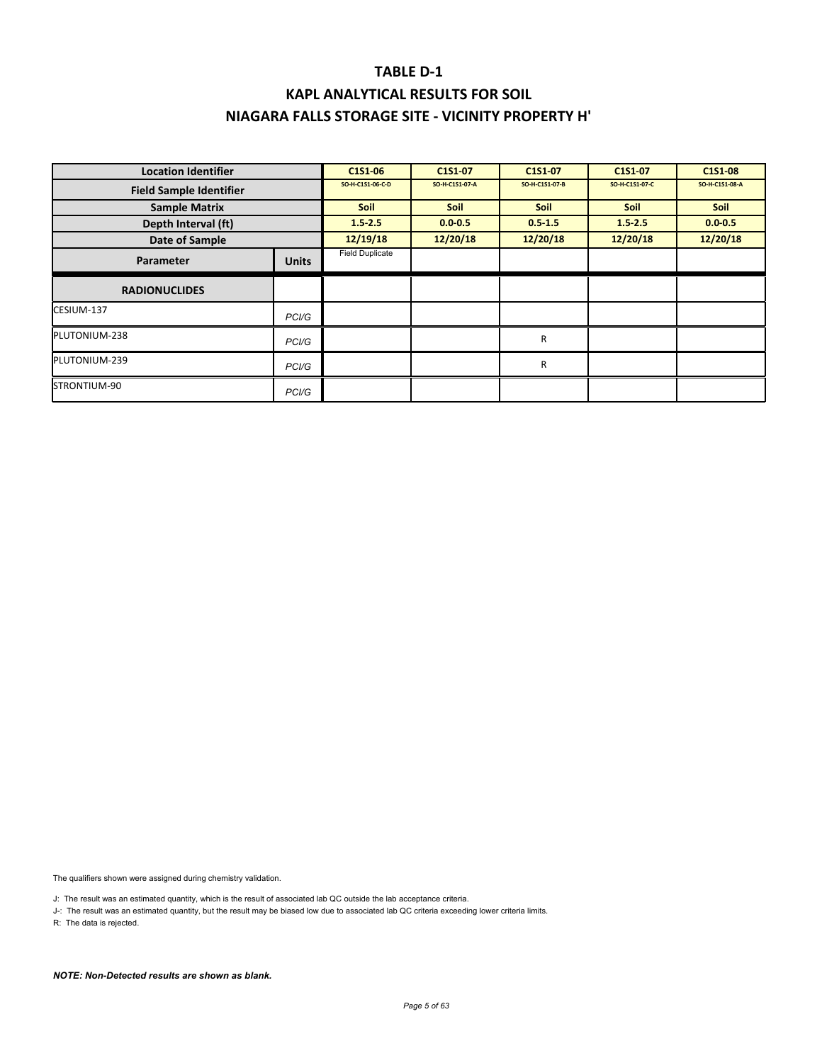# TABLE D-1

## KAPL ANALYTICAL RESULTS FOR SOIL

## NIAGARA FALLS STORAGE SITE - VICINITY PROPERTY H'

| Location Identifier | | C1S1-06 | C1S1-07 | C1S1-07 | C1S1-07 | C1S1-08 |
|---|---|---|---|---|---|---|
| Field Sample Identifier | | SO-H-C1S1-06-C-D | SO-H-C1S1-07-A | SO-H-C1S1-07-B | SO-H-C1S1-07-C | SO-H-C1S1-08-A |
| Sample Matrix | | Soil | Soil | Soil | Soil | Soil |
| Depth Interval (ft) | | 1.5-2.5 | 0.0-0.5 | 0.5-1.5 | 1.5-2.5 | 0.0-0.5 |
| Date of Sample | | 12/19/18 | 12/20/18 | 12/20/18 | 12/20/18 | 12/20/18 |
| Parameter | Units | Field Duplicate | | | | |
| **RADIONUCLIDES** | | | | | | |
| CESIUM-137 | PCI/G | | | | | |
| PLUTONIUM-238 | PCI/G | | | R | | |
| PLUTONIUM-239 | PCI/G | | | R | | |
| STRONTIUM-90 | PCI/G | | | | | |

The qualifiers shown were assigned during chemistry validation.

J: The result was an estimated quantity, which is the result of associated lab QC outside the lab acceptance criteria.

J-: The result was an estimated quantity, but the result may be biased low due to associated lab QC criteria exceeding lower criteria limits.

R: The data is rejected.

***NOTE: Non-Detected results are shown as blank.***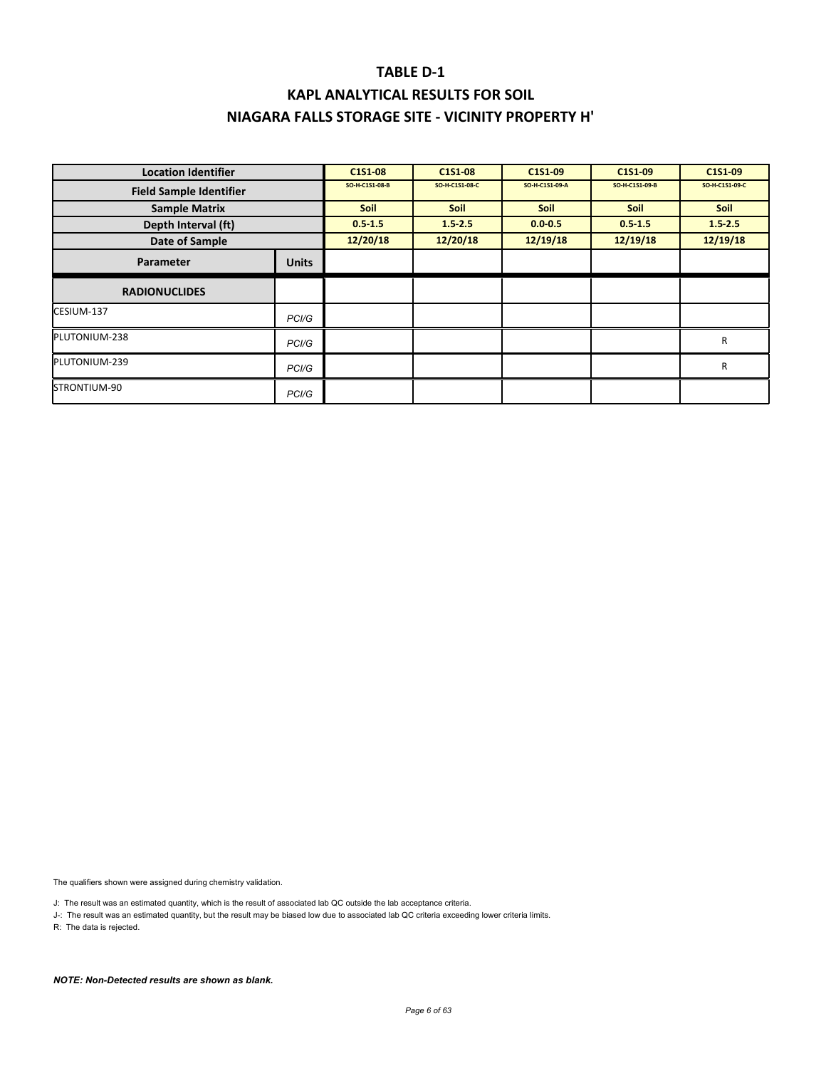# TABLE D-1

## KAPL ANALYTICAL RESULTS FOR SOIL

## NIAGARA FALLS STORAGE SITE - VICINITY PROPERTY H'

| Location Identifier | | C1S1-08 | C1S1-08 | C1S1-09 | C1S1-09 | C1S1-09 |
|---|---|---|---|---|---|---|
| Field Sample Identifier | | SO-H-C1S1-08-B | SO-H-C1S1-08-C | SO-H-C1S1-09-A | SO-H-C1S1-09-B | SO-H-C1S1-09-C |
| Sample Matrix | | Soil | Soil | Soil | Soil | Soil |
| Depth Interval (ft) | | 0.5-1.5 | 1.5-2.5 | 0.0-0.5 | 0.5-1.5 | 1.5-2.5 |
| Date of Sample | | 12/20/18 | 12/20/18 | 12/19/18 | 12/19/18 | 12/19/18 |
| **Parameter** | **Units** | | | | | |
| **RADIONUCLIDES** | | | | | | |
| CESIUM-137 | PCI/G | | | | | |
| PLUTONIUM-238 | PCI/G | | | | | R |
| PLUTONIUM-239 | PCI/G | | | | | R |
| STRONTIUM-90 | PCI/G | | | | | |

The qualifiers shown were assigned during chemistry validation.

J: The result was an estimated quantity, which is the result of associated lab QC outside the lab acceptance criteria.

J-: The result was an estimated quantity, but the result may be biased low due to associated lab QC criteria exceeding lower criteria limits.

R: The data is rejected.

***NOTE: Non-Detected results are shown as blank.***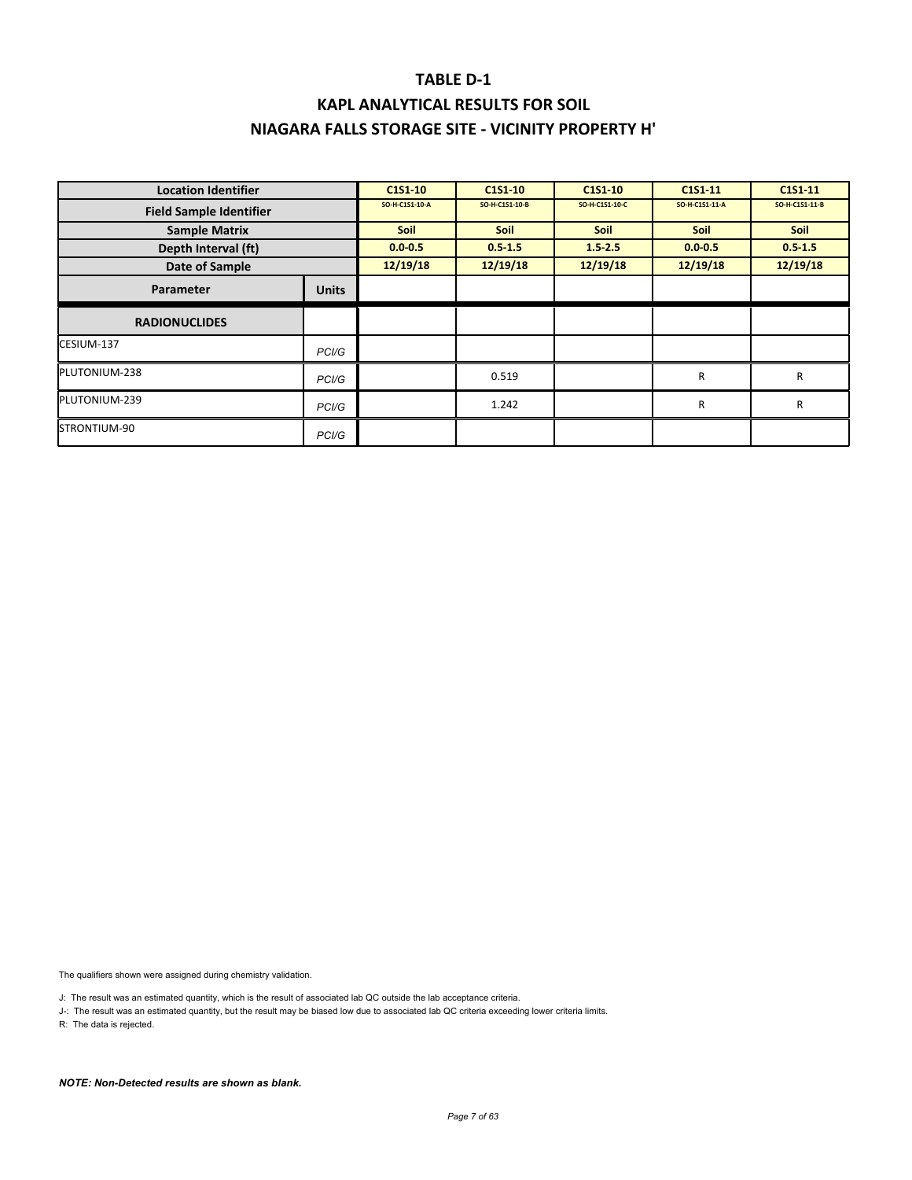# TABLE D-1

## KAPL ANALYTICAL RESULTS FOR SOIL

## NIAGARA FALLS STORAGE SITE - VICINITY PROPERTY H'

| Location Identifier | | C1S1-10 | C1S1-10 | C1S1-10 | C1S1-11 | C1S1-11 |
|---|---|---|---|---|---|---|
| Field Sample Identifier | | SO-H-C1S1-10-A | SO-H-C1S1-10-B | SO-H-C1S1-10-C | SO-H-C1S1-11-A | SO-H-C1S1-11-B |
| Sample Matrix | | Soil | Soil | Soil | Soil | Soil |
| Depth Interval (ft) | | 0.0-0.5 | 0.5-1.5 | 1.5-2.5 | 0.0-0.5 | 0.5-1.5 |
| Date of Sample | | 12/19/18 | 12/19/18 | 12/19/18 | 12/19/18 | 12/19/18 |
| Parameter | Units | | | | | |
| RADIONUCLIDES | | | | | | |
| CESIUM-137 | PCI/G | | | | | |
| PLUTONIUM-238 | PCI/G | | 0.519 | | R | R |
| PLUTONIUM-239 | PCI/G | | 1.242 | | R | R |
| STRONTIUM-90 | PCI/G | | | | | |

The qualifiers shown were assigned during chemistry validation.

J: The result was an estimated quantity, which is the result of associated lab QC outside the lab acceptance criteria.

J-: The result was an estimated quantity, but the result may be biased low due to associated lab QC criteria exceeding lower criteria limits.

R: The data is rejected.

***NOTE: Non-Detected results are shown as blank.***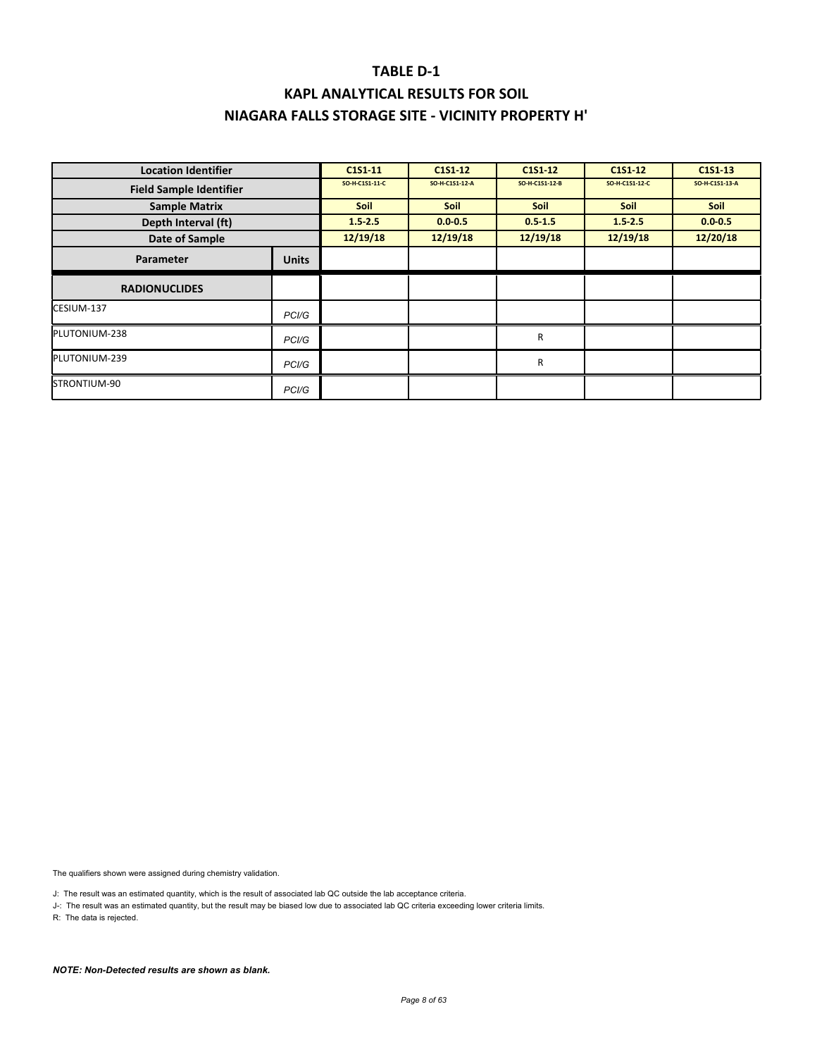# TABLE D-1

## KAPL ANALYTICAL RESULTS FOR SOIL

## NIAGARA FALLS STORAGE SITE - VICINITY PROPERTY H'

| Location Identifier | | C1S1-11 | C1S1-12 | C1S1-12 | C1S1-12 | C1S1-13 |
|---|---|---|---|---|---|---|
| **Field Sample Identifier** | | SO-H-C1S1-11-C | SO-H-C1S1-12-A | SO-H-C1S1-12-B | SO-H-C1S1-12-C | SO-H-C1S1-13-A |
| **Sample Matrix** | | Soil | Soil | Soil | Soil | Soil |
| **Depth Interval (ft)** | | 1.5-2.5 | 0.0-0.5 | 0.5-1.5 | 1.5-2.5 | 0.0-0.5 |
| **Date of Sample** | | 12/19/18 | 12/19/18 | 12/19/18 | 12/19/18 | 12/20/18 |
| **Parameter** | **Units** | | | | | |
| **RADIONUCLIDES** | | | | | | |
| CESIUM-137 | PCI/G | | | | | |
| PLUTONIUM-238 | PCI/G | | | R | | |
| PLUTONIUM-239 | PCI/G | | | R | | |
| STRONTIUM-90 | PCI/G | | | | | |

The qualifiers shown were assigned during chemistry validation.

J: The result was an estimated quantity, which is the result of associated lab QC outside the lab acceptance criteria.

J-: The result was an estimated quantity, but the result may be biased low due to associated lab QC criteria exceeding lower criteria limits.

R: The data is rejected.

***NOTE: Non-Detected results are shown as blank.***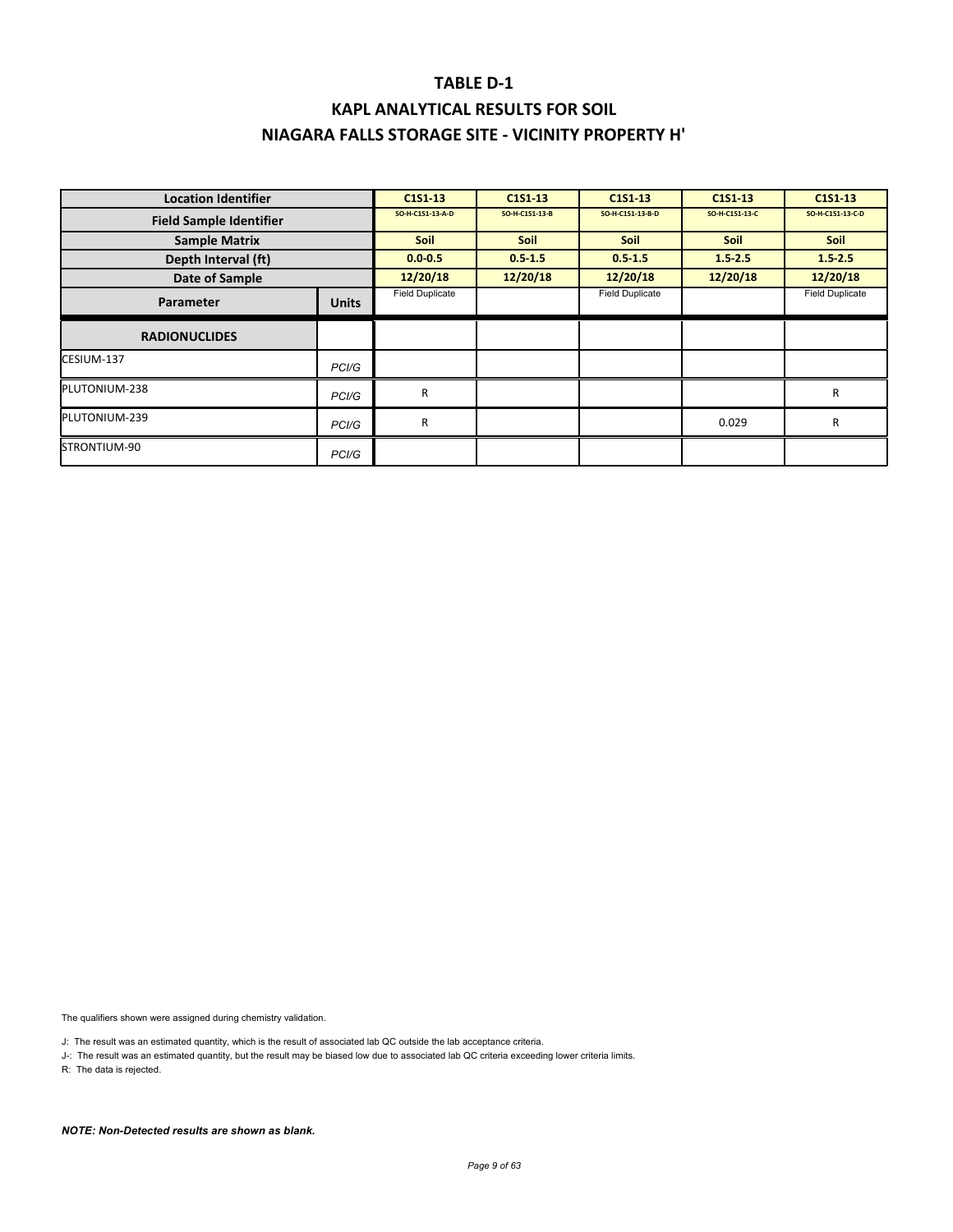# TABLE D-1

## KAPL ANALYTICAL RESULTS FOR SOIL

## NIAGARA FALLS STORAGE SITE - VICINITY PROPERTY H'

| Location Identifier | | C1S1-13 | C1S1-13 | C1S1-13 | C1S1-13 | C1S1-13 |
|---|---|---|---|---|---|---|
| Field Sample Identifier | | SO-H-C1S1-13-A-D | SO-H-C1S1-13-B | SO-H-C1S1-13-B-D | SO-H-C1S1-13-C | SO-H-C1S1-13-C-D |
| Sample Matrix | | Soil | Soil | Soil | Soil | Soil |
| Depth Interval (ft) | | 0.0-0.5 | 0.5-1.5 | 0.5-1.5 | 1.5-2.5 | 1.5-2.5 |
| Date of Sample | | 12/20/18 | 12/20/18 | 12/20/18 | 12/20/18 | 12/20/18 |
| Parameter | Units | Field Duplicate | | Field Duplicate | | Field Duplicate |
| **RADIONUCLIDES** | | | | | | |
| CESIUM-137 | PCI/G | | | | | |
| PLUTONIUM-238 | PCI/G | R | | | | R |
| PLUTONIUM-239 | PCI/G | R | | | 0.029 | R |
| STRONTIUM-90 | PCI/G | | | | | |

The qualifiers shown were assigned during chemistry validation.

J: The result was an estimated quantity, which is the result of associated lab QC outside the lab acceptance criteria.

J-: The result was an estimated quantity, but the result may be biased low due to associated lab QC criteria exceeding lower criteria limits.

R: The data is rejected.

***NOTE: Non-Detected results are shown as blank.***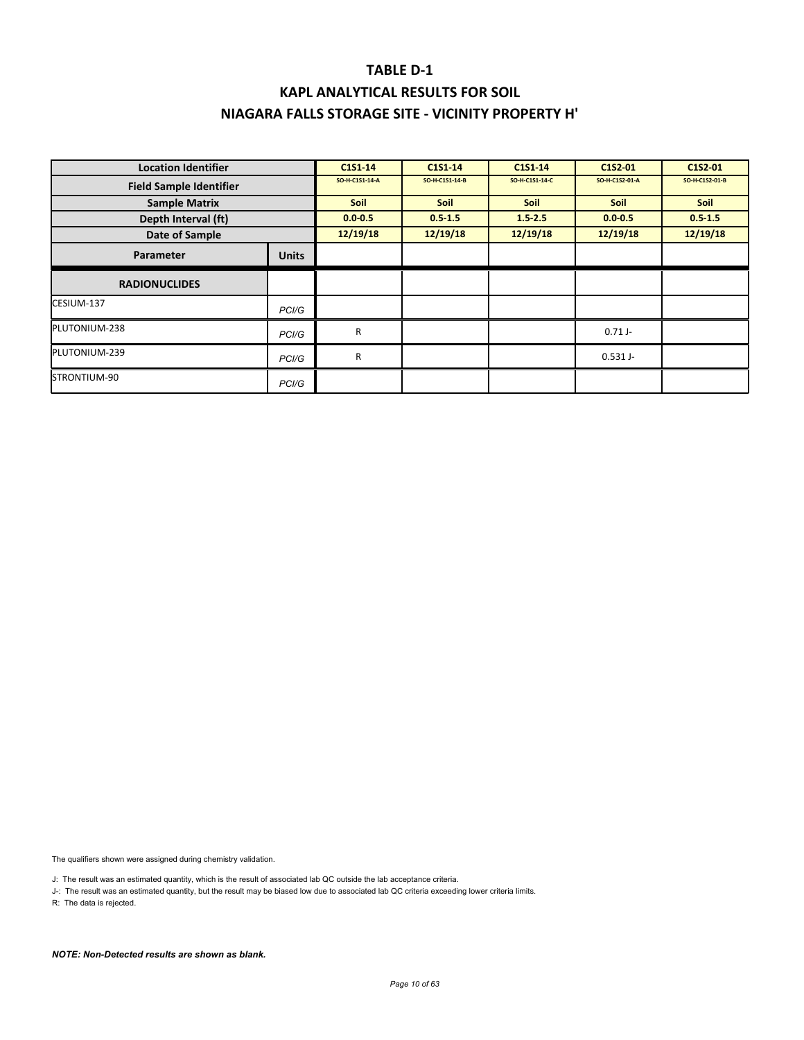# TABLE D-1

## KAPL ANALYTICAL RESULTS FOR SOIL

## NIAGARA FALLS STORAGE SITE - VICINITY PROPERTY H'

| Location Identifier | | C1S1-14 | C1S1-14 | C1S1-14 | C1S2-01 | C1S2-01 |
|---|---|---|---|---|---|---|
| Field Sample Identifier | | SO-H-C1S1-14-A | SO-H-C1S1-14-B | SO-H-C1S1-14-C | SO-H-C1S2-01-A | SO-H-C1S2-01-B |
| Sample Matrix | | Soil | Soil | Soil | Soil | Soil |
| Depth Interval (ft) | | 0.0-0.5 | 0.5-1.5 | 1.5-2.5 | 0.0-0.5 | 0.5-1.5 |
| Date of Sample | | 12/19/18 | 12/19/18 | 12/19/18 | 12/19/18 | 12/19/18 |
| **Parameter** | **Units** | | | | | |
| **RADIONUCLIDES** | | | | | | |
| CESIUM-137 | PCI/G | | | | | |
| PLUTONIUM-238 | PCI/G | R | | | 0.71 J- | |
| PLUTONIUM-239 | PCI/G | R | | | 0.531 J- | |
| STRONTIUM-90 | PCI/G | | | | | |

The qualifiers shown were assigned during chemistry validation.

J: The result was an estimated quantity, which is the result of associated lab QC outside the lab acceptance criteria.

J-: The result was an estimated quantity, but the result may be biased low due to associated lab QC criteria exceeding lower criteria limits.

R: The data is rejected.

***NOTE: Non-Detected results are shown as blank.***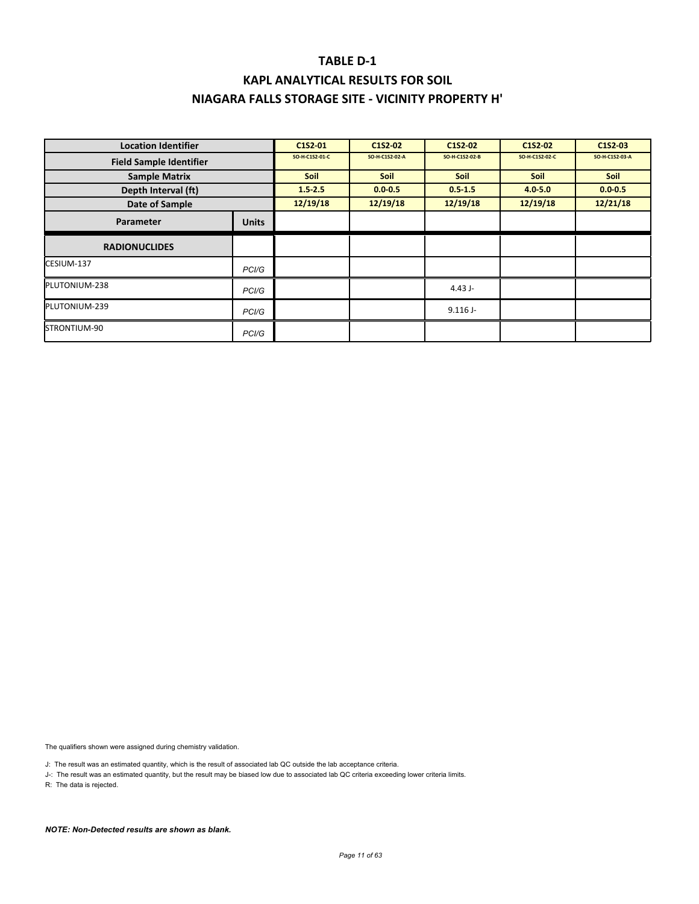# TABLE D-1

## KAPL ANALYTICAL RESULTS FOR SOIL

## NIAGARA FALLS STORAGE SITE - VICINITY PROPERTY H'

| Location Identifier | | C1S2-01 | C1S2-02 | C1S2-02 | C1S2-02 | C1S2-03 |
|---|---|---|---|---|---|---|
| Field Sample Identifier | | SO-H-C1S2-01-C | SO-H-C1S2-02-A | SO-H-C1S2-02-B | SO-H-C1S2-02-C | SO-H-C1S2-03-A |
| Sample Matrix | | Soil | Soil | Soil | Soil | Soil |
| Depth Interval (ft) | | 1.5-2.5 | 0.0-0.5 | 0.5-1.5 | 4.0-5.0 | 0.0-0.5 |
| Date of Sample | | 12/19/18 | 12/19/18 | 12/19/18 | 12/19/18 | 12/21/18 |
| Parameter | Units | | | | | |
| **RADIONUCLIDES** | | | | | | |
| CESIUM-137 | PCI/G | | | | | |
| PLUTONIUM-238 | PCI/G | | | 4.43 J- | | |
| PLUTONIUM-239 | PCI/G | | | 9.116 J- | | |
| STRONTIUM-90 | PCI/G | | | | | |

The qualifiers shown were assigned during chemistry validation.

J: The result was an estimated quantity, which is the result of associated lab QC outside the lab acceptance criteria.

J-: The result was an estimated quantity, but the result may be biased low due to associated lab QC criteria exceeding lower criteria limits.

R: The data is rejected.

***NOTE: Non-Detected results are shown as blank.***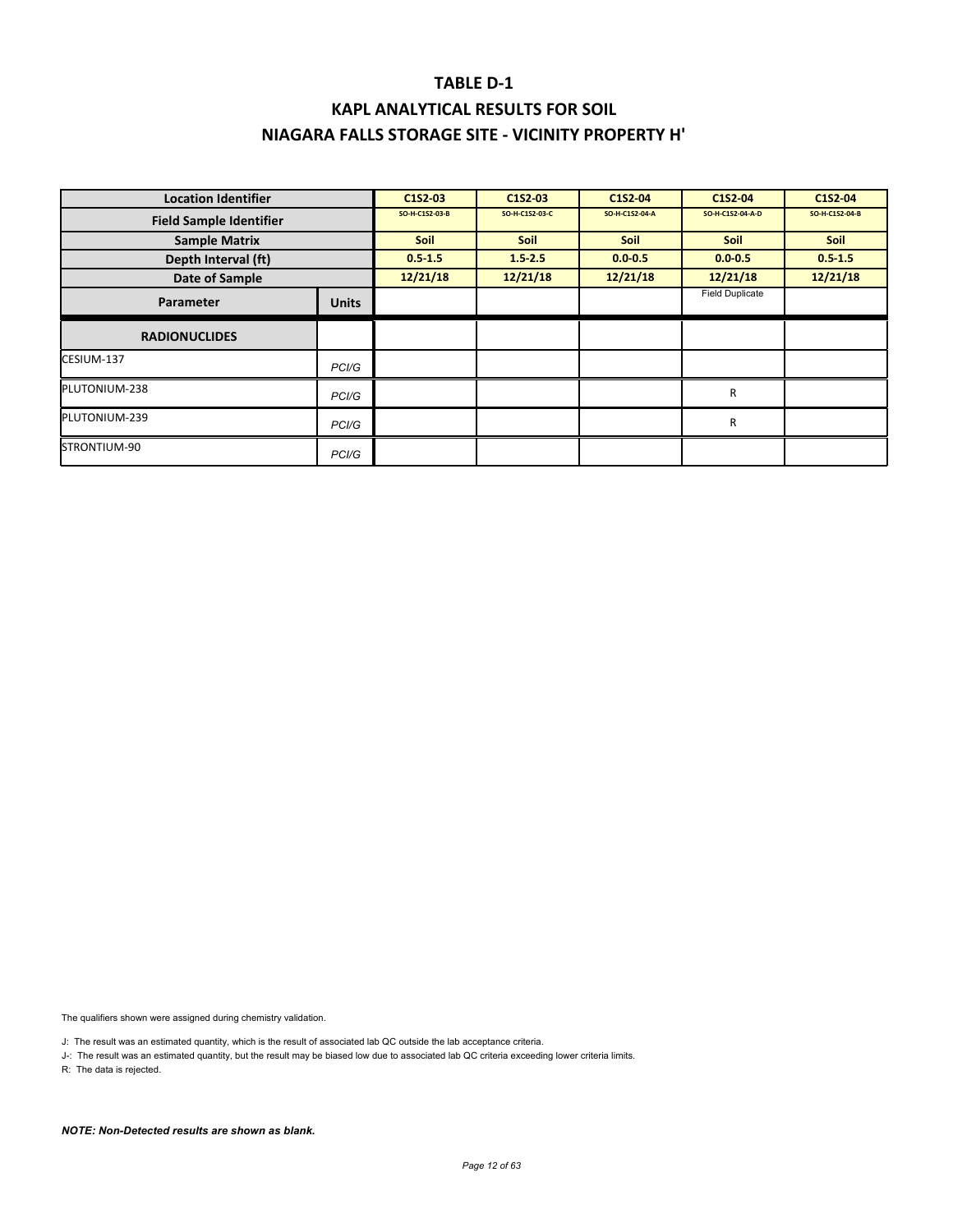# TABLE D-1

## KAPL ANALYTICAL RESULTS FOR SOIL

## NIAGARA FALLS STORAGE SITE - VICINITY PROPERTY H'

| Location Identifier | | C1S2-03 | C1S2-03 | C1S2-04 | C1S2-04 | C1S2-04 |
|---|---|---|---|---|---|---|
| **Field Sample Identifier** | | SO-H-C1S2-03-B | SO-H-C1S2-03-C | SO-H-C1S2-04-A | SO-H-C1S2-04-A-D | SO-H-C1S2-04-B |
| **Sample Matrix** | | Soil | Soil | Soil | Soil | Soil |
| **Depth Interval (ft)** | | 0.5-1.5 | 1.5-2.5 | 0.0-0.5 | 0.0-0.5 | 0.5-1.5 |
| **Date of Sample** | | 12/21/18 | 12/21/18 | 12/21/18 | 12/21/18 | 12/21/18 |
| **Parameter** | **Units** | | | | Field Duplicate | |
| **RADIONUCLIDES** | | | | | | |
| CESIUM-137 | *PCI/G* | | | | | |
| PLUTONIUM-238 | *PCI/G* | | | | R | |
| PLUTONIUM-239 | *PCI/G* | | | | R | |
| STRONTIUM-90 | *PCI/G* | | | | | |

The qualifiers shown were assigned during chemistry validation.

J: The result was an estimated quantity, which is the result of associated lab QC outside the lab acceptance criteria.

J-: The result was an estimated quantity, but the result may be biased low due to associated lab QC criteria exceeding lower criteria limits.

R: The data is rejected.

***NOTE: Non-Detected results are shown as blank.***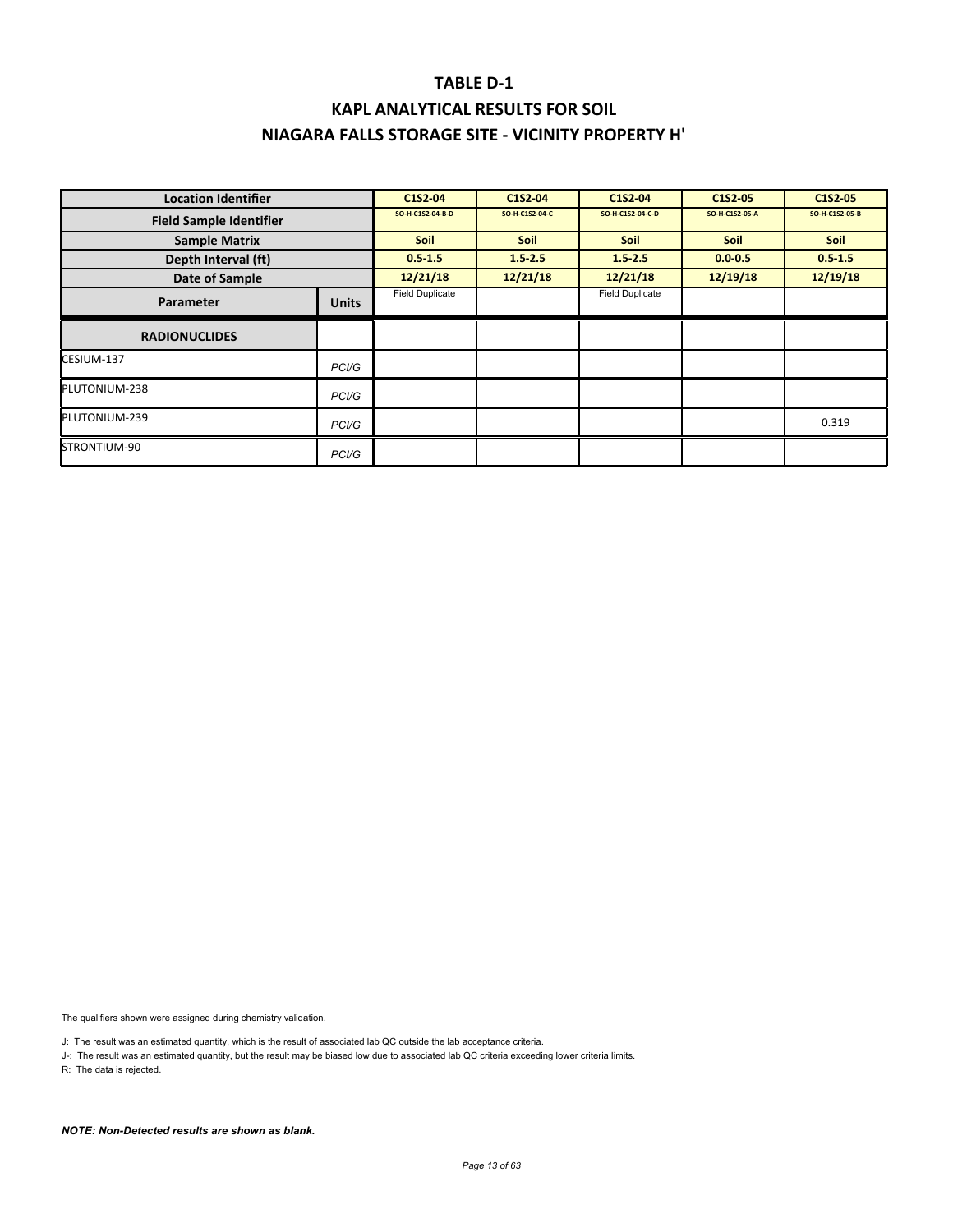# TABLE D-1

## KAPL ANALYTICAL RESULTS FOR SOIL

## NIAGARA FALLS STORAGE SITE - VICINITY PROPERTY H'

| Location Identifier | | C1S2-04 | C1S2-04 | C1S2-04 | C1S2-05 | C1S2-05 |
|---|---|---|---|---|---|---|
| Field Sample Identifier | | SO-H-C1S2-04-B-D | SO-H-C1S2-04-C | SO-H-C1S2-04-C-D | SO-H-C1S2-05-A | SO-H-C1S2-05-B |
| Sample Matrix | | Soil | Soil | Soil | Soil | Soil |
| Depth Interval (ft) | | 0.5-1.5 | 1.5-2.5 | 1.5-2.5 | 0.0-0.5 | 0.5-1.5 |
| Date of Sample | | 12/21/18 | 12/21/18 | 12/21/18 | 12/19/18 | 12/19/18 |
| Parameter | Units | Field Duplicate | | Field Duplicate | | |
| RADIONUCLIDES | | | | | | |
| CESIUM-137 | PCI/G | | | | | |
| PLUTONIUM-238 | PCI/G | | | | | |
| PLUTONIUM-239 | PCI/G | | | | | 0.319 |
| STRONTIUM-90 | PCI/G | | | | | |

The qualifiers shown were assigned during chemistry validation.

J: The result was an estimated quantity, which is the result of associated lab QC outside the lab acceptance criteria.

J-: The result was an estimated quantity, but the result may be biased low due to associated lab QC criteria exceeding lower criteria limits.

R: The data is rejected.

***NOTE: Non-Detected results are shown as blank.***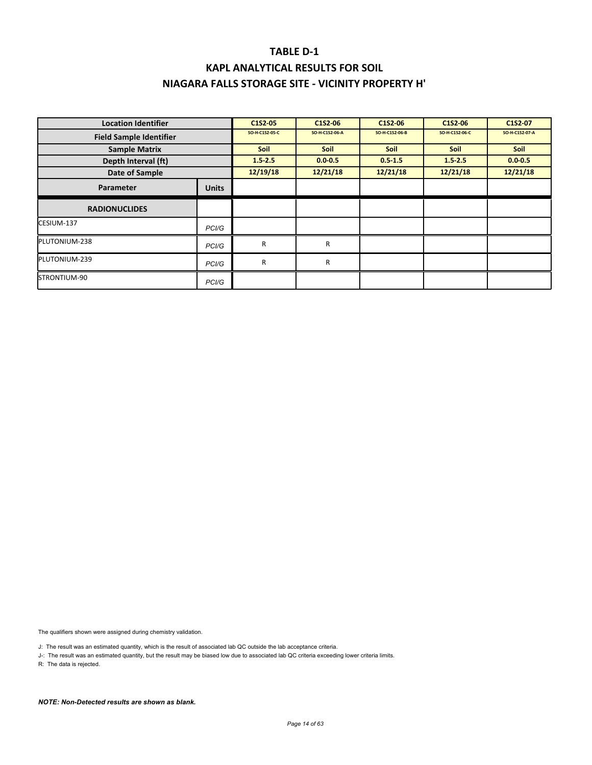# TABLE D-1

## KAPL ANALYTICAL RESULTS FOR SOIL

## NIAGARA FALLS STORAGE SITE - VICINITY PROPERTY H'

| Location Identifier | | C1S2-05 | C1S2-06 | C1S2-06 | C1S2-06 | C1S2-07 |
|---|---|---|---|---|---|---|
| Field Sample Identifier | | SO-H-C1S2-05-C | SO-H-C1S2-06-A | SO-H-C1S2-06-B | SO-H-C1S2-06-C | SO-H-C1S2-07-A |
| Sample Matrix | | Soil | Soil | Soil | Soil | Soil |
| Depth Interval (ft) | | 1.5-2.5 | 0.0-0.5 | 0.5-1.5 | 1.5-2.5 | 0.0-0.5 |
| Date of Sample | | 12/19/18 | 12/21/18 | 12/21/18 | 12/21/18 | 12/21/18 |
| Parameter | Units | | | | | |
| RADIONUCLIDES | | | | | | |
| CESIUM-137 | PCI/G | | | | | |
| PLUTONIUM-238 | PCI/G | R | R | | | |
| PLUTONIUM-239 | PCI/G | R | R | | | |
| STRONTIUM-90 | PCI/G | | | | | |

The qualifiers shown were assigned during chemistry validation.

J: The result was an estimated quantity, which is the result of associated lab QC outside the lab acceptance criteria.

J-: The result was an estimated quantity, but the result may be biased low due to associated lab QC criteria exceeding lower criteria limits.

R: The data is rejected.

***NOTE: Non-Detected results are shown as blank.***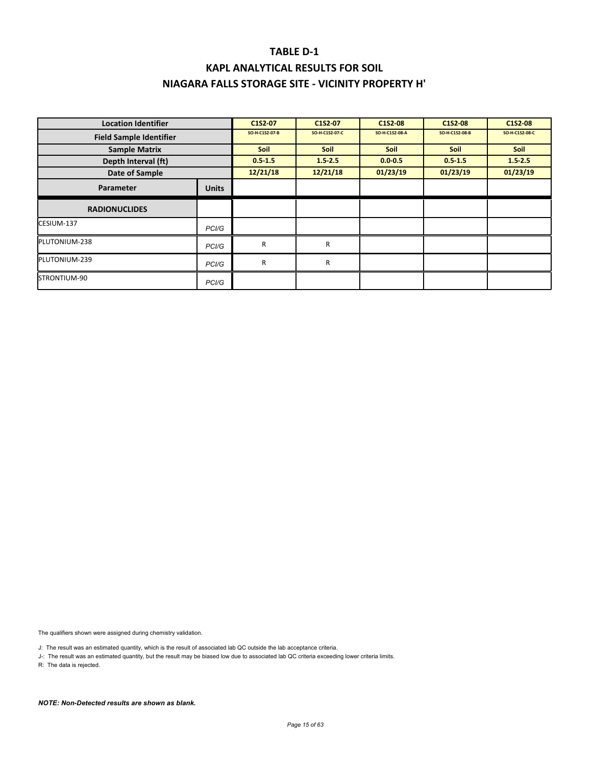# TABLE D-1

# KAPL ANALYTICAL RESULTS FOR SOIL

# NIAGARA FALLS STORAGE SITE - VICINITY PROPERTY H'

| Location Identifier | | C1S2-07 | C1S2-07 | C1S2-08 | C1S2-08 | C1S2-08 |
|---|---|---|---|---|---|---|
| Field Sample Identifier | | SO-H-C1S2-07-B | SO-H-C1S2-07-C | SO-H-C1S2-08-A | SO-H-C1S2-08-B | SO-H-C1S2-08-C |
| Sample Matrix | | Soil | Soil | Soil | Soil | Soil |
| Depth Interval (ft) | | 0.5-1.5 | 1.5-2.5 | 0.0-0.5 | 0.5-1.5 | 1.5-2.5 |
| Date of Sample | | 12/21/18 | 12/21/18 | 01/23/19 | 01/23/19 | 01/23/19 |
| Parameter | Units | | | | | |
| RADIONUCLIDES | | | | | | |
| CESIUM-137 | PCI/G | | | | | |
| PLUTONIUM-238 | PCI/G | R | R | | | |
| PLUTONIUM-239 | PCI/G | R | R | | | |
| STRONTIUM-90 | PCI/G | | | | | |

The qualifiers shown were assigned during chemistry validation.

J: The result was an estimated quantity, which is the result of associated lab QC outside the lab acceptance criteria.

J-: The result was an estimated quantity, but the result may be biased low due to associated lab QC criteria exceeding lower criteria limits.

R: The data is rejected.

***NOTE: Non-Detected results are shown as blank.***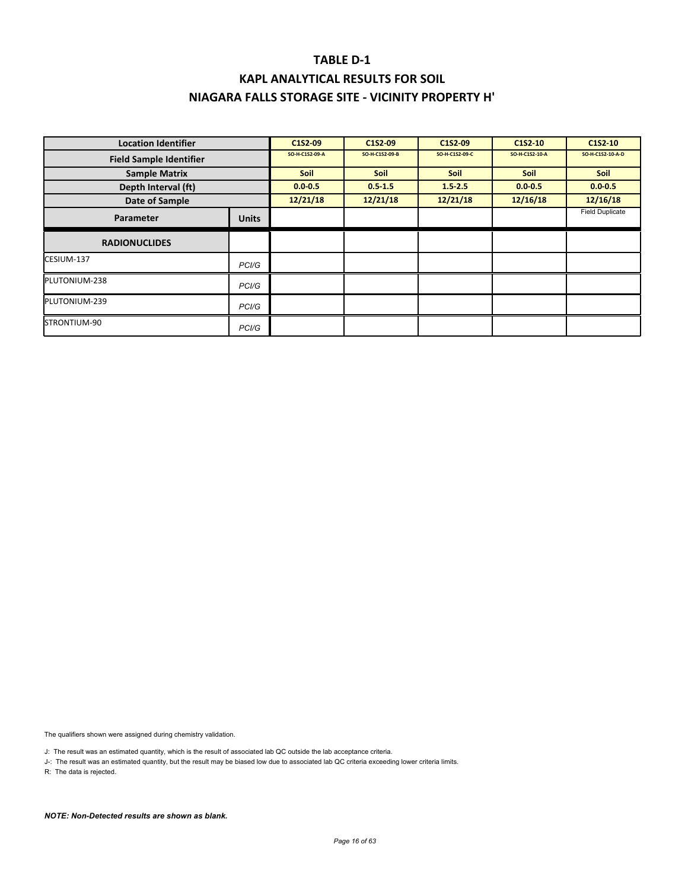# TABLE D-1

## KAPL ANALYTICAL RESULTS FOR SOIL

## NIAGARA FALLS STORAGE SITE - VICINITY PROPERTY H'

| Location Identifier | | C1S2-09 | C1S2-09 | C1S2-09 | C1S2-10 | C1S2-10 |
|---|---|---|---|---|---|---|
| Field Sample Identifier | | SO-H-C1S2-09-A | SO-H-C1S2-09-B | SO-H-C1S2-09-C | SO-H-C1S2-10-A | SO-H-C1S2-10-A-D |
| Sample Matrix | | Soil | Soil | Soil | Soil | Soil |
| Depth Interval (ft) | | 0.0-0.5 | 0.5-1.5 | 1.5-2.5 | 0.0-0.5 | 0.0-0.5 |
| Date of Sample | | 12/21/18 | 12/21/18 | 12/21/18 | 12/16/18 | 12/16/18 |
| Parameter | Units | | | | | Field Duplicate |
| **RADIONUCLIDES** | | | | | | |
| CESIUM-137 | PCI/G | | | | | |
| PLUTONIUM-238 | PCI/G | | | | | |
| PLUTONIUM-239 | PCI/G | | | | | |
| STRONTIUM-90 | PCI/G | | | | | |

The qualifiers shown were assigned during chemistry validation.

J: The result was an estimated quantity, which is the result of associated lab QC outside the lab acceptance criteria.

J-: The result was an estimated quantity, but the result may be biased low due to associated lab QC criteria exceeding lower criteria limits.

R: The data is rejected.

***NOTE: Non-Detected results are shown as blank.***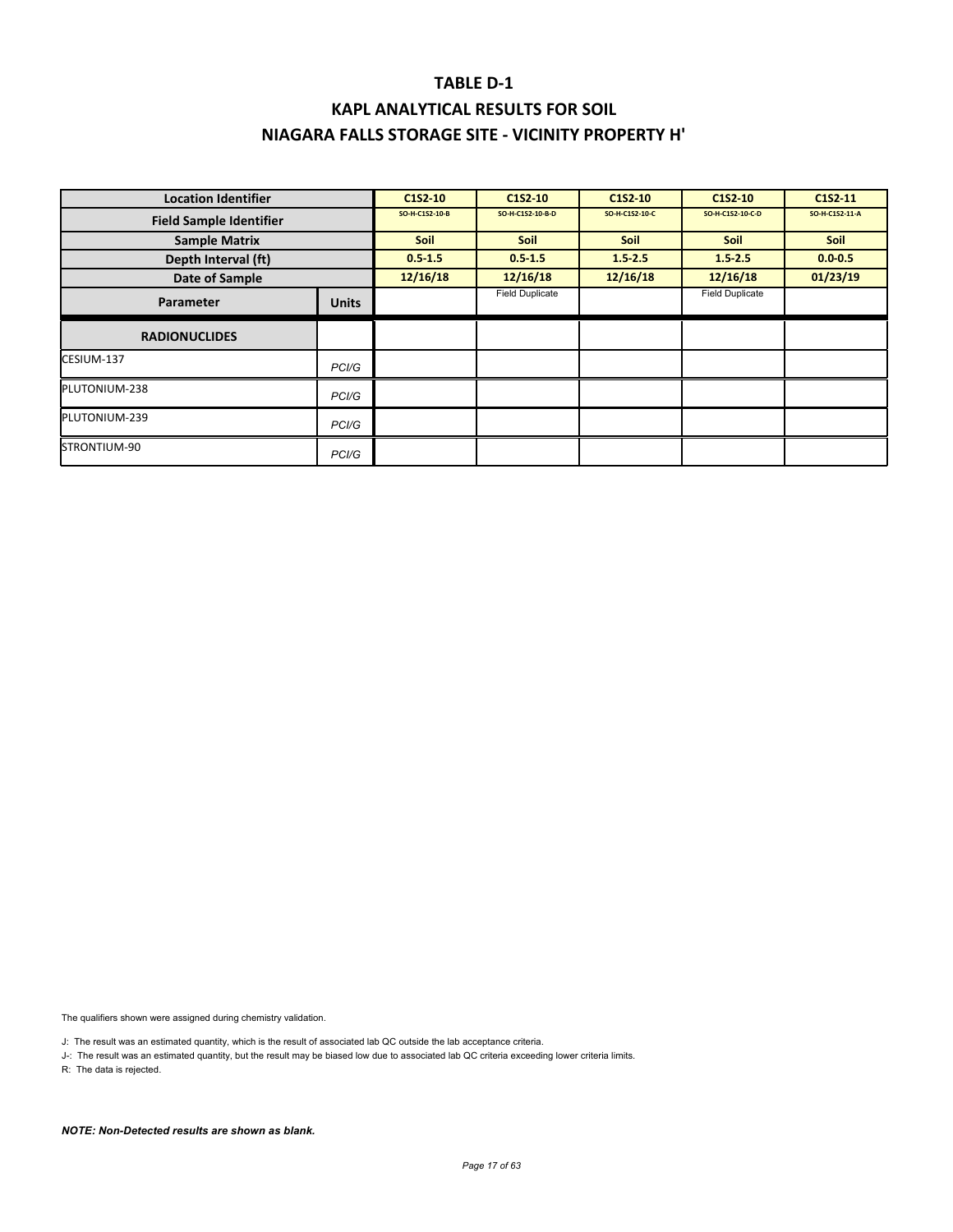# TABLE D-1

## KAPL ANALYTICAL RESULTS FOR SOIL

## NIAGARA FALLS STORAGE SITE - VICINITY PROPERTY H'

| Location Identifier | | C1S2-10 | C1S2-10 | C1S2-10 | C1S2-10 | C1S2-11 |
|---|---|---|---|---|---|---|
| Field Sample Identifier | | SO-H-C1S2-10-B | SO-H-C1S2-10-B-D | SO-H-C1S2-10-C | SO-H-C1S2-10-C-D | SO-H-C1S2-11-A |
| Sample Matrix | | Soil | Soil | Soil | Soil | Soil |
| Depth Interval (ft) | | 0.5-1.5 | 0.5-1.5 | 1.5-2.5 | 1.5-2.5 | 0.0-0.5 |
| Date of Sample | | 12/16/18 | 12/16/18 | 12/16/18 | 12/16/18 | 01/23/19 |
| Parameter | Units | | Field Duplicate | | Field Duplicate | |
| **RADIONUCLIDES** | | | | | | |
| CESIUM-137 | PCI/G | | | | | |
| PLUTONIUM-238 | PCI/G | | | | | |
| PLUTONIUM-239 | PCI/G | | | | | |
| STRONTIUM-90 | PCI/G | | | | | |

The qualifiers shown were assigned during chemistry validation.

J: The result was an estimated quantity, which is the result of associated lab QC outside the lab acceptance criteria.

J-: The result was an estimated quantity, but the result may be biased low due to associated lab QC criteria exceeding lower criteria limits.

R: The data is rejected.

***NOTE: Non-Detected results are shown as blank.***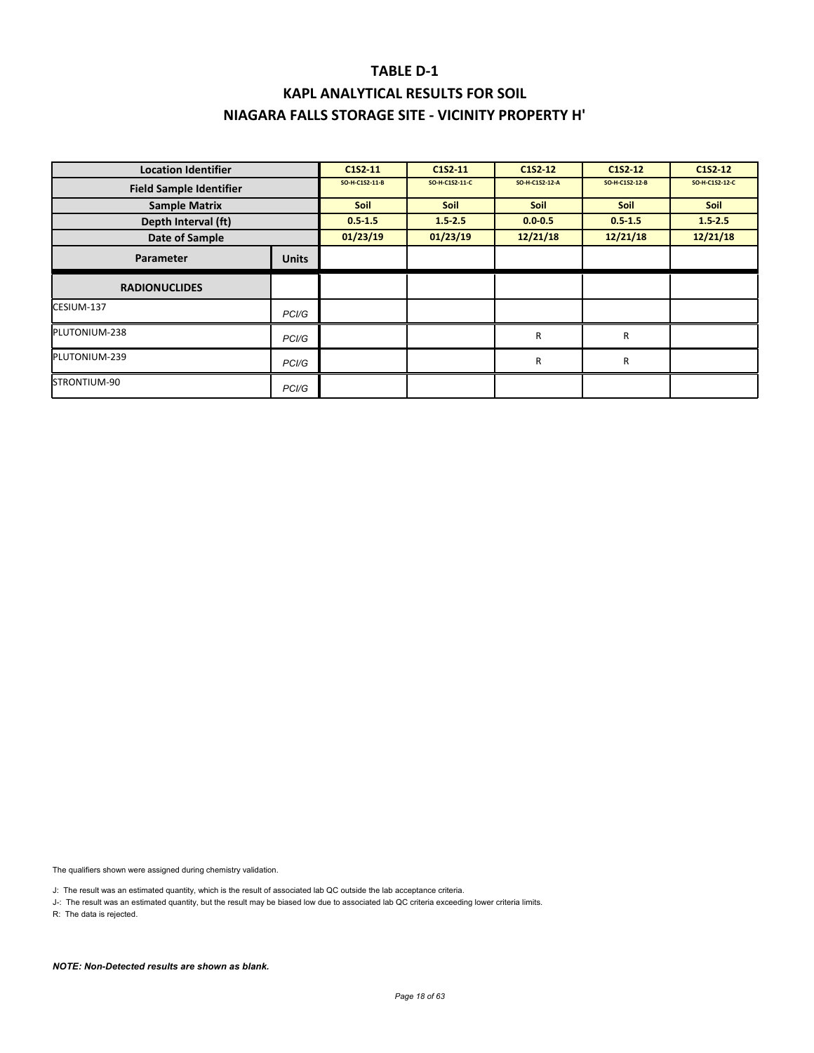# TABLE D-1

## KAPL ANALYTICAL RESULTS FOR SOIL

## NIAGARA FALLS STORAGE SITE - VICINITY PROPERTY H'

| Location Identifier | | C1S2-11 | C1S2-11 | C1S2-12 | C1S2-12 | C1S2-12 |
|---|---|---|---|---|---|---|
| Field Sample Identifier | | SO-H-C1S2-11-B | SO-H-C1S2-11-C | SO-H-C1S2-12-A | SO-H-C1S2-12-B | SO-H-C1S2-12-C |
| Sample Matrix | | Soil | Soil | Soil | Soil | Soil |
| Depth Interval (ft) | | 0.5-1.5 | 1.5-2.5 | 0.0-0.5 | 0.5-1.5 | 1.5-2.5 |
| Date of Sample | | 01/23/19 | 01/23/19 | 12/21/18 | 12/21/18 | 12/21/18 |
| Parameter | Units | | | | | |
| **RADIONUCLIDES** | | | | | | |
| CESIUM-137 | PCI/G | | | | | |
| PLUTONIUM-238 | PCI/G | | | R | R | |
| PLUTONIUM-239 | PCI/G | | | R | R | |
| STRONTIUM-90 | PCI/G | | | | | |

The qualifiers shown were assigned during chemistry validation.

J: The result was an estimated quantity, which is the result of associated lab QC outside the lab acceptance criteria.

J-: The result was an estimated quantity, but the result may be biased low due to associated lab QC criteria exceeding lower criteria limits.

R: The data is rejected.

***NOTE: Non-Detected results are shown as blank.***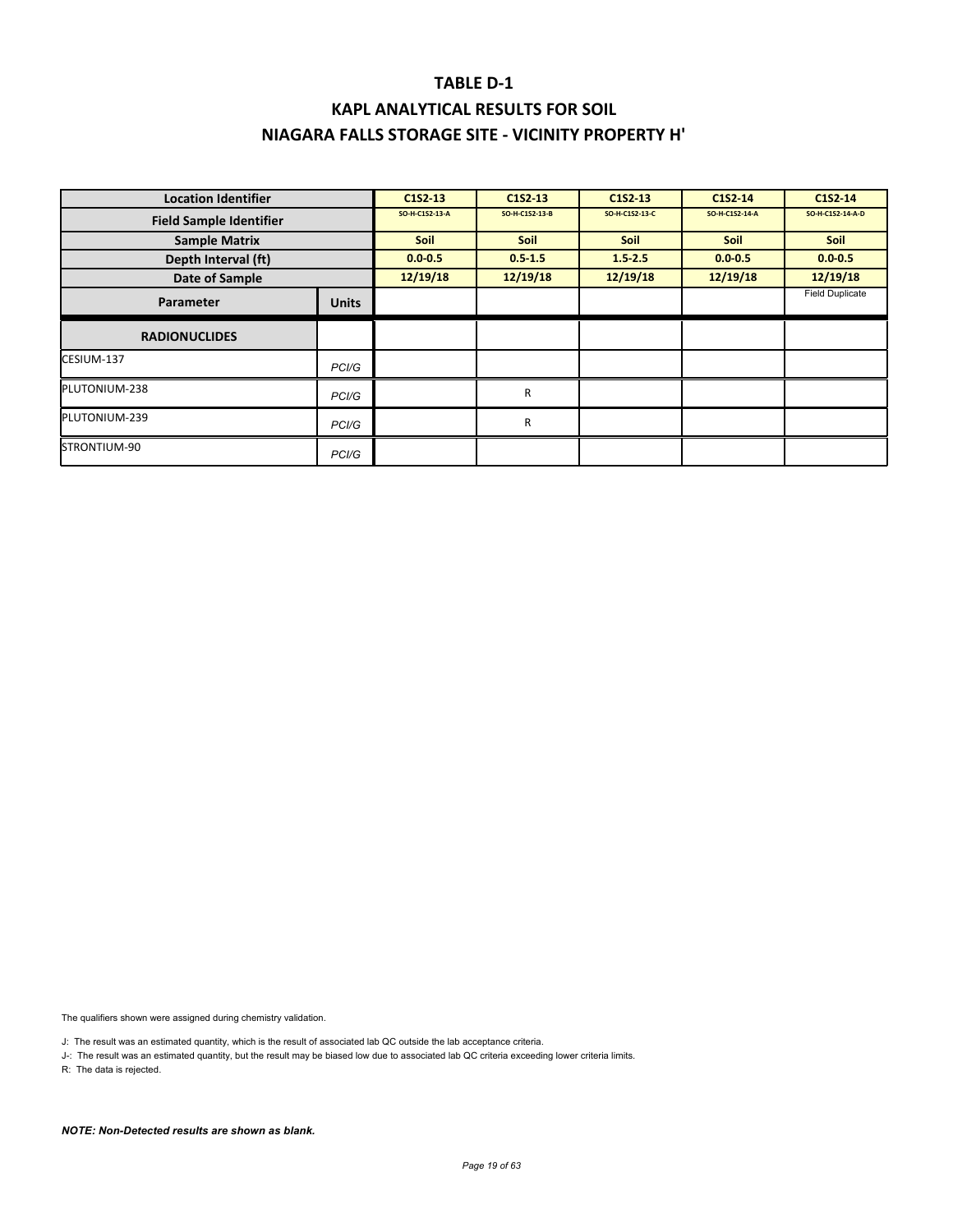# TABLE D-1

# KAPL ANALYTICAL RESULTS FOR SOIL

# NIAGARA FALLS STORAGE SITE - VICINITY PROPERTY H'

| Location Identifier | | C1S2-13 | C1S2-13 | C1S2-13 | C1S2-14 | C1S2-14 |
|---|---|---|---|---|---|---|
| Field Sample Identifier | | SO-H-C1S2-13-A | SO-H-C1S2-13-B | SO-H-C1S2-13-C | SO-H-C1S2-14-A | SO-H-C1S2-14-A-D |
| Sample Matrix | | Soil | Soil | Soil | Soil | Soil |
| Depth Interval (ft) | | 0.0-0.5 | 0.5-1.5 | 1.5-2.5 | 0.0-0.5 | 0.0-0.5 |
| Date of Sample | | 12/19/18 | 12/19/18 | 12/19/18 | 12/19/18 | 12/19/18 |
| Parameter | Units | | | | | Field Duplicate |
| **RADIONUCLIDES** | | | | | | |
| CESIUM-137 | PCI/G | | | | | |
| PLUTONIUM-238 | PCI/G | | R | | | |
| PLUTONIUM-239 | PCI/G | | R | | | |
| STRONTIUM-90 | PCI/G | | | | | |

The qualifiers shown were assigned during chemistry validation.

J: The result was an estimated quantity, which is the result of associated lab QC outside the lab acceptance criteria.

J-: The result was an estimated quantity, but the result may be biased low due to associated lab QC criteria exceeding lower criteria limits.

R: The data is rejected.

***NOTE: Non-Detected results are shown as blank.***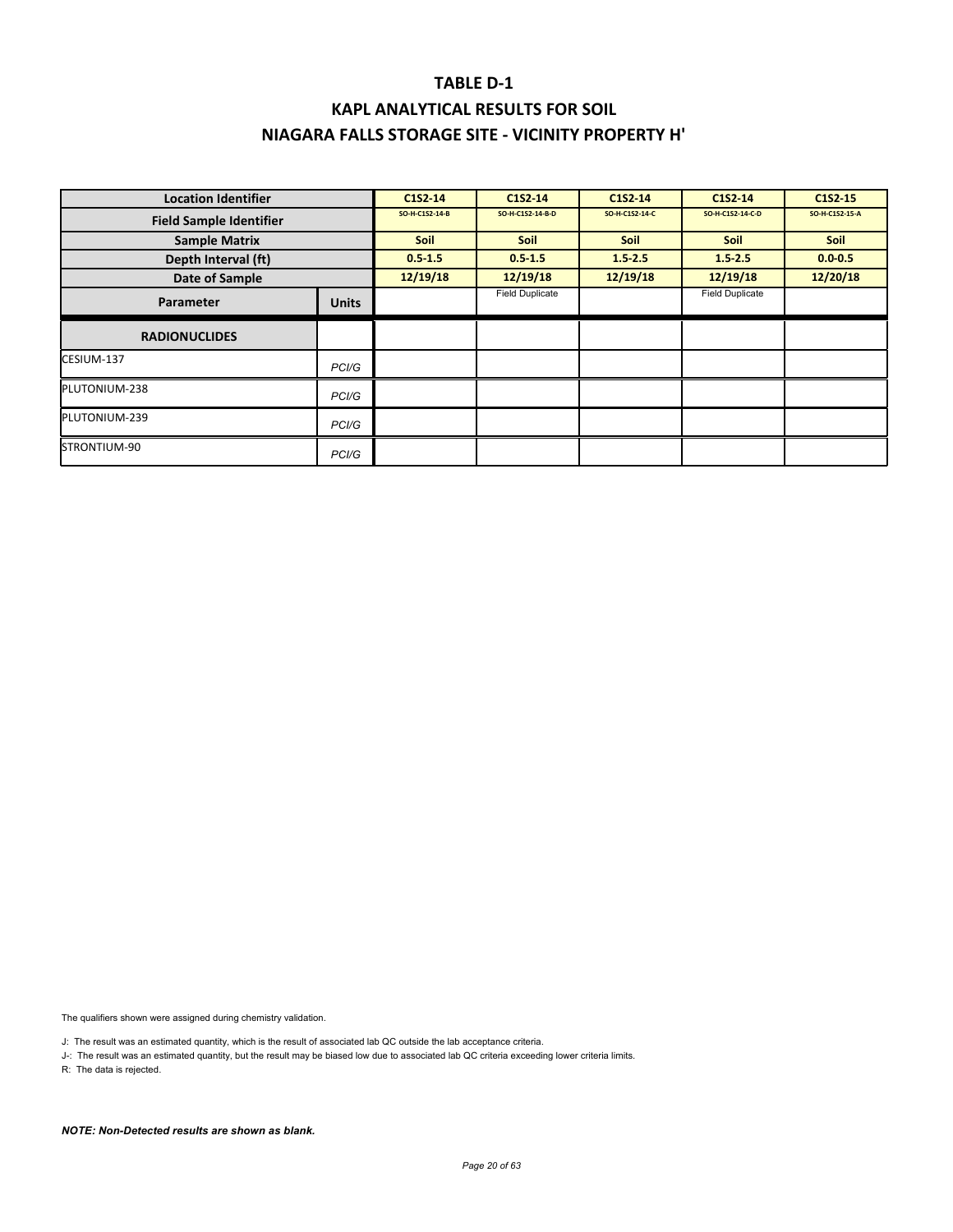# TABLE D-1

## KAPL ANALYTICAL RESULTS FOR SOIL

## NIAGARA FALLS STORAGE SITE - VICINITY PROPERTY H'

| Location Identifier | | C1S2-14 | C1S2-14 | C1S2-14 | C1S2-14 | C1S2-15 |
|---|---|---|---|---|---|---|
| Field Sample Identifier | | SO-H-C1S2-14-B | SO-H-C1S2-14-B-D | SO-H-C1S2-14-C | SO-H-C1S2-14-C-D | SO-H-C1S2-15-A |
| Sample Matrix | | Soil | Soil | Soil | Soil | Soil |
| Depth Interval (ft) | | 0.5-1.5 | 0.5-1.5 | 1.5-2.5 | 1.5-2.5 | 0.0-0.5 |
| Date of Sample | | 12/19/18 | 12/19/18 | 12/19/18 | 12/19/18 | 12/20/18 |
| Parameter | Units | | Field Duplicate | | Field Duplicate | |
| **RADIONUCLIDES** | | | | | | |
| CESIUM-137 | PCI/G | | | | | |
| PLUTONIUM-238 | PCI/G | | | | | |
| PLUTONIUM-239 | PCI/G | | | | | |
| STRONTIUM-90 | PCI/G | | | | | |

The qualifiers shown were assigned during chemistry validation.

J: The result was an estimated quantity, which is the result of associated lab QC outside the lab acceptance criteria.

J-: The result was an estimated quantity, but the result may be biased low due to associated lab QC criteria exceeding lower criteria limits.

R: The data is rejected.

***NOTE: Non-Detected results are shown as blank.***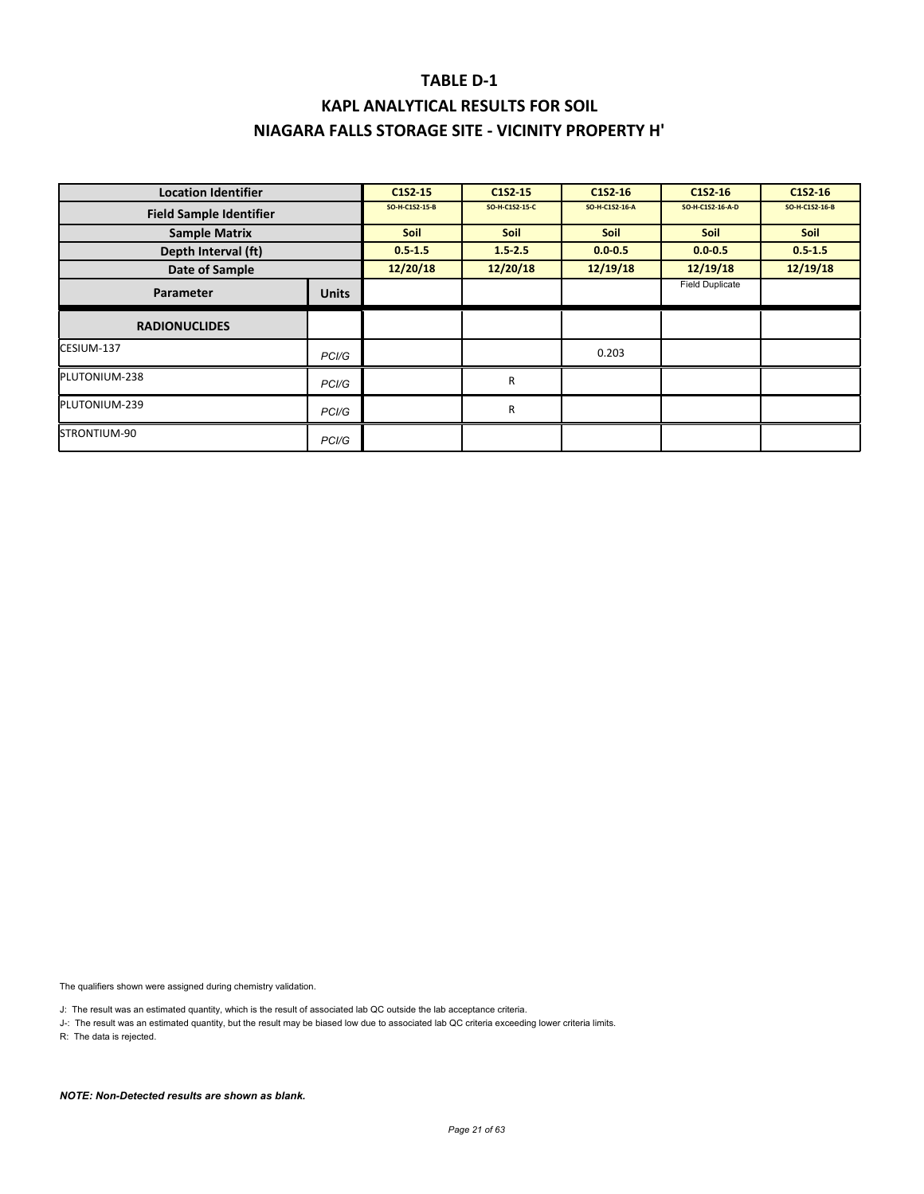# TABLE D-1

## KAPL ANALYTICAL RESULTS FOR SOIL

## NIAGARA FALLS STORAGE SITE - VICINITY PROPERTY H'

| Location Identifier | | C1S2-15 | C1S2-15 | C1S2-16 | C1S2-16 | C1S2-16 |
|---|---|---|---|---|---|---|
| Field Sample Identifier | | SO-H-C1S2-15-B | SO-H-C1S2-15-C | SO-H-C1S2-16-A | SO-H-C1S2-16-A-D | SO-H-C1S2-16-B |
| Sample Matrix | | Soil | Soil | Soil | Soil | Soil |
| Depth Interval (ft) | | 0.5-1.5 | 1.5-2.5 | 0.0-0.5 | 0.0-0.5 | 0.5-1.5 |
| Date of Sample | | 12/20/18 | 12/20/18 | 12/19/18 | 12/19/18 | 12/19/18 |
| Parameter | Units | | | | Field Duplicate | |
| **RADIONUCLIDES** | | | | | | |
| CESIUM-137 | PCI/G | | | 0.203 | | |
| PLUTONIUM-238 | PCI/G | | R | | | |
| PLUTONIUM-239 | PCI/G | | R | | | |
| STRONTIUM-90 | PCI/G | | | | | |

The qualifiers shown were assigned during chemistry validation.

J: The result was an estimated quantity, which is the result of associated lab QC outside the lab acceptance criteria.

J-: The result was an estimated quantity, but the result may be biased low due to associated lab QC criteria exceeding lower criteria limits.

R: The data is rejected.

***NOTE: Non-Detected results are shown as blank.***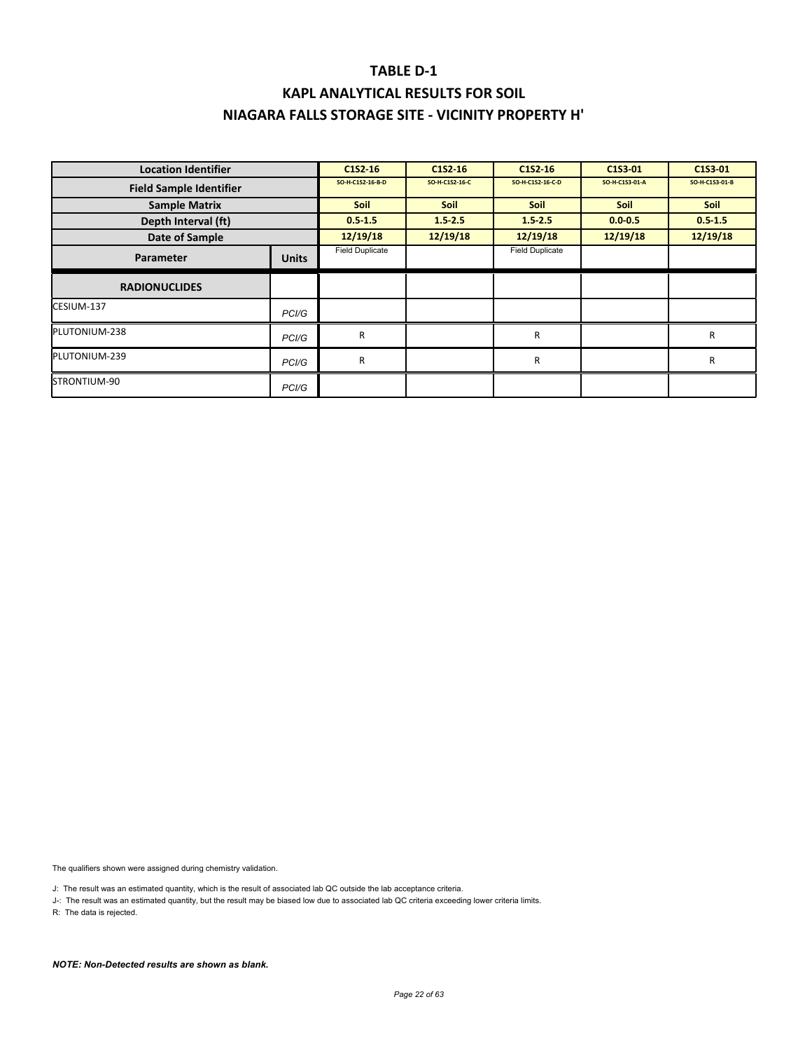# TABLE D-1

# KAPL ANALYTICAL RESULTS FOR SOIL

# NIAGARA FALLS STORAGE SITE - VICINITY PROPERTY H'

| Location Identifier | | C1S2-16 | C1S2-16 | C1S2-16 | C1S3-01 | C1S3-01 |
|---|---|---|---|---|---|---|
| Field Sample Identifier | | SO-H-C1S2-16-B-D | SO-H-C1S2-16-C | SO-H-C1S2-16-C-D | SO-H-C1S3-01-A | SO-H-C1S3-01-B |
| Sample Matrix | | Soil | Soil | Soil | Soil | Soil |
| Depth Interval (ft) | | 0.5-1.5 | 1.5-2.5 | 1.5-2.5 | 0.0-0.5 | 0.5-1.5 |
| Date of Sample | | 12/19/18 | 12/19/18 | 12/19/18 | 12/19/18 | 12/19/18 |
| Parameter | Units | Field Duplicate | | Field Duplicate | | |
| **RADIONUCLIDES** | | | | | | |
| CESIUM-137 | PCI/G | | | | | |
| PLUTONIUM-238 | PCI/G | R | | R | | R |
| PLUTONIUM-239 | PCI/G | R | | R | | R |
| STRONTIUM-90 | PCI/G | | | | | |

The qualifiers shown were assigned during chemistry validation.

J: The result was an estimated quantity, which is the result of associated lab QC outside the lab acceptance criteria.

J-: The result was an estimated quantity, but the result may be biased low due to associated lab QC criteria exceeding lower criteria limits.

R: The data is rejected.

***NOTE: Non-Detected results are shown as blank.***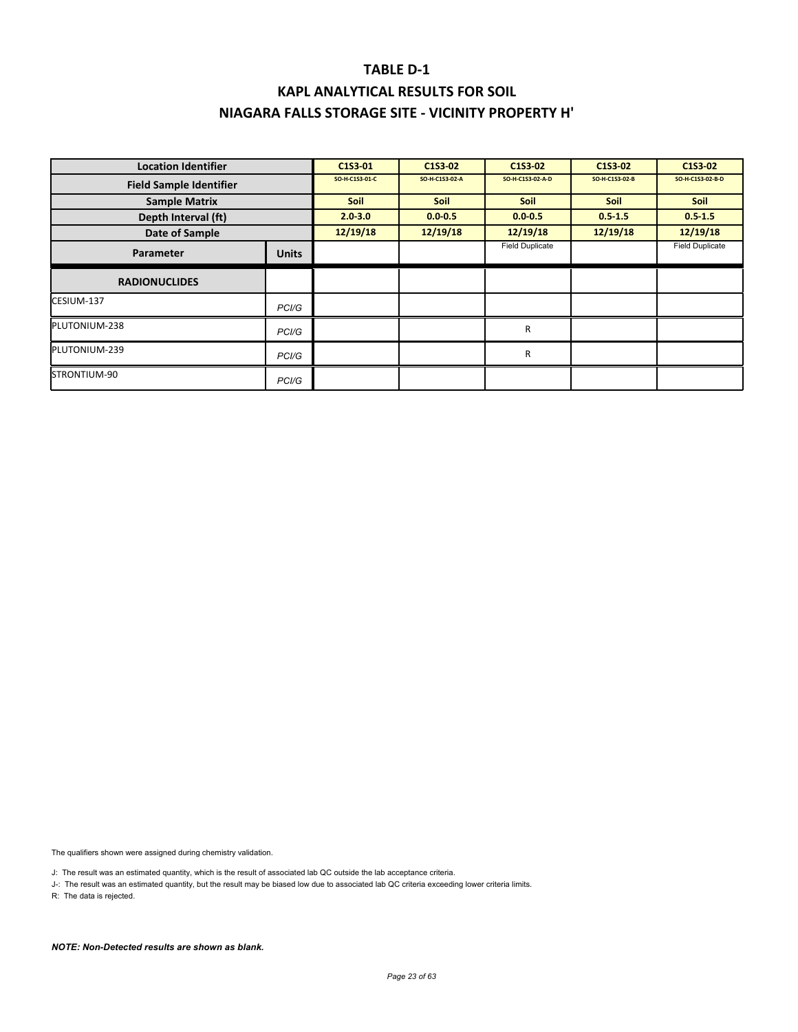# TABLE D-1

## KAPL ANALYTICAL RESULTS FOR SOIL

## NIAGARA FALLS STORAGE SITE - VICINITY PROPERTY H'

| Location Identifier | | C1S3-01 | C1S3-02 | C1S3-02 | C1S3-02 | C1S3-02 |
|---|---|---|---|---|---|---|
| Field Sample Identifier | | SO-H-C1S3-01-C | SO-H-C1S3-02-A | SO-H-C1S3-02-A-D | SO-H-C1S3-02-B | SO-H-C1S3-02-B-D |
| Sample Matrix | | Soil | Soil | Soil | Soil | Soil |
| Depth Interval (ft) | | 2.0-3.0 | 0.0-0.5 | 0.0-0.5 | 0.5-1.5 | 0.5-1.5 |
| Date of Sample | | 12/19/18 | 12/19/18 | 12/19/18 | 12/19/18 | 12/19/18 |
| Parameter | Units | | | Field Duplicate | | Field Duplicate |
| **RADIONUCLIDES** | | | | | | |
| CESIUM-137 | PCI/G | | | | | |
| PLUTONIUM-238 | PCI/G | | | R | | |
| PLUTONIUM-239 | PCI/G | | | R | | |
| STRONTIUM-90 | PCI/G | | | | | |

The qualifiers shown were assigned during chemistry validation.

J: The result was an estimated quantity, which is the result of associated lab QC outside the lab acceptance criteria.

J-: The result was an estimated quantity, but the result may be biased low due to associated lab QC criteria exceeding lower criteria limits.

R: The data is rejected.

***NOTE: Non-Detected results are shown as blank.***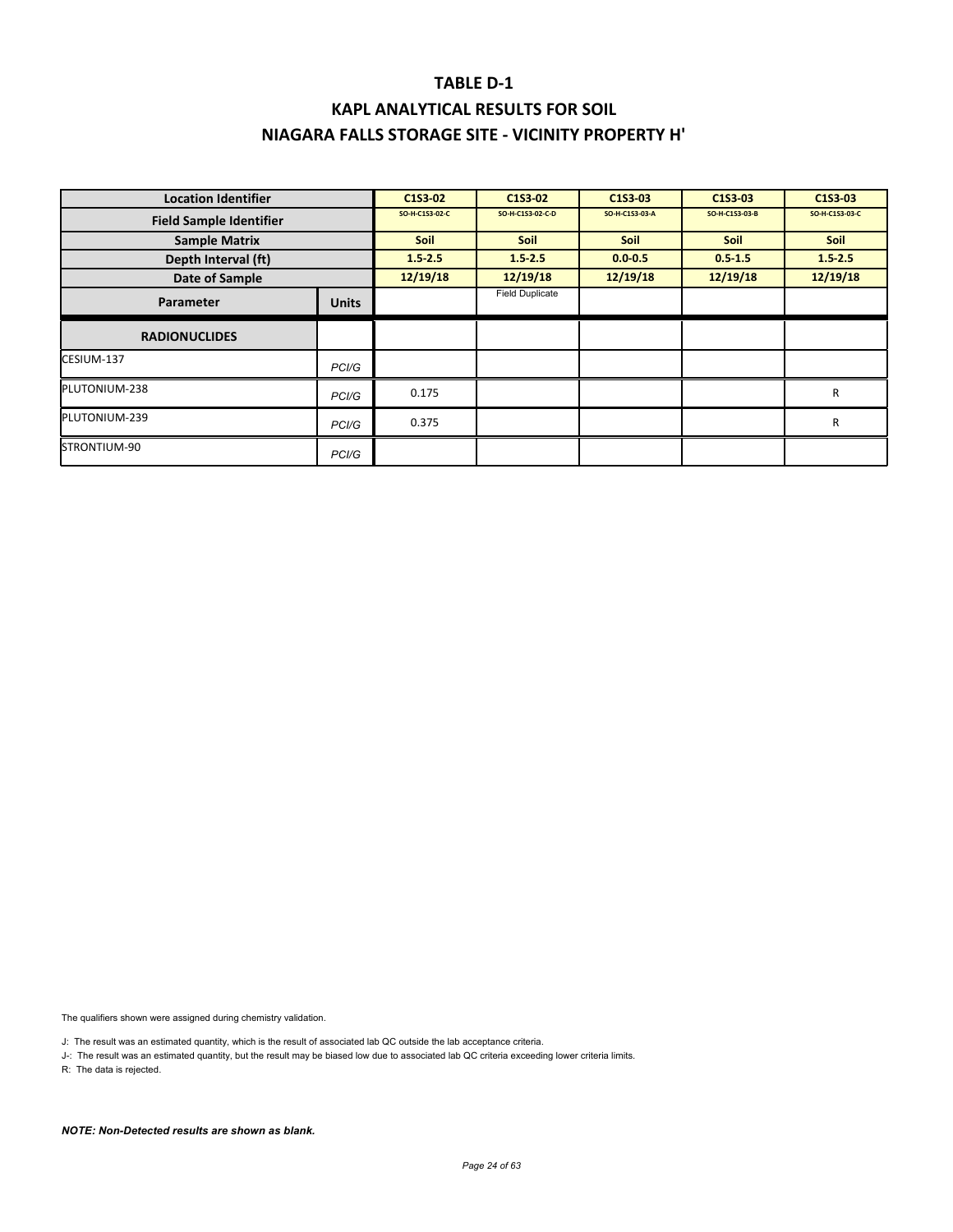# TABLE D-1

# KAPL ANALYTICAL RESULTS FOR SOIL

# NIAGARA FALLS STORAGE SITE - VICINITY PROPERTY H'

| Location Identifier | | C1S3-02 | C1S3-02 | C1S3-03 | C1S3-03 | C1S3-03 |
|---|---|---|---|---|---|---|
| Field Sample Identifier | | SO-H-C1S3-02-C | SO-H-C1S3-02-C-D | SO-H-C1S3-03-A | SO-H-C1S3-03-B | SO-H-C1S3-03-C |
| Sample Matrix | | Soil | Soil | Soil | Soil | Soil |
| Depth Interval (ft) | | 1.5-2.5 | 1.5-2.5 | 0.0-0.5 | 0.5-1.5 | 1.5-2.5 |
| Date of Sample | | 12/19/18 | 12/19/18 | 12/19/18 | 12/19/18 | 12/19/18 |
| Parameter | Units | | Field Duplicate | | | |
| **RADIONUCLIDES** | | | | | | |
| CESIUM-137 | PCI/G | | | | | |
| PLUTONIUM-238 | PCI/G | 0.175 | | | | R |
| PLUTONIUM-239 | PCI/G | 0.375 | | | | R |
| STRONTIUM-90 | PCI/G | | | | | |

The qualifiers shown were assigned during chemistry validation.

J: The result was an estimated quantity, which is the result of associated lab QC outside the lab acceptance criteria.

J-: The result was an estimated quantity, but the result may be biased low due to associated lab QC criteria exceeding lower criteria limits.

R: The data is rejected.

***NOTE: Non-Detected results are shown as blank.***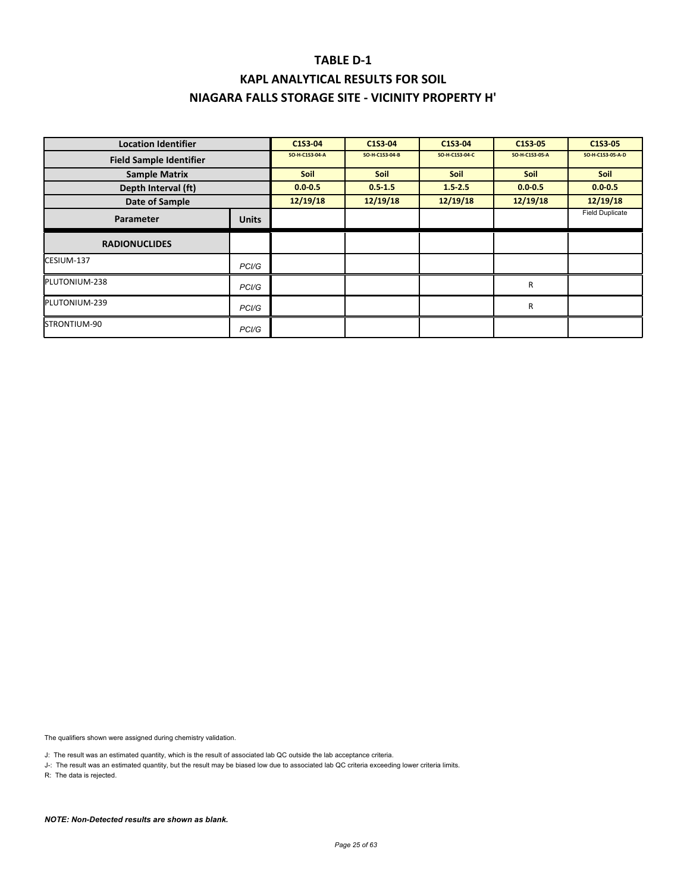# TABLE D-1

## KAPL ANALYTICAL RESULTS FOR SOIL

## NIAGARA FALLS STORAGE SITE - VICINITY PROPERTY H'

| Location Identifier | | C1S3-04 | C1S3-04 | C1S3-04 | C1S3-05 | C1S3-05 |
|---|---|---|---|---|---|---|
| Field Sample Identifier | | SO-H-C1S3-04-A | SO-H-C1S3-04-B | SO-H-C1S3-04-C | SO-H-C1S3-05-A | SO-H-C1S3-05-A-D |
| Sample Matrix | | Soil | Soil | Soil | Soil | Soil |
| Depth Interval (ft) | | 0.0-0.5 | 0.5-1.5 | 1.5-2.5 | 0.0-0.5 | 0.0-0.5 |
| Date of Sample | | 12/19/18 | 12/19/18 | 12/19/18 | 12/19/18 | 12/19/18 |
| Parameter | Units | | | | | Field Duplicate |
| **RADIONUCLIDES** | | | | | | |
| CESIUM-137 | PCI/G | | | | | |
| PLUTONIUM-238 | PCI/G | | | | R | |
| PLUTONIUM-239 | PCI/G | | | | R | |
| STRONTIUM-90 | PCI/G | | | | | |

The qualifiers shown were assigned during chemistry validation.

J: The result was an estimated quantity, which is the result of associated lab QC outside the lab acceptance criteria.

J-: The result was an estimated quantity, but the result may be biased low due to associated lab QC criteria exceeding lower criteria limits.

R: The data is rejected.

***NOTE: Non-Detected results are shown as blank.***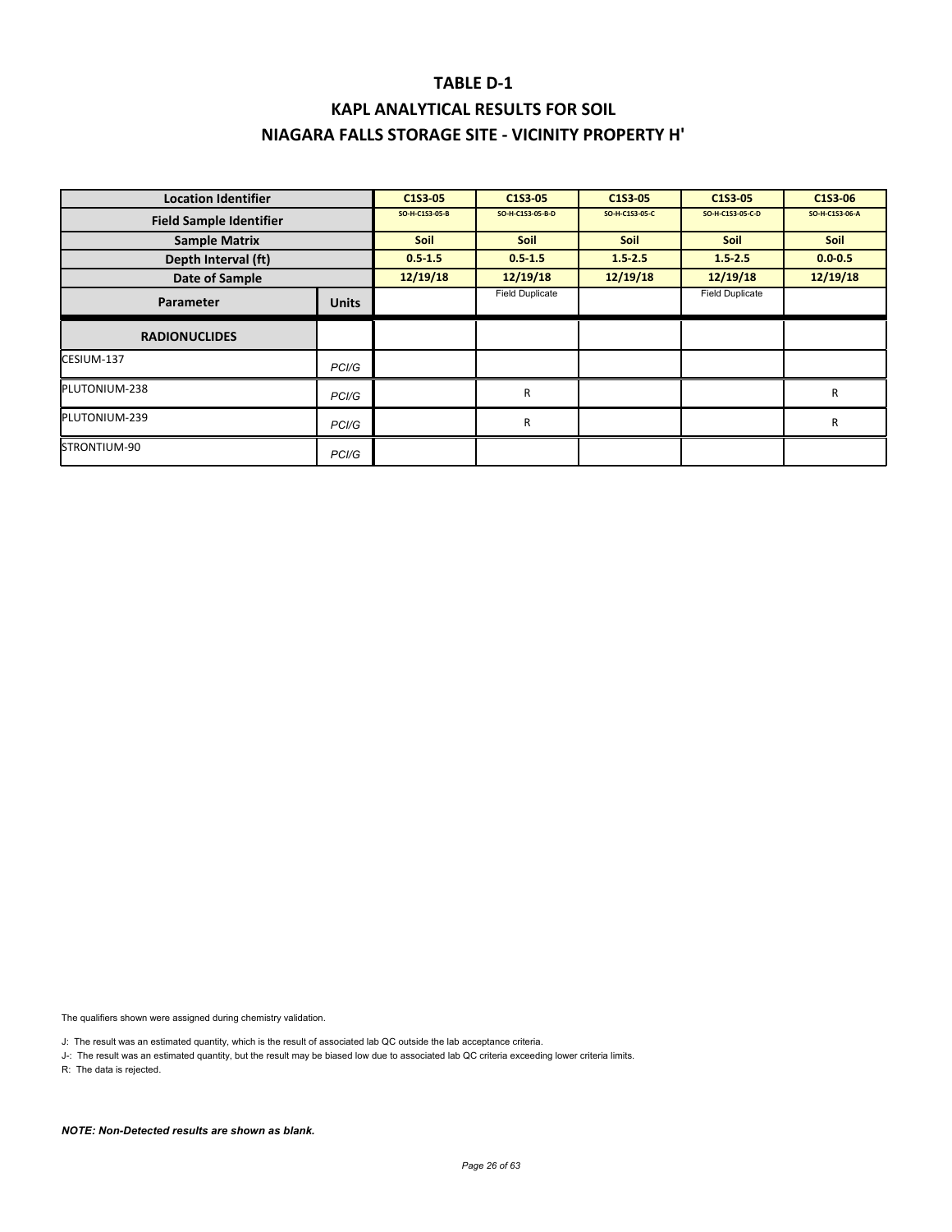# TABLE D-1

## KAPL ANALYTICAL RESULTS FOR SOIL

## NIAGARA FALLS STORAGE SITE - VICINITY PROPERTY H'

| Location Identifier | | C1S3-05 | C1S3-05 | C1S3-05 | C1S3-05 | C1S3-06 |
|---|---|---|---|---|---|---|
| Field Sample Identifier | | SO-H-C1S3-05-B | SO-H-C1S3-05-B-D | SO-H-C1S3-05-C | SO-H-C1S3-05-C-D | SO-H-C1S3-06-A |
| Sample Matrix | | Soil | Soil | Soil | Soil | Soil |
| Depth Interval (ft) | | 0.5-1.5 | 0.5-1.5 | 1.5-2.5 | 1.5-2.5 | 0.0-0.5 |
| Date of Sample | | 12/19/18 | 12/19/18 | 12/19/18 | 12/19/18 | 12/19/18 |
| Parameter | Units | | Field Duplicate | | Field Duplicate | |
| **RADIONUCLIDES** | | | | | | |
| CESIUM-137 | PCI/G | | | | | |
| PLUTONIUM-238 | PCI/G | | R | | | R |
| PLUTONIUM-239 | PCI/G | | R | | | R |
| STRONTIUM-90 | PCI/G | | | | | |

The qualifiers shown were assigned during chemistry validation.

J: The result was an estimated quantity, which is the result of associated lab QC outside the lab acceptance criteria.

J-: The result was an estimated quantity, but the result may be biased low due to associated lab QC criteria exceeding lower criteria limits.

R: The data is rejected.

***NOTE: Non-Detected results are shown as blank.***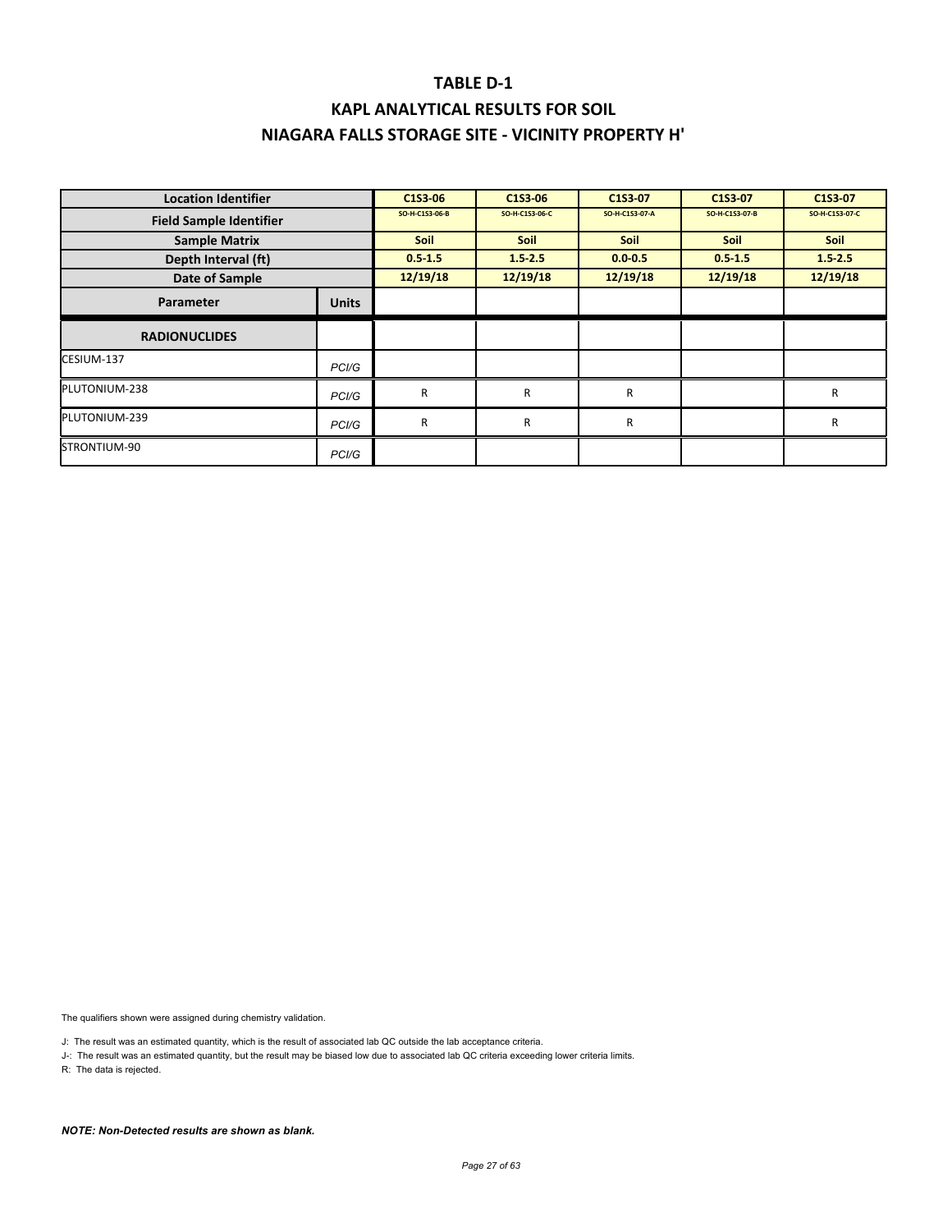# TABLE D-1

## KAPL ANALYTICAL RESULTS FOR SOIL

## NIAGARA FALLS STORAGE SITE - VICINITY PROPERTY H'

| Location Identifier | | C1S3-06 | C1S3-06 | C1S3-07 | C1S3-07 | C1S3-07 |
|---|---|---|---|---|---|---|
| Field Sample Identifier | | SO-H-C1S3-06-B | SO-H-C1S3-06-C | SO-H-C1S3-07-A | SO-H-C1S3-07-B | SO-H-C1S3-07-C |
| Sample Matrix | | Soil | Soil | Soil | Soil | Soil |
| Depth Interval (ft) | | 0.5-1.5 | 1.5-2.5 | 0.0-0.5 | 0.5-1.5 | 1.5-2.5 |
| Date of Sample | | 12/19/18 | 12/19/18 | 12/19/18 | 12/19/18 | 12/19/18 |
| **Parameter** | **Units** | | | | | |
| **RADIONUCLIDES** | | | | | | |
| CESIUM-137 | PCI/G | | | | | |
| PLUTONIUM-238 | PCI/G | R | R | R | | R |
| PLUTONIUM-239 | PCI/G | R | R | R | | R |
| STRONTIUM-90 | PCI/G | | | | | |

The qualifiers shown were assigned during chemistry validation.

J: The result was an estimated quantity, which is the result of associated lab QC outside the lab acceptance criteria.

J-: The result was an estimated quantity, but the result may be biased low due to associated lab QC criteria exceeding lower criteria limits.

R: The data is rejected.

***NOTE: Non-Detected results are shown as blank.***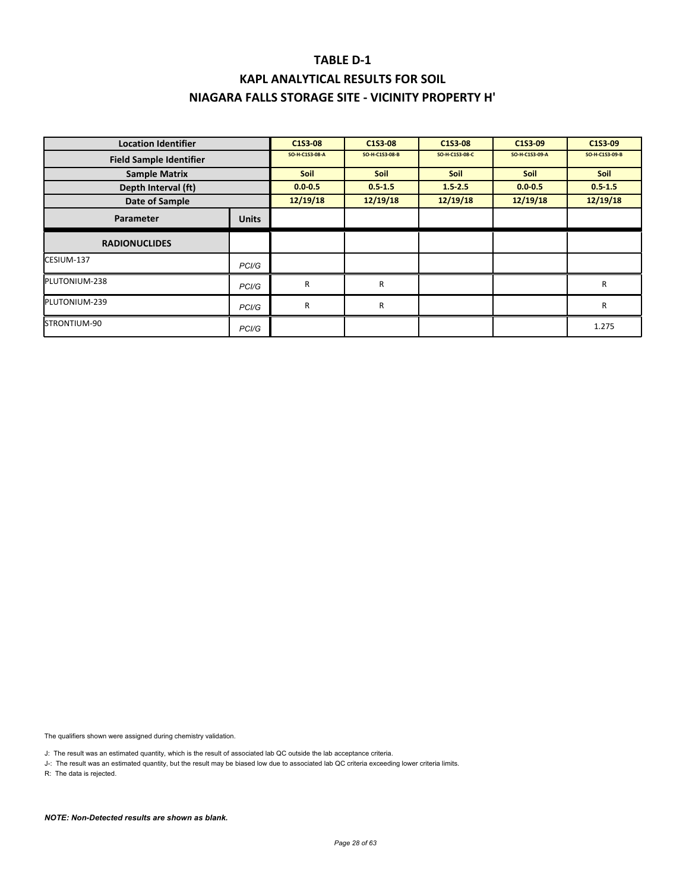# TABLE D-1

## KAPL ANALYTICAL RESULTS FOR SOIL

## NIAGARA FALLS STORAGE SITE - VICINITY PROPERTY H'

| Location Identifier | | C1S3-08 | C1S3-08 | C1S3-08 | C1S3-09 | C1S3-09 |
|---|---|---|---|---|---|---|
| Field Sample Identifier | | SO-H-C1S3-08-A | SO-H-C1S3-08-B | SO-H-C1S3-08-C | SO-H-C1S3-09-A | SO-H-C1S3-09-B |
| Sample Matrix | | Soil | Soil | Soil | Soil | Soil |
| Depth Interval (ft) | | 0.0-0.5 | 0.5-1.5 | 1.5-2.5 | 0.0-0.5 | 0.5-1.5 |
| Date of Sample | | 12/19/18 | 12/19/18 | 12/19/18 | 12/19/18 | 12/19/18 |
| **Parameter** | **Units** | | | | | |
| **RADIONUCLIDES** | | | | | | |
| CESIUM-137 | PCI/G | | | | | |
| PLUTONIUM-238 | PCI/G | R | R | | | R |
| PLUTONIUM-239 | PCI/G | R | R | | | R |
| STRONTIUM-90 | PCI/G | | | | | 1.275 |

The qualifiers shown were assigned during chemistry validation.

J: The result was an estimated quantity, which is the result of associated lab QC outside the lab acceptance criteria.

J-: The result was an estimated quantity, but the result may be biased low due to associated lab QC criteria exceeding lower criteria limits.

R: The data is rejected.

***NOTE: Non-Detected results are shown as blank.***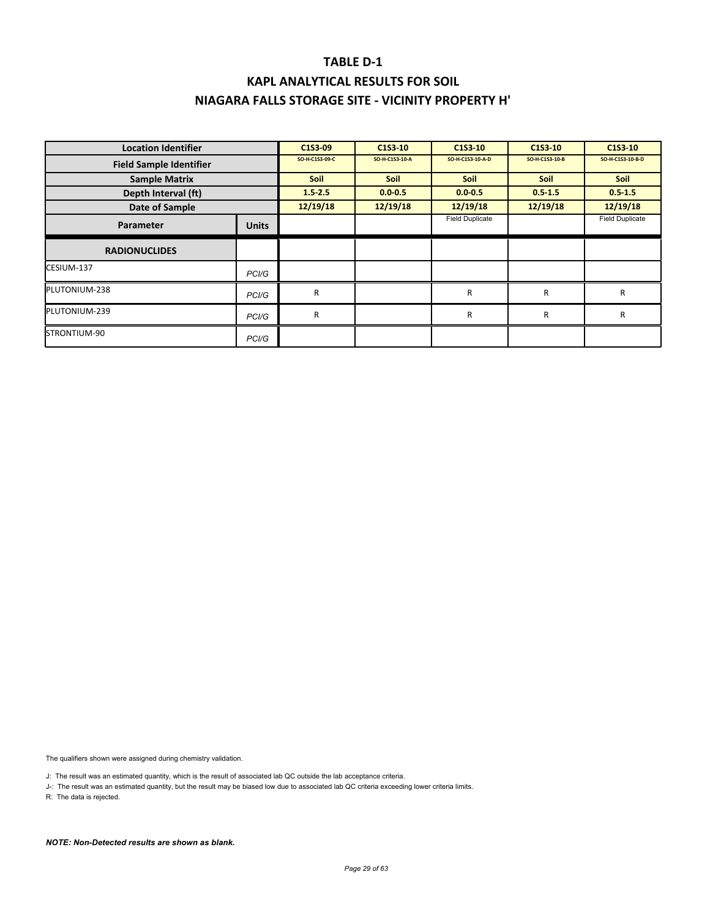# TABLE D-1

## KAPL ANALYTICAL RESULTS FOR SOIL

## NIAGARA FALLS STORAGE SITE - VICINITY PROPERTY H'

| Location Identifier | | C1S3-09 | C1S3-10 | C1S3-10 | C1S3-10 | C1S3-10 |
|---|---|---|---|---|---|---|
| Field Sample Identifier | | SO-H-C1S3-09-C | SO-H-C1S3-10-A | SO-H-C1S3-10-A-D | SO-H-C1S3-10-B | SO-H-C1S3-10-B-D |
| Sample Matrix | | Soil | Soil | Soil | Soil | Soil |
| Depth Interval (ft) | | 1.5-2.5 | 0.0-0.5 | 0.0-0.5 | 0.5-1.5 | 0.5-1.5 |
| Date of Sample | | 12/19/18 | 12/19/18 | 12/19/18 | 12/19/18 | 12/19/18 |
| Parameter | Units | | | Field Duplicate | | Field Duplicate |
| **RADIONUCLIDES** | | | | | | |
| CESIUM-137 | PCI/G | | | | | |
| PLUTONIUM-238 | PCI/G | R | | R | R | R |
| PLUTONIUM-239 | PCI/G | R | | R | R | R |
| STRONTIUM-90 | PCI/G | | | | | |

The qualifiers shown were assigned during chemistry validation.

J: The result was an estimated quantity, which is the result of associated lab QC outside the lab acceptance criteria.

J-: The result was an estimated quantity, but the result may be biased low due to associated lab QC criteria exceeding lower criteria limits.

R: The data is rejected.

***NOTE: Non-Detected results are shown as blank.***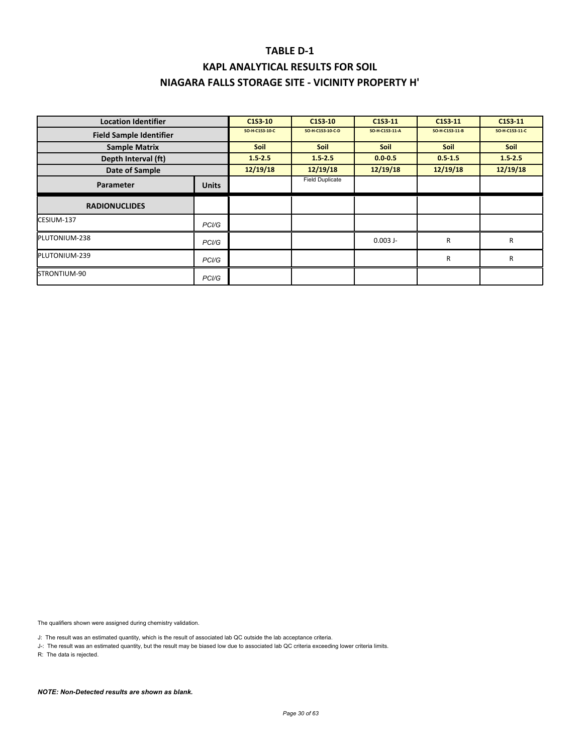# TABLE D-1

## KAPL ANALYTICAL RESULTS FOR SOIL

## NIAGARA FALLS STORAGE SITE - VICINITY PROPERTY H'

| Location Identifier | | C1S3-10 | C1S3-10 | C1S3-11 | C1S3-11 | C1S3-11 |
|---|---|---|---|---|---|---|
| Field Sample Identifier | | SO-H-C1S3-10-C | SO-H-C1S3-10-C-D | SO-H-C1S3-11-A | SO-H-C1S3-11-B | SO-H-C1S3-11-C |
| Sample Matrix | | Soil | Soil | Soil | Soil | Soil |
| Depth Interval (ft) | | 1.5-2.5 | 1.5-2.5 | 0.0-0.5 | 0.5-1.5 | 1.5-2.5 |
| Date of Sample | | 12/19/18 | 12/19/18 | 12/19/18 | 12/19/18 | 12/19/18 |
| Parameter | Units | | Field Duplicate | | | |
| **RADIONUCLIDES** | | | | | | |
| CESIUM-137 | PCI/G | | | | | |
| PLUTONIUM-238 | PCI/G | | | 0.003 J- | R | R |
| PLUTONIUM-239 | PCI/G | | | | R | R |
| STRONTIUM-90 | PCI/G | | | | | |

The qualifiers shown were assigned during chemistry validation.

J: The result was an estimated quantity, which is the result of associated lab QC outside the lab acceptance criteria.

J-: The result was an estimated quantity, but the result may be biased low due to associated lab QC criteria exceeding lower criteria limits.

R: The data is rejected.

***NOTE: Non-Detected results are shown as blank.***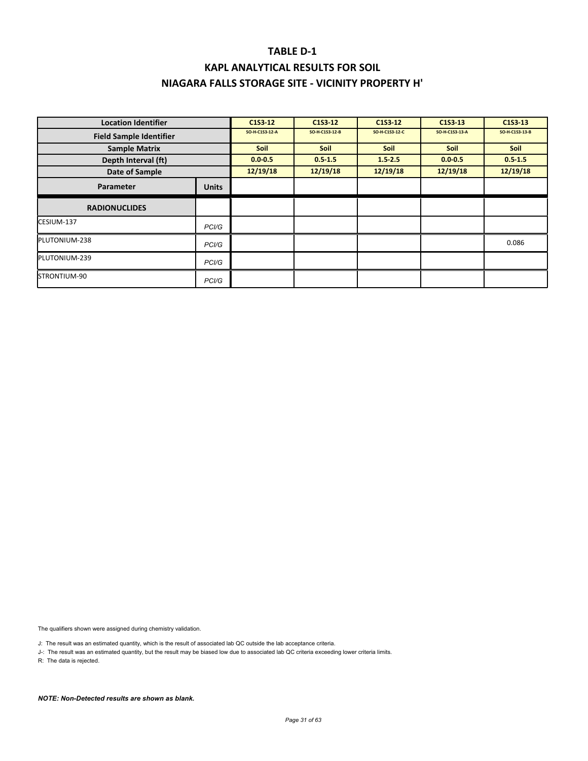# TABLE D-1

## KAPL ANALYTICAL RESULTS FOR SOIL

## NIAGARA FALLS STORAGE SITE - VICINITY PROPERTY H'

| Location Identifier | | C1S3-12 | C1S3-12 | C1S3-12 | C1S3-13 | C1S3-13 |
|---|---|---|---|---|---|---|
| Field Sample Identifier | | SO-H-C1S3-12-A | SO-H-C1S3-12-B | SO-H-C1S3-12-C | SO-H-C1S3-13-A | SO-H-C1S3-13-B |
| Sample Matrix | | Soil | Soil | Soil | Soil | Soil |
| Depth Interval (ft) | | 0.0-0.5 | 0.5-1.5 | 1.5-2.5 | 0.0-0.5 | 0.5-1.5 |
| Date of Sample | | 12/19/18 | 12/19/18 | 12/19/18 | 12/19/18 | 12/19/18 |
| **Parameter** | **Units** | | | | | |
| **RADIONUCLIDES** | | | | | | |
| CESIUM-137 | PCI/G | | | | | |
| PLUTONIUM-238 | PCI/G | | | | | 0.086 |
| PLUTONIUM-239 | PCI/G | | | | | |
| STRONTIUM-90 | PCI/G | | | | | |

The qualifiers shown were assigned during chemistry validation.

J: The result was an estimated quantity, which is the result of associated lab QC outside the lab acceptance criteria.

J-: The result was an estimated quantity, but the result may be biased low due to associated lab QC criteria exceeding lower criteria limits.

R: The data is rejected.

***NOTE: Non-Detected results are shown as blank.***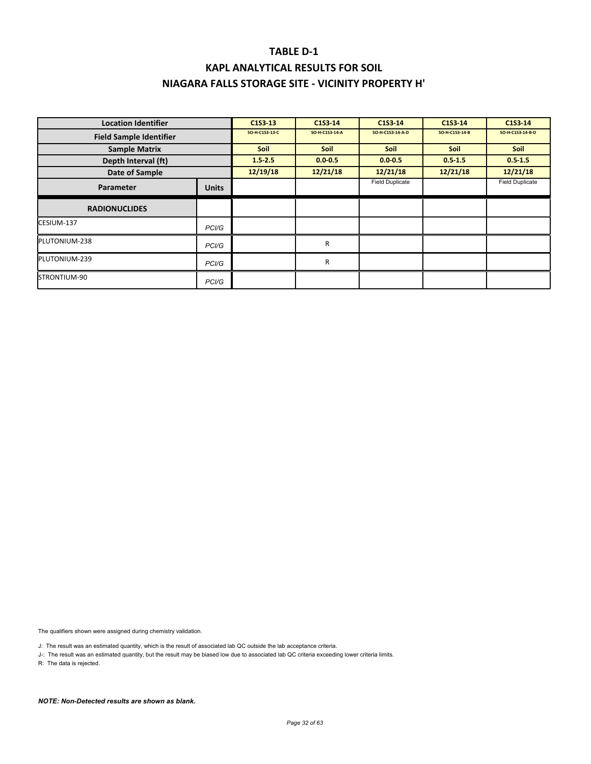# TABLE D-1

## KAPL ANALYTICAL RESULTS FOR SOIL

## NIAGARA FALLS STORAGE SITE - VICINITY PROPERTY H'

| Location Identifier | | C1S3-13 | C1S3-14 | C1S3-14 | C1S3-14 | C1S3-14 |
|---|---|---|---|---|---|---|
| Field Sample Identifier | | SO-H-C1S3-13-C | SO-H-C1S3-14-A | SO-H-C1S3-14-A-D | SO-H-C1S3-14-B | SO-H-C1S3-14-B-D |
| Sample Matrix | | Soil | Soil | Soil | Soil | Soil |
| Depth Interval (ft) | | 1.5-2.5 | 0.0-0.5 | 0.0-0.5 | 0.5-1.5 | 0.5-1.5 |
| Date of Sample | | 12/19/18 | 12/21/18 | 12/21/18 | 12/21/18 | 12/21/18 |
| Parameter | Units | | | Field Duplicate | | Field Duplicate |
| **RADIONUCLIDES** | | | | | | |
| CESIUM-137 | PCI/G | | | | | |
| PLUTONIUM-238 | PCI/G | | R | | | |
| PLUTONIUM-239 | PCI/G | | R | | | |
| STRONTIUM-90 | PCI/G | | | | | |

The qualifiers shown were assigned during chemistry validation.

J: The result was an estimated quantity, which is the result of associated lab QC outside the lab acceptance criteria.

J-: The result was an estimated quantity, but the result may be biased low due to associated lab QC criteria exceeding lower criteria limits.

R: The data is rejected.

***NOTE: Non-Detected results are shown as blank.***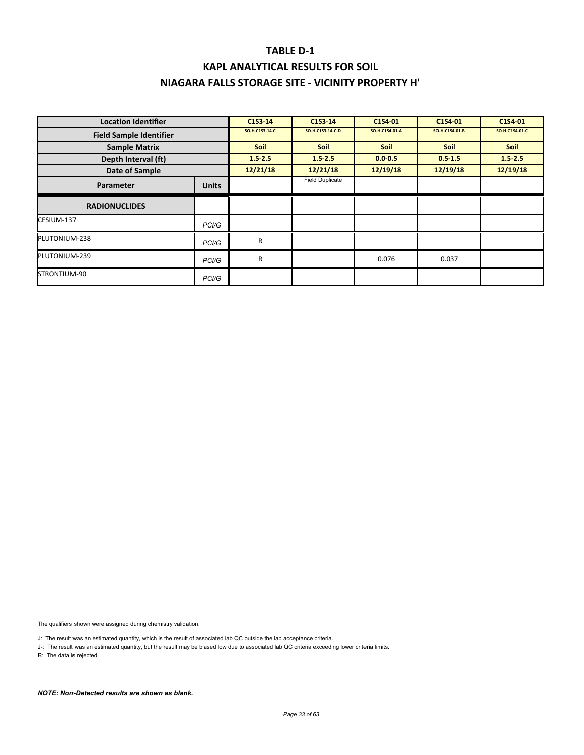# TABLE D-1

# KAPL ANALYTICAL RESULTS FOR SOIL

# NIAGARA FALLS STORAGE SITE - VICINITY PROPERTY H'

| Location Identifier | | C1S3-14 | C1S3-14 | C1S4-01 | C1S4-01 | C1S4-01 |
|---|---|---|---|---|---|---|
| Field Sample Identifier | | SO-H-C1S3-14-C | SO-H-C1S3-14-C-D | SO-H-C1S4-01-A | SO-H-C1S4-01-B | SO-H-C1S4-01-C |
| Sample Matrix | | Soil | Soil | Soil | Soil | Soil |
| Depth Interval (ft) | | 1.5-2.5 | 1.5-2.5 | 0.0-0.5 | 0.5-1.5 | 1.5-2.5 |
| Date of Sample | | 12/21/18 | 12/21/18 | 12/19/18 | 12/19/18 | 12/19/18 |
| Parameter | Units | | Field Duplicate | | | |
| **RADIONUCLIDES** | | | | | | |
| CESIUM-137 | PCI/G | | | | | |
| PLUTONIUM-238 | PCI/G | R | | | | |
| PLUTONIUM-239 | PCI/G | R | | 0.076 | 0.037 | |
| STRONTIUM-90 | PCI/G | | | | | |

The qualifiers shown were assigned during chemistry validation.

J: The result was an estimated quantity, which is the result of associated lab QC outside the lab acceptance criteria.

J-: The result was an estimated quantity, but the result may be biased low due to associated lab QC criteria exceeding lower criteria limits.

R: The data is rejected.

***NOTE: Non-Detected results are shown as blank.***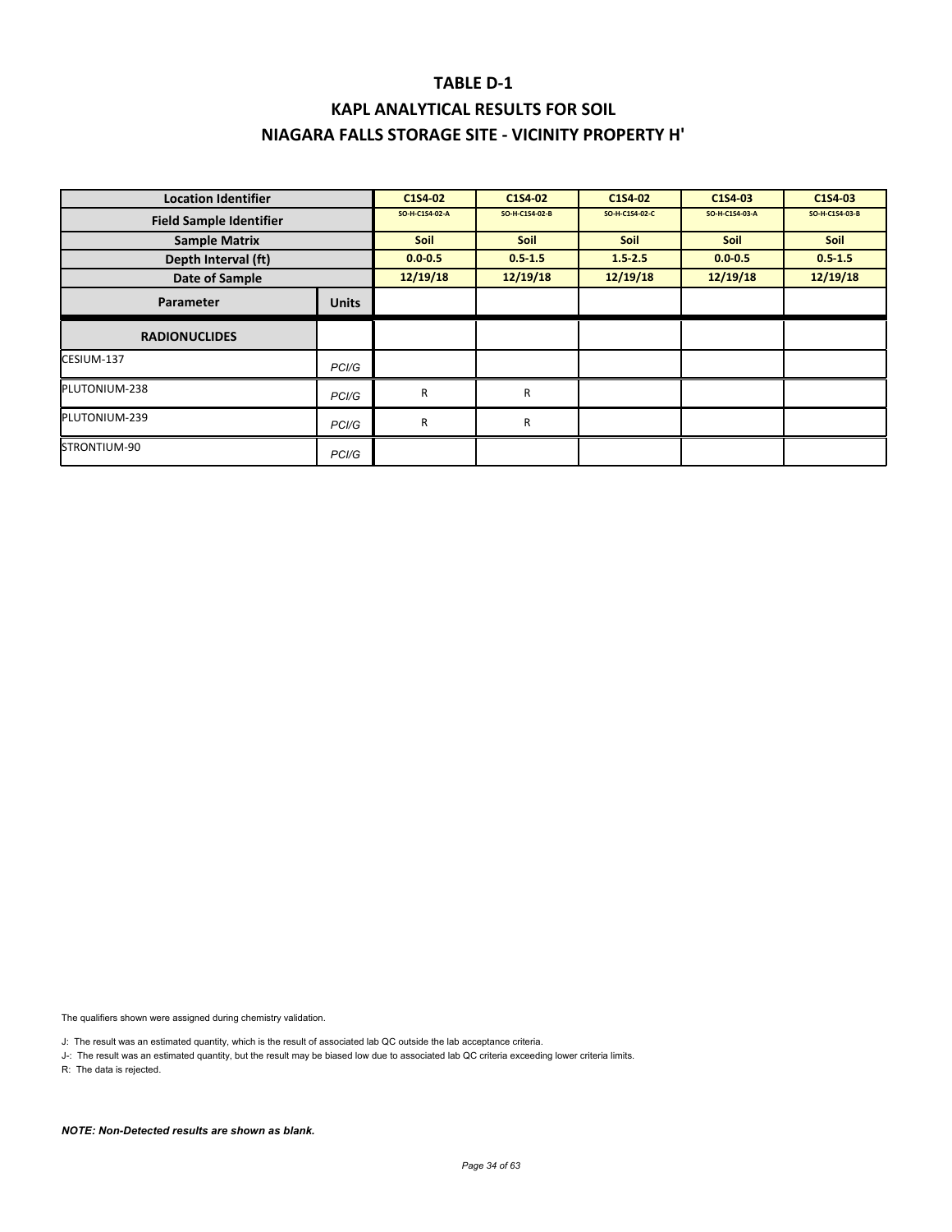# TABLE D-1

## KAPL ANALYTICAL RESULTS FOR SOIL

## NIAGARA FALLS STORAGE SITE - VICINITY PROPERTY H'

| Location Identifier | | C1S4-02 | C1S4-02 | C1S4-02 | C1S4-03 | C1S4-03 |
|---|---|---|---|---|---|---|
| Field Sample Identifier | | SO-H-C1S4-02-A | SO-H-C1S4-02-B | SO-H-C1S4-02-C | SO-H-C1S4-03-A | SO-H-C1S4-03-B |
| Sample Matrix | | Soil | Soil | Soil | Soil | Soil |
| Depth Interval (ft) | | 0.0-0.5 | 0.5-1.5 | 1.5-2.5 | 0.0-0.5 | 0.5-1.5 |
| Date of Sample | | 12/19/18 | 12/19/18 | 12/19/18 | 12/19/18 | 12/19/18 |
| **Parameter** | **Units** | | | | | |
| **RADIONUCLIDES** | | | | | | |
| CESIUM-137 | PCI/G | | | | | |
| PLUTONIUM-238 | PCI/G | R | R | | | |
| PLUTONIUM-239 | PCI/G | R | R | | | |
| STRONTIUM-90 | PCI/G | | | | | |

The qualifiers shown were assigned during chemistry validation.

J: The result was an estimated quantity, which is the result of associated lab QC outside the lab acceptance criteria.

J-: The result was an estimated quantity, but the result may be biased low due to associated lab QC criteria exceeding lower criteria limits.

R: The data is rejected.

***NOTE: Non-Detected results are shown as blank.***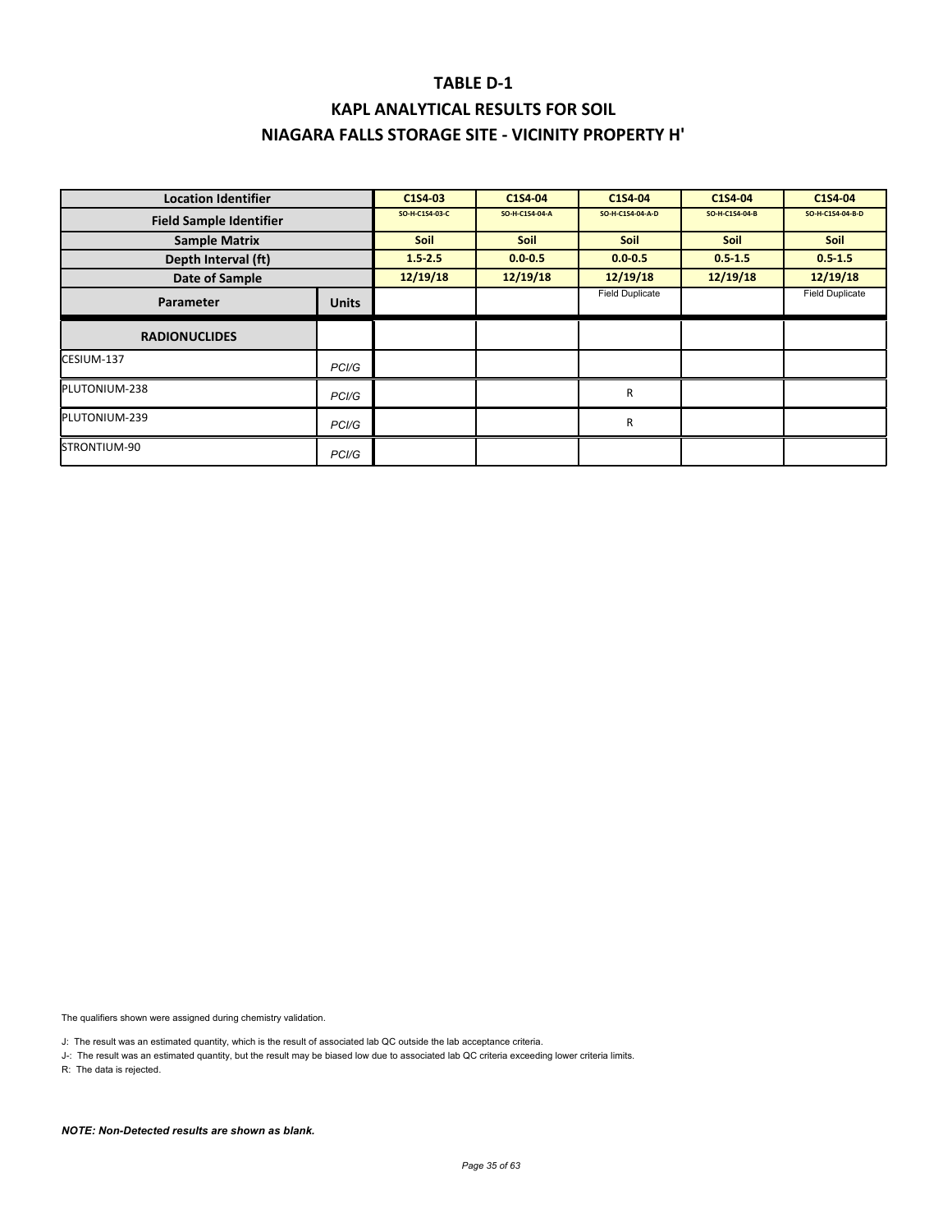# TABLE D-1

## KAPL ANALYTICAL RESULTS FOR SOIL

## NIAGARA FALLS STORAGE SITE - VICINITY PROPERTY H'

| Location Identifier | | C1S4-03 | C1S4-04 | C1S4-04 | C1S4-04 | C1S4-04 |
|---|---|---|---|---|---|---|
| Field Sample Identifier | | SO-H-C1S4-03-C | SO-H-C1S4-04-A | SO-H-C1S4-04-A-D | SO-H-C1S4-04-B | SO-H-C1S4-04-B-D |
| Sample Matrix | | Soil | Soil | Soil | Soil | Soil |
| Depth Interval (ft) | | 1.5-2.5 | 0.0-0.5 | 0.0-0.5 | 0.5-1.5 | 0.5-1.5 |
| Date of Sample | | 12/19/18 | 12/19/18 | 12/19/18 | 12/19/18 | 12/19/18 |
| Parameter | Units | | | Field Duplicate | | Field Duplicate |
| **RADIONUCLIDES** | | | | | | |
| CESIUM-137 | PCI/G | | | | | |
| PLUTONIUM-238 | PCI/G | | | R | | |
| PLUTONIUM-239 | PCI/G | | | R | | |
| STRONTIUM-90 | PCI/G | | | | | |

The qualifiers shown were assigned during chemistry validation.

J: The result was an estimated quantity, which is the result of associated lab QC outside the lab acceptance criteria.

J-: The result was an estimated quantity, but the result may be biased low due to associated lab QC criteria exceeding lower criteria limits.

R: The data is rejected.

***NOTE: Non-Detected results are shown as blank.***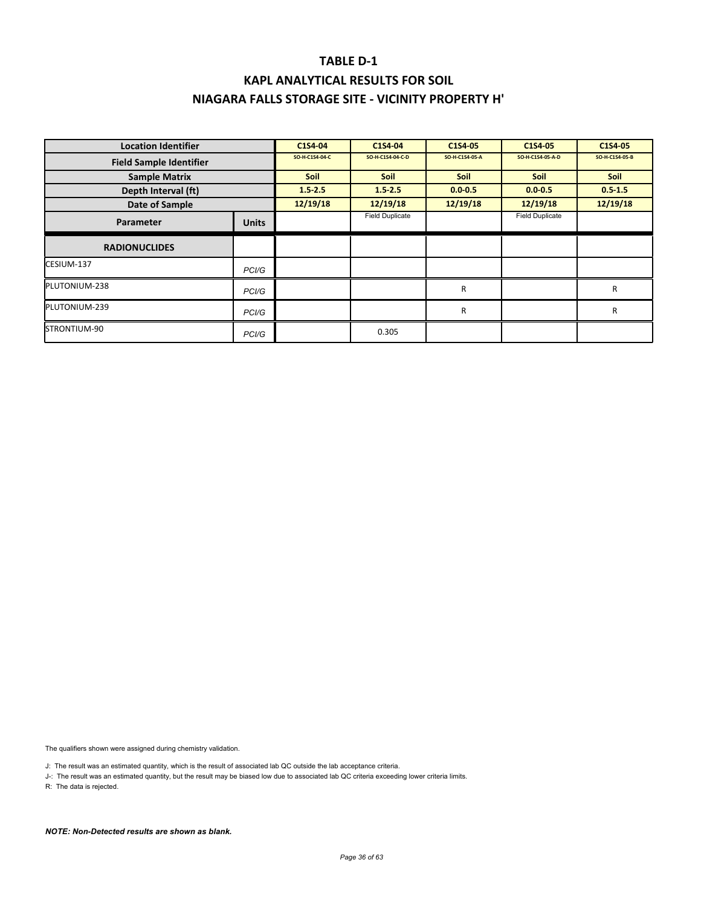# TABLE D-1

## KAPL ANALYTICAL RESULTS FOR SOIL

## NIAGARA FALLS STORAGE SITE - VICINITY PROPERTY H'

| Location Identifier | | C1S4-04 | C1S4-04 | C1S4-05 | C1S4-05 | C1S4-05 |
|---|---|---|---|---|---|---|
| Field Sample Identifier | | SO-H-C1S4-04-C | SO-H-C1S4-04-C-D | SO-H-C1S4-05-A | SO-H-C1S4-05-A-D | SO-H-C1S4-05-B |
| Sample Matrix | | Soil | Soil | Soil | Soil | Soil |
| Depth Interval (ft) | | 1.5-2.5 | 1.5-2.5 | 0.0-0.5 | 0.0-0.5 | 0.5-1.5 |
| Date of Sample | | 12/19/18 | 12/19/18 | 12/19/18 | 12/19/18 | 12/19/18 |
| Parameter | Units | | Field Duplicate | | Field Duplicate | |
| **RADIONUCLIDES** | | | | | | |
| CESIUM-137 | PCI/G | | | | | |
| PLUTONIUM-238 | PCI/G | | | R | | R |
| PLUTONIUM-239 | PCI/G | | | R | | R |
| STRONTIUM-90 | PCI/G | | 0.305 | | | |

The qualifiers shown were assigned during chemistry validation.

J: The result was an estimated quantity, which is the result of associated lab QC outside the lab acceptance criteria.

J-: The result was an estimated quantity, but the result may be biased low due to associated lab QC criteria exceeding lower criteria limits.

R: The data is rejected.

***NOTE: Non-Detected results are shown as blank.***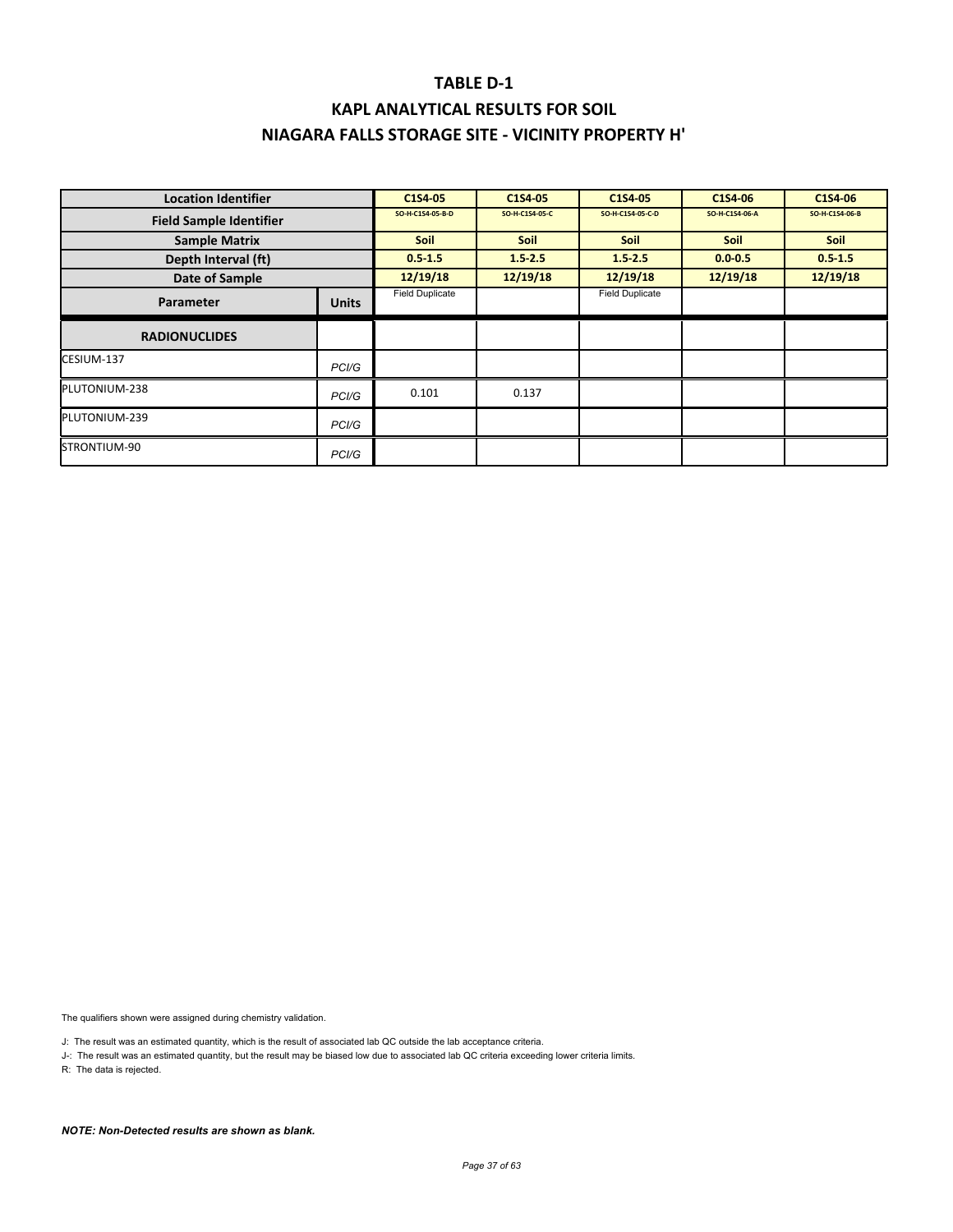# TABLE D-1

# KAPL ANALYTICAL RESULTS FOR SOIL

# NIAGARA FALLS STORAGE SITE - VICINITY PROPERTY H'

| Location Identifier | | C1S4-05 | C1S4-05 | C1S4-05 | C1S4-06 | C1S4-06 |
|---|---|---|---|---|---|---|
| Field Sample Identifier | | SO-H-C1S4-05-B-D | SO-H-C1S4-05-C | SO-H-C1S4-05-C-D | SO-H-C1S4-06-A | SO-H-C1S4-06-B |
| Sample Matrix | | Soil | Soil | Soil | Soil | Soil |
| Depth Interval (ft) | | 0.5-1.5 | 1.5-2.5 | 1.5-2.5 | 0.0-0.5 | 0.5-1.5 |
| Date of Sample | | 12/19/18 | 12/19/18 | 12/19/18 | 12/19/18 | 12/19/18 |
| Parameter | Units | Field Duplicate | | Field Duplicate | | |
| **RADIONUCLIDES** | | | | | | |
| CESIUM-137 | PCI/G | | | | | |
| PLUTONIUM-238 | PCI/G | 0.101 | 0.137 | | | |
| PLUTONIUM-239 | PCI/G | | | | | |
| STRONTIUM-90 | PCI/G | | | | | |

The qualifiers shown were assigned during chemistry validation.

J: The result was an estimated quantity, which is the result of associated lab QC outside the lab acceptance criteria.

J-: The result was an estimated quantity, but the result may be biased low due to associated lab QC criteria exceeding lower criteria limits.

R: The data is rejected.

***NOTE: Non-Detected results are shown as blank.***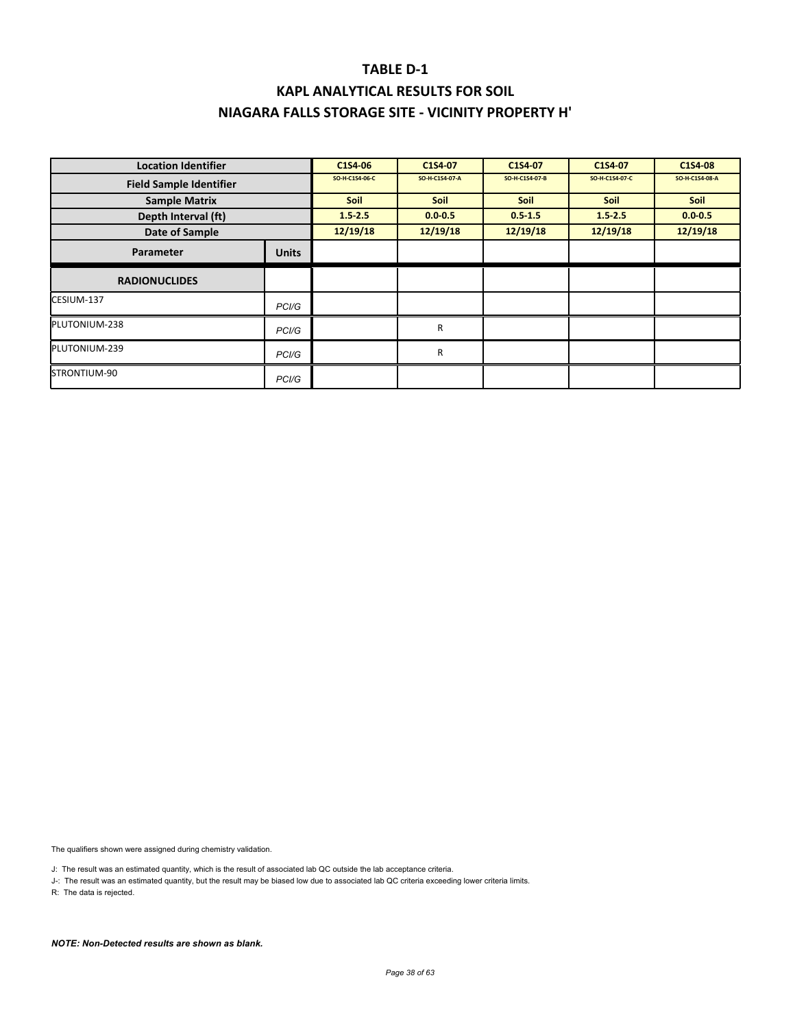# TABLE D-1

# KAPL ANALYTICAL RESULTS FOR SOIL

# NIAGARA FALLS STORAGE SITE - VICINITY PROPERTY H'

| Location Identifier | | C1S4-06 | C1S4-07 | C1S4-07 | C1S4-07 | C1S4-08 |
|---|---|---|---|---|---|---|
| Field Sample Identifier | | SO-H-C1S4-06-C | SO-H-C1S4-07-A | SO-H-C1S4-07-B | SO-H-C1S4-07-C | SO-H-C1S4-08-A |
| Sample Matrix | | Soil | Soil | Soil | Soil | Soil |
| Depth Interval (ft) | | 1.5-2.5 | 0.0-0.5 | 0.5-1.5 | 1.5-2.5 | 0.0-0.5 |
| Date of Sample | | 12/19/18 | 12/19/18 | 12/19/18 | 12/19/18 | 12/19/18 |
| Parameter | Units | | | | | |
| RADIONUCLIDES | | | | | | |
| CESIUM-137 | PCI/G | | | | | |
| PLUTONIUM-238 | PCI/G | | R | | | |
| PLUTONIUM-239 | PCI/G | | R | | | |
| STRONTIUM-90 | PCI/G | | | | | |

The qualifiers shown were assigned during chemistry validation.

J: The result was an estimated quantity, which is the result of associated lab QC outside the lab acceptance criteria.

J-: The result was an estimated quantity, but the result may be biased low due to associated lab QC criteria exceeding lower criteria limits.

R: The data is rejected.

***NOTE: Non-Detected results are shown as blank.***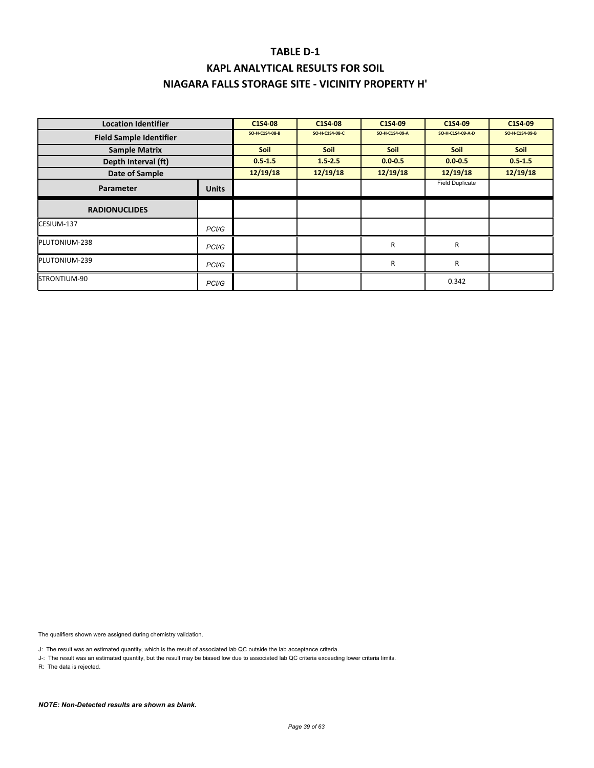# TABLE D-1

## KAPL ANALYTICAL RESULTS FOR SOIL

## NIAGARA FALLS STORAGE SITE - VICINITY PROPERTY H'

| Location Identifier | | C1S4-08 | C1S4-08 | C1S4-09 | C1S4-09 | C1S4-09 |
|---|---|---|---|---|---|---|
| Field Sample Identifier | | SO-H-C1S4-08-B | SO-H-C1S4-08-C | SO-H-C1S4-09-A | SO-H-C1S4-09-A-D | SO-H-C1S4-09-B |
| Sample Matrix | | Soil | Soil | Soil | Soil | Soil |
| Depth Interval (ft) | | 0.5-1.5 | 1.5-2.5 | 0.0-0.5 | 0.0-0.5 | 0.5-1.5 |
| Date of Sample | | 12/19/18 | 12/19/18 | 12/19/18 | 12/19/18 | 12/19/18 |
| Parameter | Units | | | | Field Duplicate | |
| **RADIONUCLIDES** | | | | | | |
| CESIUM-137 | PCI/G | | | | | |
| PLUTONIUM-238 | PCI/G | | | R | R | |
| PLUTONIUM-239 | PCI/G | | | R | R | |
| STRONTIUM-90 | PCI/G | | | | 0.342 | |

The qualifiers shown were assigned during chemistry validation.

J: The result was an estimated quantity, which is the result of associated lab QC outside the lab acceptance criteria.

J-: The result was an estimated quantity, but the result may be biased low due to associated lab QC criteria exceeding lower criteria limits.

R: The data is rejected.

***NOTE: Non-Detected results are shown as blank.***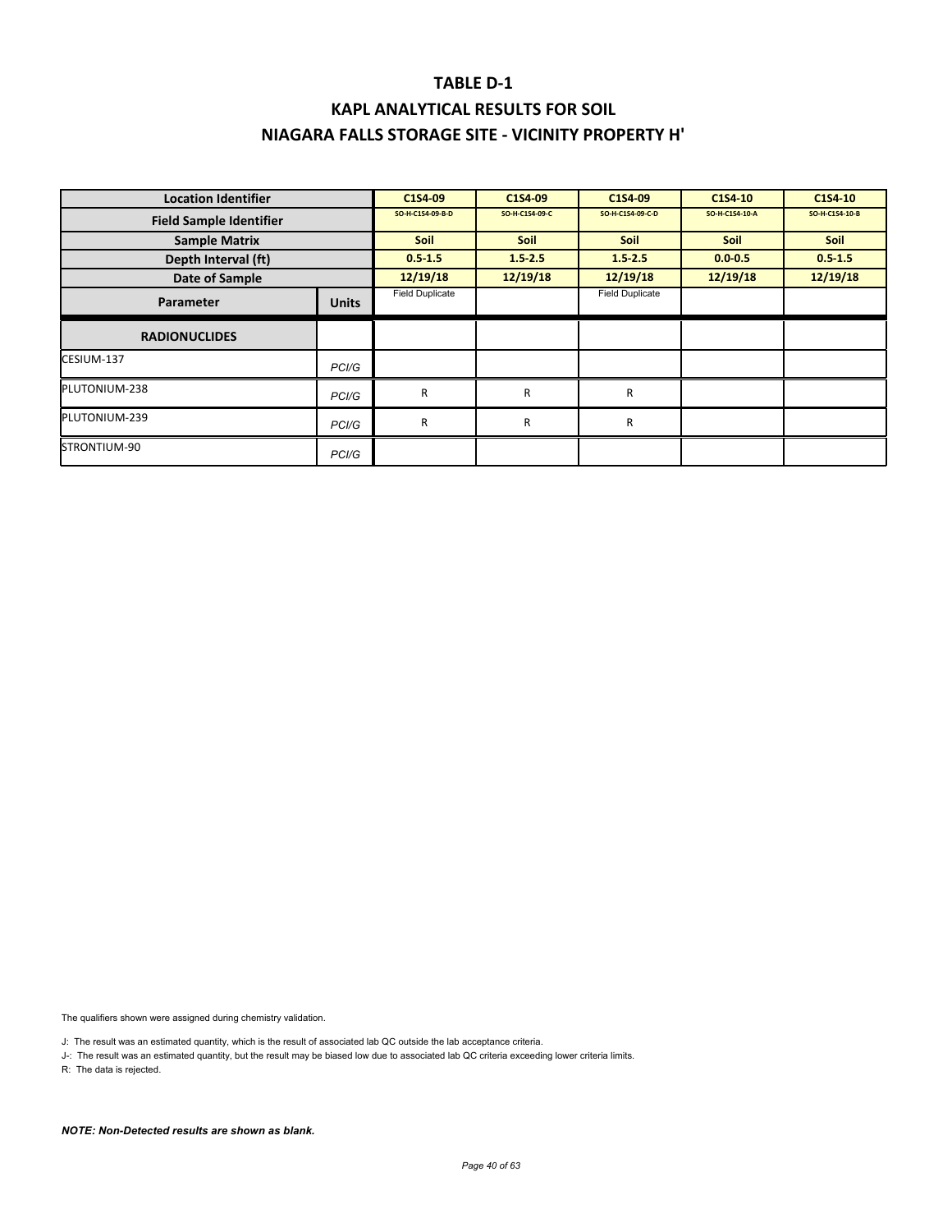# TABLE D-1

## KAPL ANALYTICAL RESULTS FOR SOIL

## NIAGARA FALLS STORAGE SITE - VICINITY PROPERTY H'

| Location Identifier | | C1S4-09 | C1S4-09 | C1S4-09 | C1S4-10 | C1S4-10 |
|---|---|---|---|---|---|---|
| Field Sample Identifier | | SO-H-C1S4-09-B-D | SO-H-C1S4-09-C | SO-H-C1S4-09-C-D | SO-H-C1S4-10-A | SO-H-C1S4-10-B |
| Sample Matrix | | Soil | Soil | Soil | Soil | Soil |
| Depth Interval (ft) | | 0.5-1.5 | 1.5-2.5 | 1.5-2.5 | 0.0-0.5 | 0.5-1.5 |
| Date of Sample | | 12/19/18 | 12/19/18 | 12/19/18 | 12/19/18 | 12/19/18 |
| Parameter | Units | Field Duplicate | | Field Duplicate | | |
| **RADIONUCLIDES** | | | | | | |
| CESIUM-137 | PCI/G | | | | | |
| PLUTONIUM-238 | PCI/G | R | R | R | | |
| PLUTONIUM-239 | PCI/G | R | R | R | | |
| STRONTIUM-90 | PCI/G | | | | | |

The qualifiers shown were assigned during chemistry validation.

J: The result was an estimated quantity, which is the result of associated lab QC outside the lab acceptance criteria.

J-: The result was an estimated quantity, but the result may be biased low due to associated lab QC criteria exceeding lower criteria limits.

R: The data is rejected.

***NOTE: Non-Detected results are shown as blank.***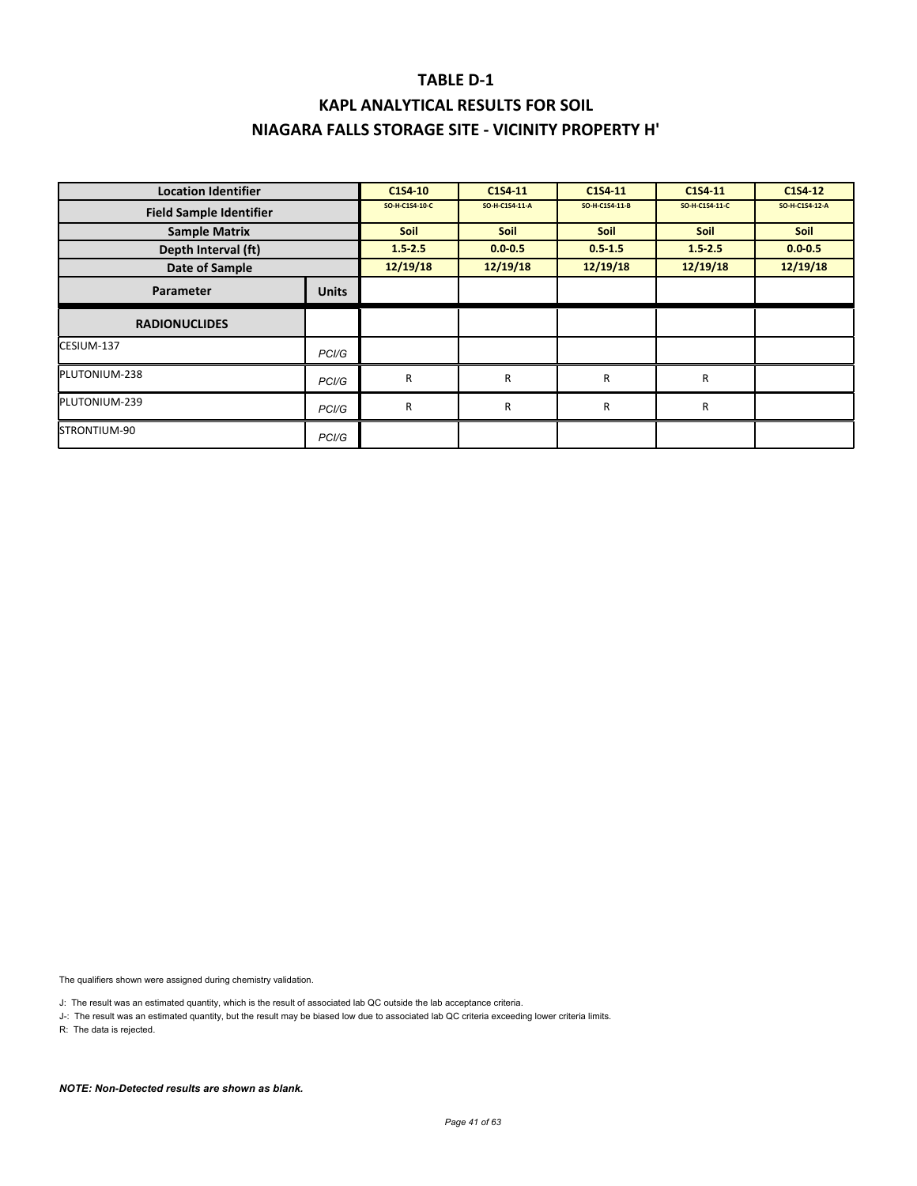# TABLE D-1

# KAPL ANALYTICAL RESULTS FOR SOIL

# NIAGARA FALLS STORAGE SITE - VICINITY PROPERTY H'

| Location Identifier | | C1S4-10 | C1S4-11 | C1S4-11 | C1S4-11 | C1S4-12 |
|---|---|---|---|---|---|---|
| Field Sample Identifier | | SO-H-C1S4-10-C | SO-H-C1S4-11-A | SO-H-C1S4-11-B | SO-H-C1S4-11-C | SO-H-C1S4-12-A |
| Sample Matrix | | Soil | Soil | Soil | Soil | Soil |
| Depth Interval (ft) | | 1.5-2.5 | 0.0-0.5 | 0.5-1.5 | 1.5-2.5 | 0.0-0.5 |
| Date of Sample | | 12/19/18 | 12/19/18 | 12/19/18 | 12/19/18 | 12/19/18 |
| Parameter | Units | | | | | |
| **RADIONUCLIDES** | | | | | | |
| CESIUM-137 | PCI/G | | | | | |
| PLUTONIUM-238 | PCI/G | R | R | R | R | |
| PLUTONIUM-239 | PCI/G | R | R | R | R | |
| STRONTIUM-90 | PCI/G | | | | | |

The qualifiers shown were assigned during chemistry validation.

J: The result was an estimated quantity, which is the result of associated lab QC outside the lab acceptance criteria.

J-: The result was an estimated quantity, but the result may be biased low due to associated lab QC criteria exceeding lower criteria limits.

R: The data is rejected.

***NOTE: Non-Detected results are shown as blank.***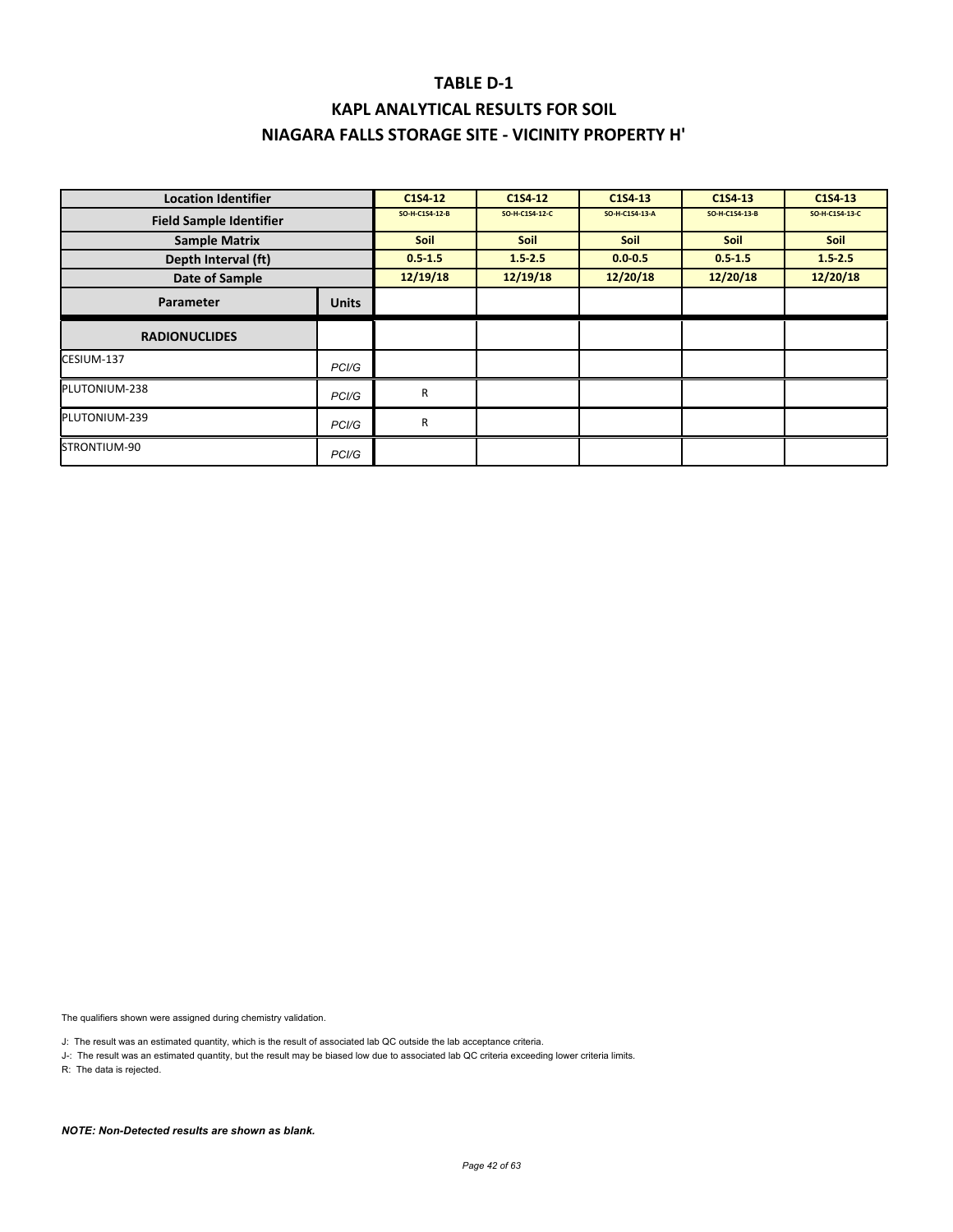# TABLE D-1

## KAPL ANALYTICAL RESULTS FOR SOIL

## NIAGARA FALLS STORAGE SITE - VICINITY PROPERTY H'

| Location Identifier | | C1S4-12 | C1S4-12 | C1S4-13 | C1S4-13 | C1S4-13 |
|---|---|---|---|---|---|---|
| Field Sample Identifier | | SO-H-C1S4-12-B | SO-H-C1S4-12-C | SO-H-C1S4-13-A | SO-H-C1S4-13-B | SO-H-C1S4-13-C |
| Sample Matrix | | Soil | Soil | Soil | Soil | Soil |
| Depth Interval (ft) | | 0.5-1.5 | 1.5-2.5 | 0.0-0.5 | 0.5-1.5 | 1.5-2.5 |
| Date of Sample | | 12/19/18 | 12/19/18 | 12/20/18 | 12/20/18 | 12/20/18 |
| Parameter | Units | | | | | |
| **RADIONUCLIDES** | | | | | | |
| CESIUM-137 | PCI/G | | | | | |
| PLUTONIUM-238 | PCI/G | R | | | | |
| PLUTONIUM-239 | PCI/G | R | | | | |
| STRONTIUM-90 | PCI/G | | | | | |

The qualifiers shown were assigned during chemistry validation.

J: The result was an estimated quantity, which is the result of associated lab QC outside the lab acceptance criteria.

J-: The result was an estimated quantity, but the result may be biased low due to associated lab QC criteria exceeding lower criteria limits.

R: The data is rejected.

***NOTE: Non-Detected results are shown as blank.***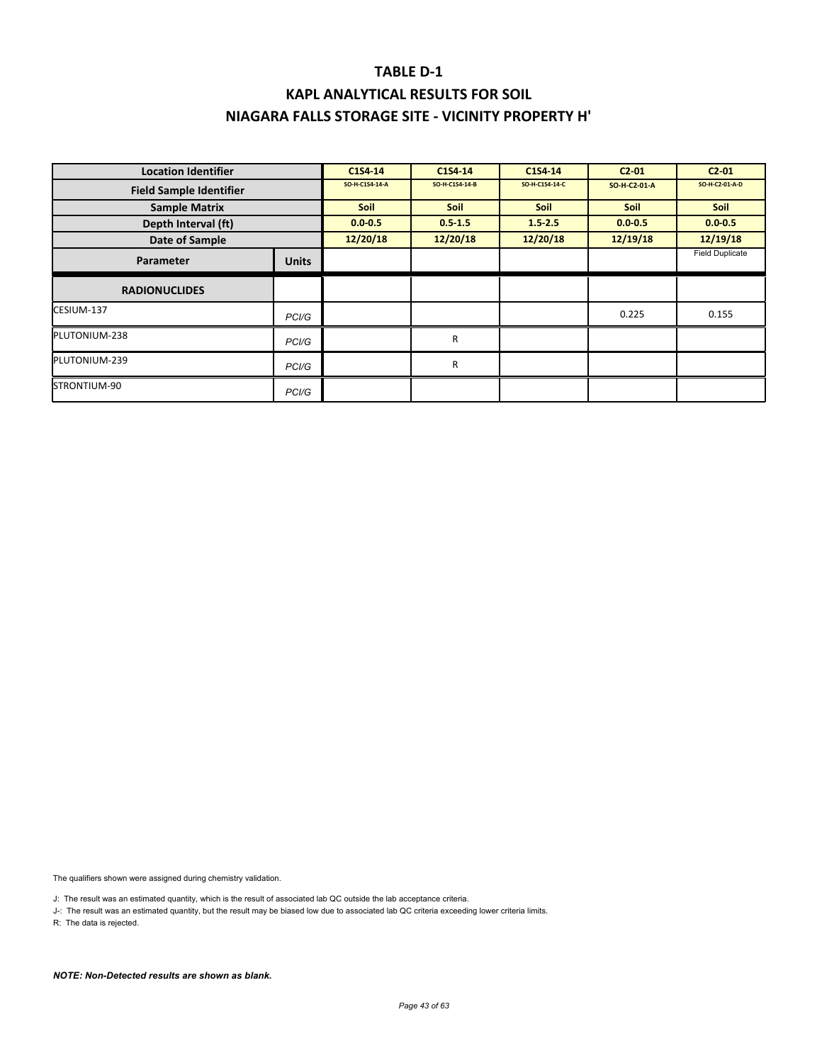# TABLE D-1

## KAPL ANALYTICAL RESULTS FOR SOIL

## NIAGARA FALLS STORAGE SITE - VICINITY PROPERTY H'

| Location Identifier | | C1S4-14 | C1S4-14 | C1S4-14 | C2-01 | C2-01 |
|---|---|---|---|---|---|---|
| Field Sample Identifier | | SO-H-C1S4-14-A | SO-H-C1S4-14-B | SO-H-C1S4-14-C | SO-H-C2-01-A | SO-H-C2-01-A-D |
| Sample Matrix | | Soil | Soil | Soil | Soil | Soil |
| Depth Interval (ft) | | 0.0-0.5 | 0.5-1.5 | 1.5-2.5 | 0.0-0.5 | 0.0-0.5 |
| Date of Sample | | 12/20/18 | 12/20/18 | 12/20/18 | 12/19/18 | 12/19/18 |
| Parameter | Units | | | | | Field Duplicate |
| **RADIONUCLIDES** | | | | | | |
| CESIUM-137 | PCI/G | | | | 0.225 | 0.155 |
| PLUTONIUM-238 | PCI/G | | R | | | |
| PLUTONIUM-239 | PCI/G | | R | | | |
| STRONTIUM-90 | PCI/G | | | | | |

The qualifiers shown were assigned during chemistry validation.

J: The result was an estimated quantity, which is the result of associated lab QC outside the lab acceptance criteria.

J-: The result was an estimated quantity, but the result may be biased low due to associated lab QC criteria exceeding lower criteria limits.

R: The data is rejected.

***NOTE: Non-Detected results are shown as blank.***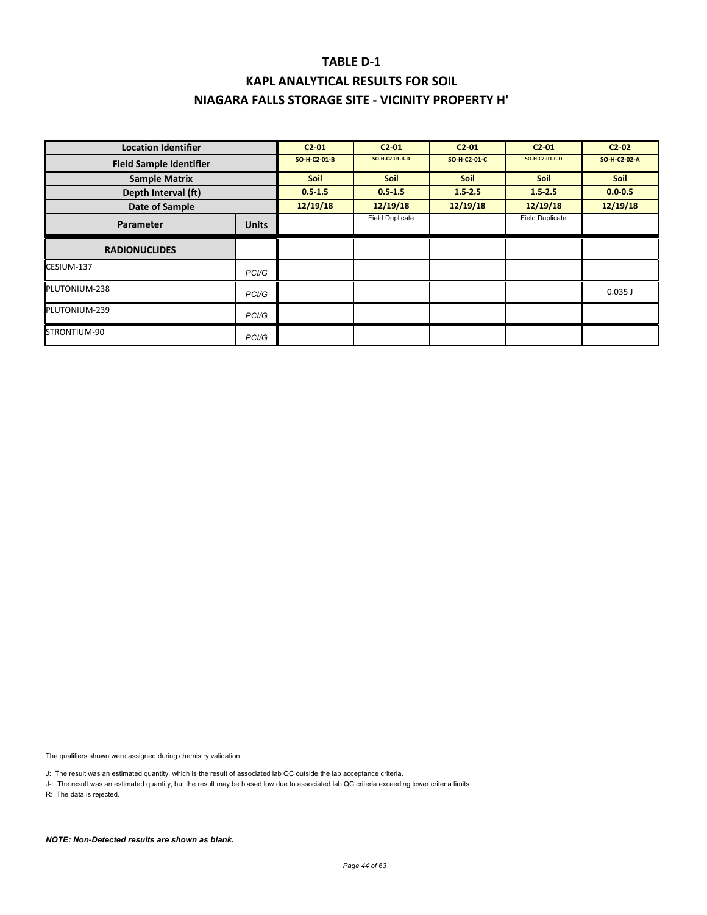# TABLE D-1

## KAPL ANALYTICAL RESULTS FOR SOIL

## NIAGARA FALLS STORAGE SITE - VICINITY PROPERTY H'

| Location Identifier | | C2-01 | C2-01 | C2-01 | C2-01 | C2-02 |
|---|---|---|---|---|---|---|
| Field Sample Identifier | | SO-H-C2-01-B | SO-H-C2-01-B-D | SO-H-C2-01-C | SO-H-C2-01-C-D | SO-H-C2-02-A |
| Sample Matrix | | Soil | Soil | Soil | Soil | Soil |
| Depth Interval (ft) | | 0.5-1.5 | 0.5-1.5 | 1.5-2.5 | 1.5-2.5 | 0.0-0.5 |
| Date of Sample | | 12/19/18 | 12/19/18 | 12/19/18 | 12/19/18 | 12/19/18 |
| Parameter | Units | | Field Duplicate | | Field Duplicate | |
| **RADIONUCLIDES** | | | | | | |
| CESIUM-137 | PCI/G | | | | | |
| PLUTONIUM-238 | PCI/G | | | | | 0.035 J |
| PLUTONIUM-239 | PCI/G | | | | | |
| STRONTIUM-90 | PCI/G | | | | | |

The qualifiers shown were assigned during chemistry validation.

J: The result was an estimated quantity, which is the result of associated lab QC outside the lab acceptance criteria.

J-: The result was an estimated quantity, but the result may be biased low due to associated lab QC criteria exceeding lower criteria limits.

R: The data is rejected.

***NOTE: Non-Detected results are shown as blank.***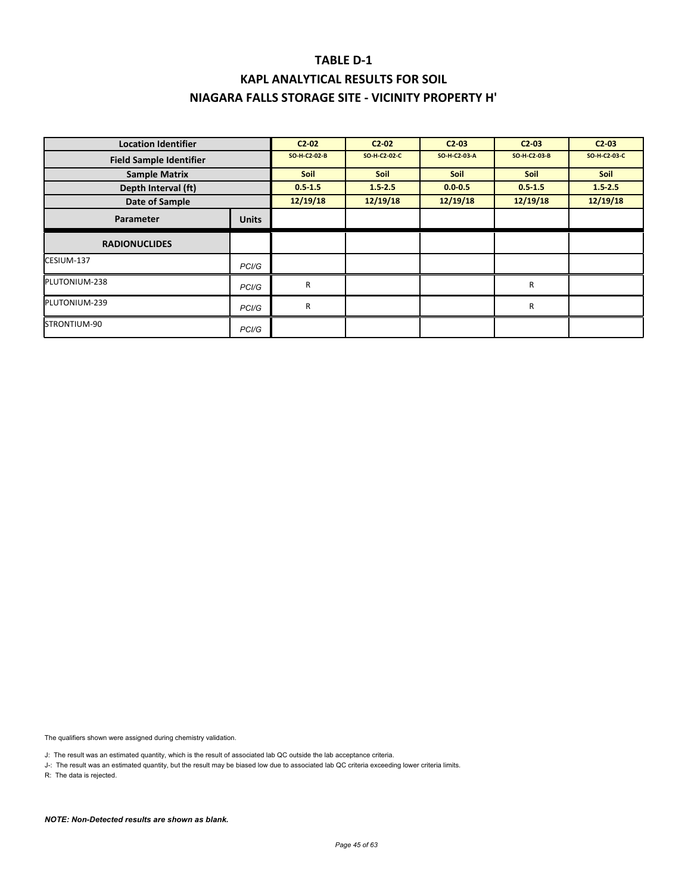# TABLE D-1

## KAPL ANALYTICAL RESULTS FOR SOIL

## NIAGARA FALLS STORAGE SITE - VICINITY PROPERTY H'

| Location Identifier | | C2-02 | C2-02 | C2-03 | C2-03 | C2-03 |
|---|---|---|---|---|---|---|
| Field Sample Identifier | | SO-H-C2-02-B | SO-H-C2-02-C | SO-H-C2-03-A | SO-H-C2-03-B | SO-H-C2-03-C |
| Sample Matrix | | Soil | Soil | Soil | Soil | Soil |
| Depth Interval (ft) | | 0.5-1.5 | 1.5-2.5 | 0.0-0.5 | 0.5-1.5 | 1.5-2.5 |
| Date of Sample | | 12/19/18 | 12/19/18 | 12/19/18 | 12/19/18 | 12/19/18 |
| **Parameter** | **Units** | | | | | |
| **RADIONUCLIDES** | | | | | | |
| CESIUM-137 | PCI/G | | | | | |
| PLUTONIUM-238 | PCI/G | R | | | R | |
| PLUTONIUM-239 | PCI/G | R | | | R | |
| STRONTIUM-90 | PCI/G | | | | | |

The qualifiers shown were assigned during chemistry validation.

J: The result was an estimated quantity, which is the result of associated lab QC outside the lab acceptance criteria.

J-: The result was an estimated quantity, but the result may be biased low due to associated lab QC criteria exceeding lower criteria limits.

R: The data is rejected.

***NOTE: Non-Detected results are shown as blank.***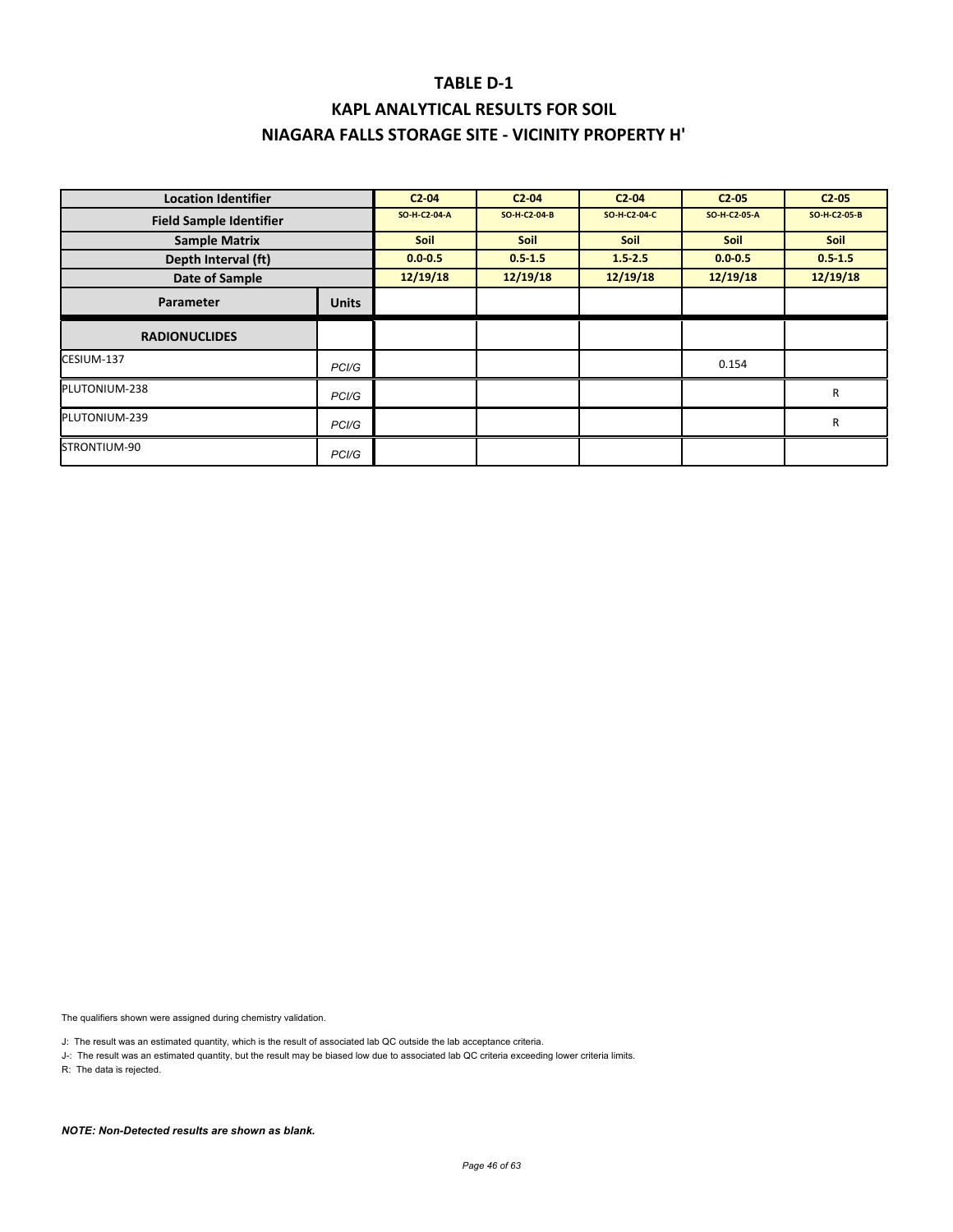# TABLE D-1

## KAPL ANALYTICAL RESULTS FOR SOIL

## NIAGARA FALLS STORAGE SITE - VICINITY PROPERTY H'

| Location Identifier | | C2-04 | C2-04 | C2-04 | C2-05 | C2-05 |
|---|---|---|---|---|---|---|
| Field Sample Identifier | | SO-H-C2-04-A | SO-H-C2-04-B | SO-H-C2-04-C | SO-H-C2-05-A | SO-H-C2-05-B |
| Sample Matrix | | Soil | Soil | Soil | Soil | Soil |
| Depth Interval (ft) | | 0.0-0.5 | 0.5-1.5 | 1.5-2.5 | 0.0-0.5 | 0.5-1.5 |
| Date of Sample | | 12/19/18 | 12/19/18 | 12/19/18 | 12/19/18 | 12/19/18 |
| **Parameter** | **Units** | | | | | |
| **RADIONUCLIDES** | | | | | | |
| CESIUM-137 | PCI/G | | | | 0.154 | |
| PLUTONIUM-238 | PCI/G | | | | | R |
| PLUTONIUM-239 | PCI/G | | | | | R |
| STRONTIUM-90 | PCI/G | | | | | |

The qualifiers shown were assigned during chemistry validation.

J: The result was an estimated quantity, which is the result of associated lab QC outside the lab acceptance criteria.

J-: The result was an estimated quantity, but the result may be biased low due to associated lab QC criteria exceeding lower criteria limits.

R: The data is rejected.

***NOTE: Non-Detected results are shown as blank.***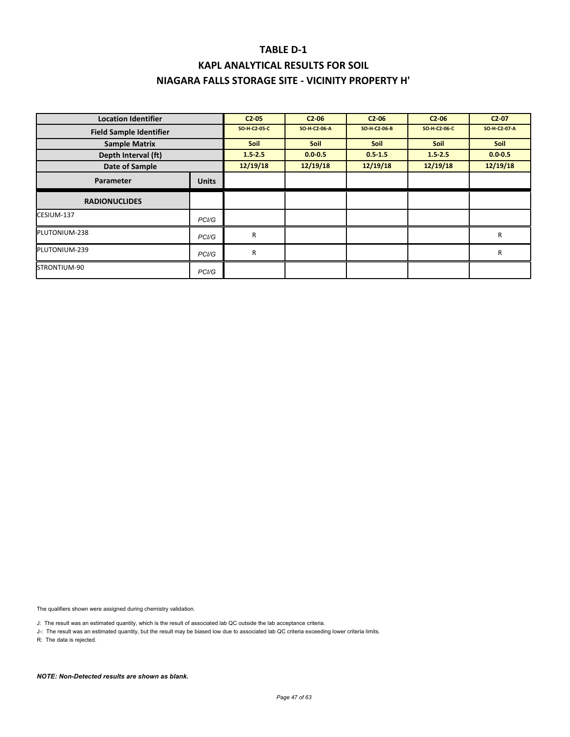# TABLE D-1

## KAPL ANALYTICAL RESULTS FOR SOIL

## NIAGARA FALLS STORAGE SITE - VICINITY PROPERTY H'

| Location Identifier | | C2-05 | C2-06 | C2-06 | C2-06 | C2-07 |
|---|---|---|---|---|---|---|
| Field Sample Identifier | | SO-H-C2-05-C | SO-H-C2-06-A | SO-H-C2-06-B | SO-H-C2-06-C | SO-H-C2-07-A |
| Sample Matrix | | Soil | Soil | Soil | Soil | Soil |
| Depth Interval (ft) | | 1.5-2.5 | 0.0-0.5 | 0.5-1.5 | 1.5-2.5 | 0.0-0.5 |
| Date of Sample | | 12/19/18 | 12/19/18 | 12/19/18 | 12/19/18 | 12/19/18 |
| Parameter | Units | | | | | |
| **RADIONUCLIDES** | | | | | | |
| CESIUM-137 | PCI/G | | | | | |
| PLUTONIUM-238 | PCI/G | R | | | | R |
| PLUTONIUM-239 | PCI/G | R | | | | R |
| STRONTIUM-90 | PCI/G | | | | | |

The qualifiers shown were assigned during chemistry validation.

J: The result was an estimated quantity, which is the result of associated lab QC outside the lab acceptance criteria.

J-: The result was an estimated quantity, but the result may be biased low due to associated lab QC criteria exceeding lower criteria limits.

R: The data is rejected.

***NOTE: Non-Detected results are shown as blank.***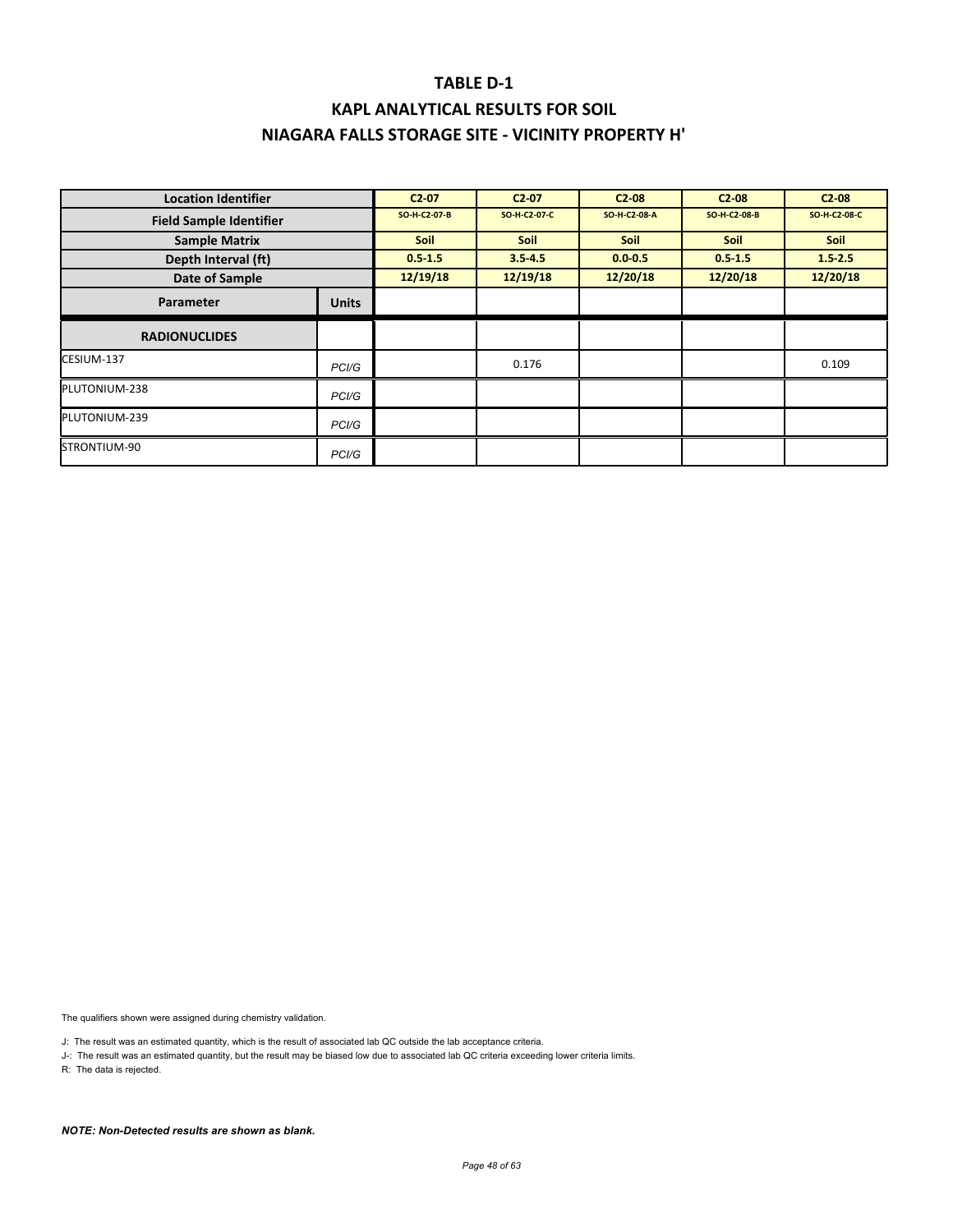# TABLE D-1

## KAPL ANALYTICAL RESULTS FOR SOIL

## NIAGARA FALLS STORAGE SITE - VICINITY PROPERTY H'

| Location Identifier | | C2-07 | C2-07 | C2-08 | C2-08 | C2-08 |
|---|---|---|---|---|---|---|
| Field Sample Identifier | | SO-H-C2-07-B | SO-H-C2-07-C | SO-H-C2-08-A | SO-H-C2-08-B | SO-H-C2-08-C |
| Sample Matrix | | Soil | Soil | Soil | Soil | Soil |
| Depth Interval (ft) | | 0.5-1.5 | 3.5-4.5 | 0.0-0.5 | 0.5-1.5 | 1.5-2.5 |
| Date of Sample | | 12/19/18 | 12/19/18 | 12/20/18 | 12/20/18 | 12/20/18 |
| **Parameter** | **Units** | | | | | |
| **RADIONUCLIDES** | | | | | | |
| CESIUM-137 | PCI/G | | 0.176 | | | 0.109 |
| PLUTONIUM-238 | PCI/G | | | | | |
| PLUTONIUM-239 | PCI/G | | | | | |
| STRONTIUM-90 | PCI/G | | | | | |

The qualifiers shown were assigned during chemistry validation.

J: The result was an estimated quantity, which is the result of associated lab QC outside the lab acceptance criteria.

J-: The result was an estimated quantity, but the result may be biased low due to associated lab QC criteria exceeding lower criteria limits.

R: The data is rejected.

***NOTE: Non-Detected results are shown as blank.***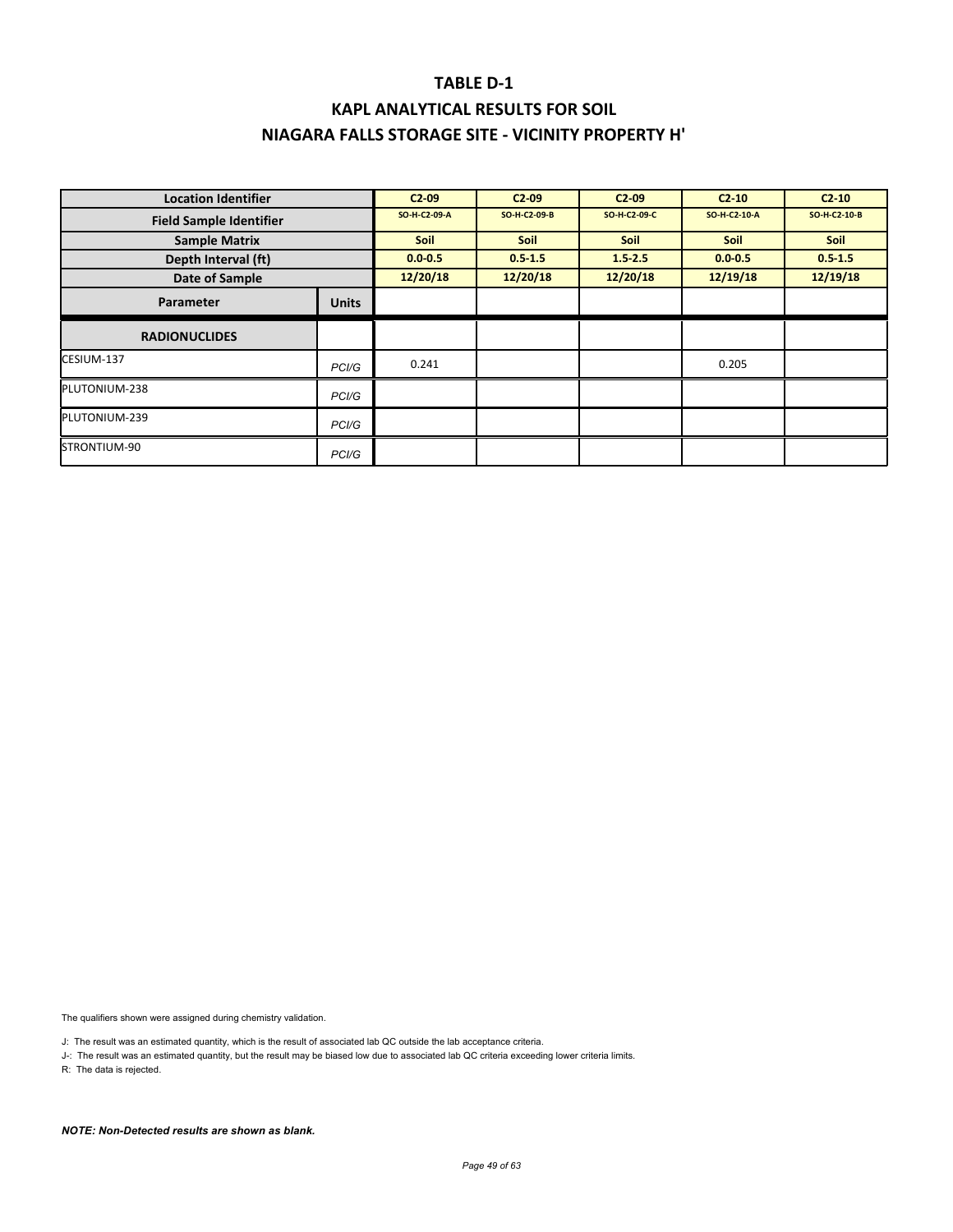# TABLE D-1

## KAPL ANALYTICAL RESULTS FOR SOIL

## NIAGARA FALLS STORAGE SITE - VICINITY PROPERTY H'

| Location Identifier | | C2-09 | C2-09 | C2-09 | C2-10 | C2-10 |
|---|---|---|---|---|---|---|
| Field Sample Identifier | | SO-H-C2-09-A | SO-H-C2-09-B | SO-H-C2-09-C | SO-H-C2-10-A | SO-H-C2-10-B |
| Sample Matrix | | Soil | Soil | Soil | Soil | Soil |
| Depth Interval (ft) | | 0.0-0.5 | 0.5-1.5 | 1.5-2.5 | 0.0-0.5 | 0.5-1.5 |
| Date of Sample | | 12/20/18 | 12/20/18 | 12/20/18 | 12/19/18 | 12/19/18 |
| **Parameter** | **Units** | | | | | |
| **RADIONUCLIDES** | | | | | | |
| CESIUM-137 | PCI/G | 0.241 | | | 0.205 | |
| PLUTONIUM-238 | PCI/G | | | | | |
| PLUTONIUM-239 | PCI/G | | | | | |
| STRONTIUM-90 | PCI/G | | | | | |

The qualifiers shown were assigned during chemistry validation.

J: The result was an estimated quantity, which is the result of associated lab QC outside the lab acceptance criteria.

J-: The result was an estimated quantity, but the result may be biased low due to associated lab QC criteria exceeding lower criteria limits.

R: The data is rejected.

***NOTE: Non-Detected results are shown as blank.***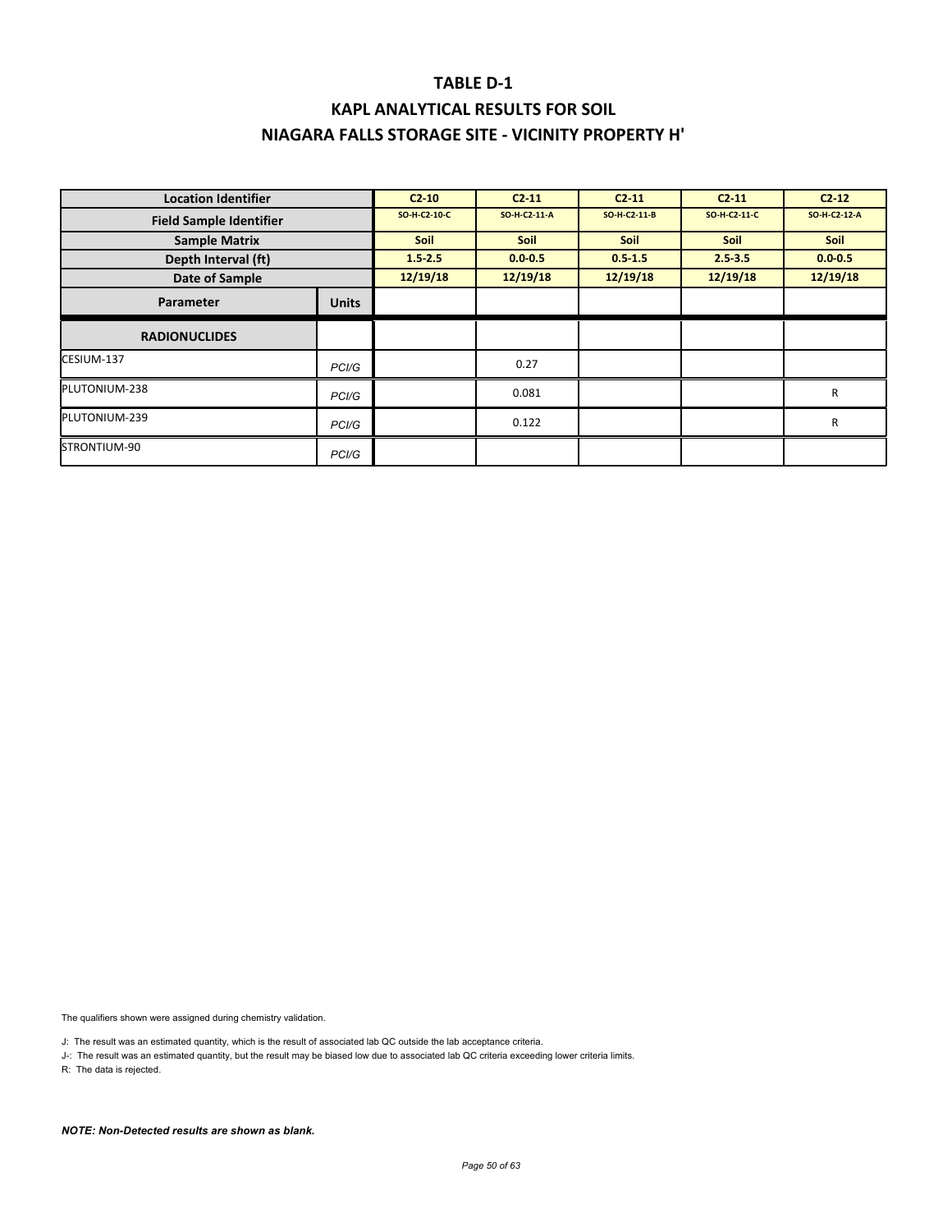# TABLE D-1

## KAPL ANALYTICAL RESULTS FOR SOIL

## NIAGARA FALLS STORAGE SITE - VICINITY PROPERTY H'

| Location Identifier | | C2-10 | C2-11 | C2-11 | C2-11 | C2-12 |
|---|---|---|---|---|---|---|
| Field Sample Identifier | | SO-H-C2-10-C | SO-H-C2-11-A | SO-H-C2-11-B | SO-H-C2-11-C | SO-H-C2-12-A |
| Sample Matrix | | Soil | Soil | Soil | Soil | Soil |
| Depth Interval (ft) | | 1.5-2.5 | 0.0-0.5 | 0.5-1.5 | 2.5-3.5 | 0.0-0.5 |
| Date of Sample | | 12/19/18 | 12/19/18 | 12/19/18 | 12/19/18 | 12/19/18 |
| **Parameter** | **Units** | | | | | |
| **RADIONUCLIDES** | | | | | | |
| CESIUM-137 | PCI/G | | 0.27 | | | |
| PLUTONIUM-238 | PCI/G | | 0.081 | | | R |
| PLUTONIUM-239 | PCI/G | | 0.122 | | | R |
| STRONTIUM-90 | PCI/G | | | | | |

The qualifiers shown were assigned during chemistry validation.

J: The result was an estimated quantity, which is the result of associated lab QC outside the lab acceptance criteria.

J-: The result was an estimated quantity, but the result may be biased low due to associated lab QC criteria exceeding lower criteria limits.

R: The data is rejected.

***NOTE: Non-Detected results are shown as blank.***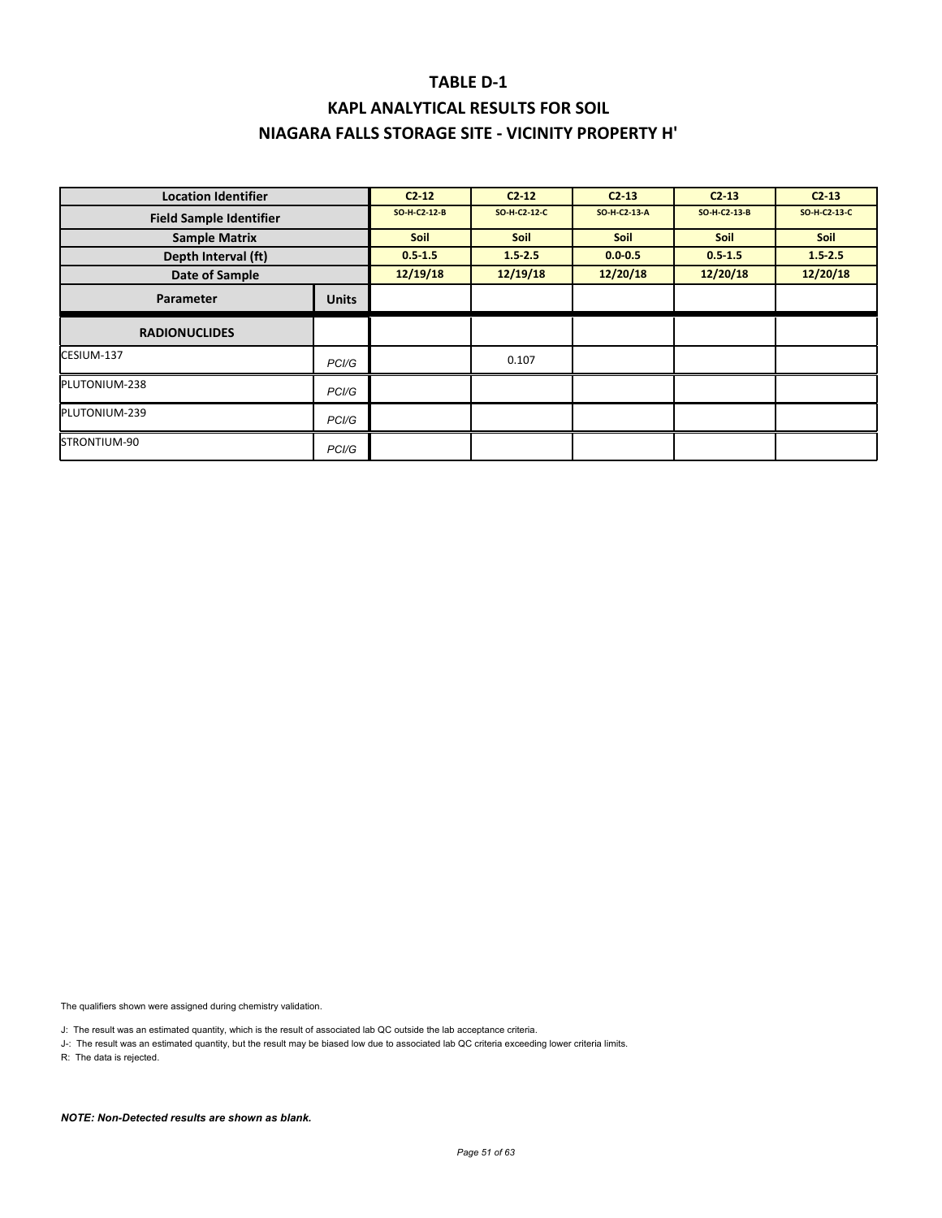# TABLE D-1

## KAPL ANALYTICAL RESULTS FOR SOIL

## NIAGARA FALLS STORAGE SITE - VICINITY PROPERTY H'

| Location Identifier | | C2-12 | C2-12 | C2-13 | C2-13 | C2-13 |
|---|---|---|---|---|---|---|
| Field Sample Identifier | | SO-H-C2-12-B | SO-H-C2-12-C | SO-H-C2-13-A | SO-H-C2-13-B | SO-H-C2-13-C |
| Sample Matrix | | Soil | Soil | Soil | Soil | Soil |
| Depth Interval (ft) | | 0.5-1.5 | 1.5-2.5 | 0.0-0.5 | 0.5-1.5 | 1.5-2.5 |
| Date of Sample | | 12/19/18 | 12/19/18 | 12/20/18 | 12/20/18 | 12/20/18 |
| Parameter | Units | | | | | |
| **RADIONUCLIDES** | | | | | | |
| CESIUM-137 | PCI/G | | 0.107 | | | |
| PLUTONIUM-238 | PCI/G | | | | | |
| PLUTONIUM-239 | PCI/G | | | | | |
| STRONTIUM-90 | PCI/G | | | | | |

The qualifiers shown were assigned during chemistry validation.

J: The result was an estimated quantity, which is the result of associated lab QC outside the lab acceptance criteria.

J-: The result was an estimated quantity, but the result may be biased low due to associated lab QC criteria exceeding lower criteria limits.

R: The data is rejected.

***NOTE: Non-Detected results are shown as blank.***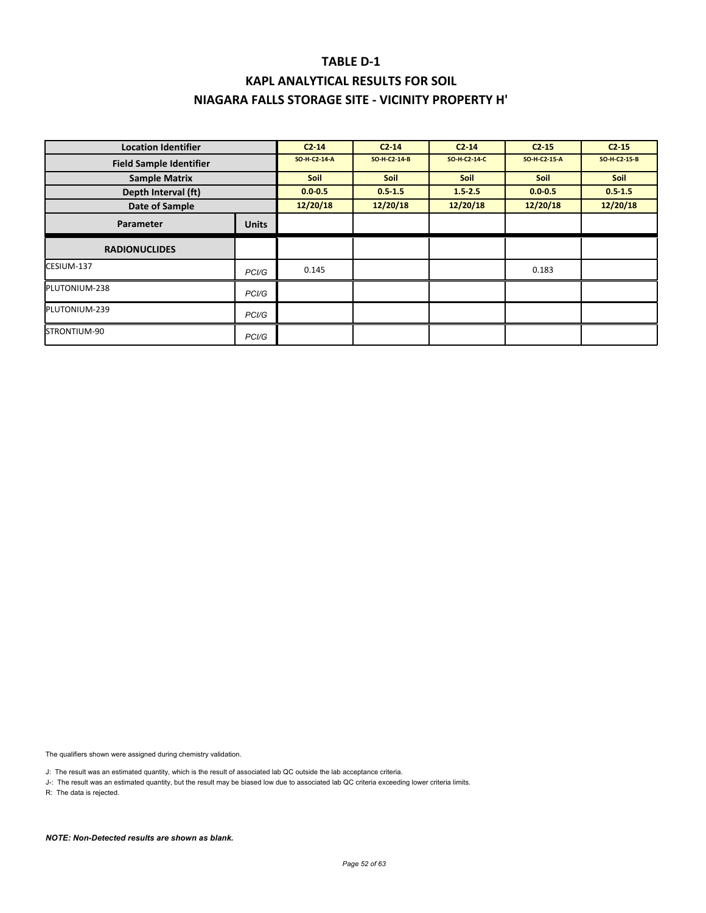# TABLE D-1

## KAPL ANALYTICAL RESULTS FOR SOIL

## NIAGARA FALLS STORAGE SITE - VICINITY PROPERTY H'

| Location Identifier | | C2-14 | C2-14 | C2-14 | C2-15 | C2-15 |
|---|---|---|---|---|---|---|
| Field Sample Identifier | | SO-H-C2-14-A | SO-H-C2-14-B | SO-H-C2-14-C | SO-H-C2-15-A | SO-H-C2-15-B |
| Sample Matrix | | Soil | Soil | Soil | Soil | Soil |
| Depth Interval (ft) | | 0.0-0.5 | 0.5-1.5 | 1.5-2.5 | 0.0-0.5 | 0.5-1.5 |
| Date of Sample | | 12/20/18 | 12/20/18 | 12/20/18 | 12/20/18 | 12/20/18 |
| **Parameter** | **Units** | | | | | |
| **RADIONUCLIDES** | | | | | | |
| CESIUM-137 | PCI/G | 0.145 | | | 0.183 | |
| PLUTONIUM-238 | PCI/G | | | | | |
| PLUTONIUM-239 | PCI/G | | | | | |
| STRONTIUM-90 | PCI/G | | | | | |

The qualifiers shown were assigned during chemistry validation.

J: The result was an estimated quantity, which is the result of associated lab QC outside the lab acceptance criteria.

J-: The result was an estimated quantity, but the result may be biased low due to associated lab QC criteria exceeding lower criteria limits.

R: The data is rejected.

***NOTE: Non-Detected results are shown as blank.***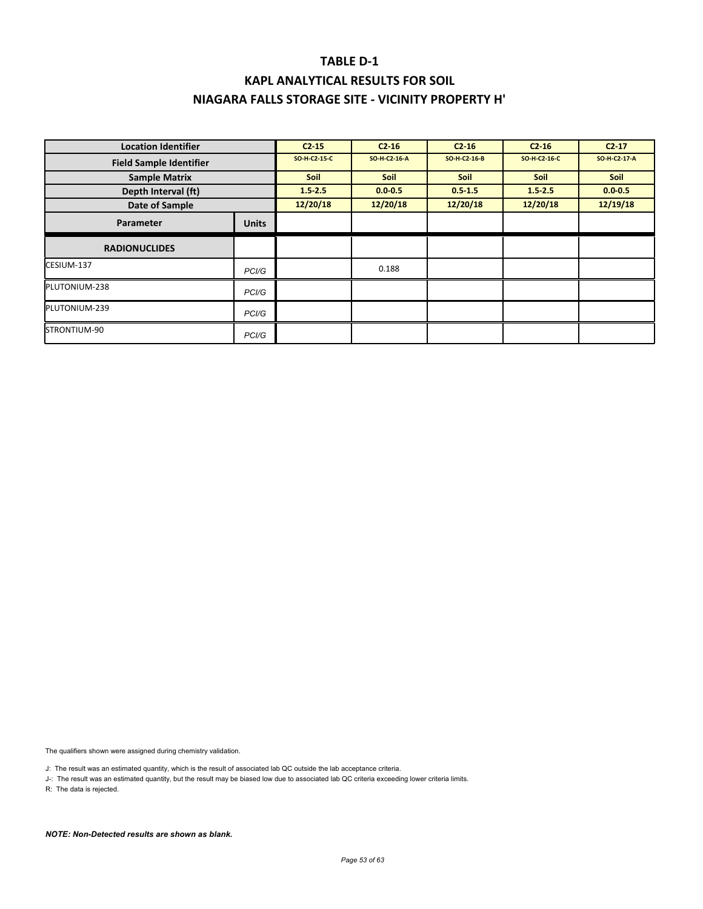# TABLE D-1

## KAPL ANALYTICAL RESULTS FOR SOIL

## NIAGARA FALLS STORAGE SITE - VICINITY PROPERTY H'

| Location Identifier | | C2-15 | C2-16 | C2-16 | C2-16 | C2-17 |
|---|---|---|---|---|---|---|
| Field Sample Identifier | | SO-H-C2-15-C | SO-H-C2-16-A | SO-H-C2-16-B | SO-H-C2-16-C | SO-H-C2-17-A |
| Sample Matrix | | Soil | Soil | Soil | Soil | Soil |
| Depth Interval (ft) | | 1.5-2.5 | 0.0-0.5 | 0.5-1.5 | 1.5-2.5 | 0.0-0.5 |
| Date of Sample | | 12/20/18 | 12/20/18 | 12/20/18 | 12/20/18 | 12/19/18 |
| **Parameter** | **Units** | | | | | |
| **RADIONUCLIDES** | | | | | | |
| CESIUM-137 | PCI/G | | 0.188 | | | |
| PLUTONIUM-238 | PCI/G | | | | | |
| PLUTONIUM-239 | PCI/G | | | | | |
| STRONTIUM-90 | PCI/G | | | | | |

The qualifiers shown were assigned during chemistry validation.

J: The result was an estimated quantity, which is the result of associated lab QC outside the lab acceptance criteria.

J-: The result was an estimated quantity, but the result may be biased low due to associated lab QC criteria exceeding lower criteria limits.

R: The data is rejected.

***NOTE: Non-Detected results are shown as blank.***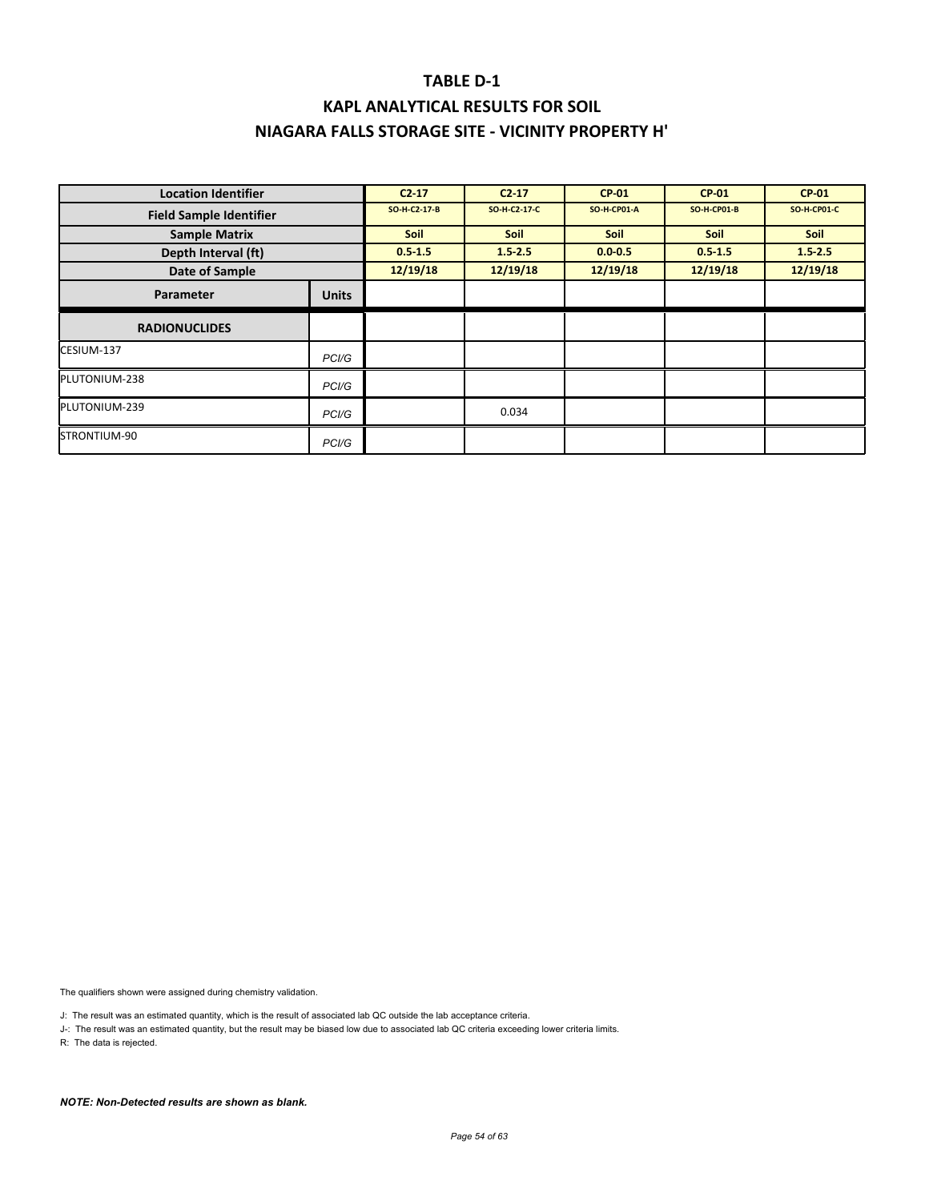# TABLE D-1

## KAPL ANALYTICAL RESULTS FOR SOIL

## NIAGARA FALLS STORAGE SITE - VICINITY PROPERTY H'

| Location Identifier | | C2-17 | C2-17 | CP-01 | CP-01 | CP-01 |
|---|---|---|---|---|---|---|
| Field Sample Identifier | | SO-H-C2-17-B | SO-H-C2-17-C | SO-H-CP01-A | SO-H-CP01-B | SO-H-CP01-C |
| Sample Matrix | | Soil | Soil | Soil | Soil | Soil |
| Depth Interval (ft) | | 0.5-1.5 | 1.5-2.5 | 0.0-0.5 | 0.5-1.5 | 1.5-2.5 |
| Date of Sample | | 12/19/18 | 12/19/18 | 12/19/18 | 12/19/18 | 12/19/18 |
| Parameter | Units | | | | | |
| RADIONUCLIDES | | | | | | |
| CESIUM-137 | PCI/G | | | | | |
| PLUTONIUM-238 | PCI/G | | | | | |
| PLUTONIUM-239 | PCI/G | | 0.034 | | | |
| STRONTIUM-90 | PCI/G | | | | | |

The qualifiers shown were assigned during chemistry validation.

J: The result was an estimated quantity, which is the result of associated lab QC outside the lab acceptance criteria.

J-: The result was an estimated quantity, but the result may be biased low due to associated lab QC criteria exceeding lower criteria limits.

R: The data is rejected.

***NOTE: Non-Detected results are shown as blank.***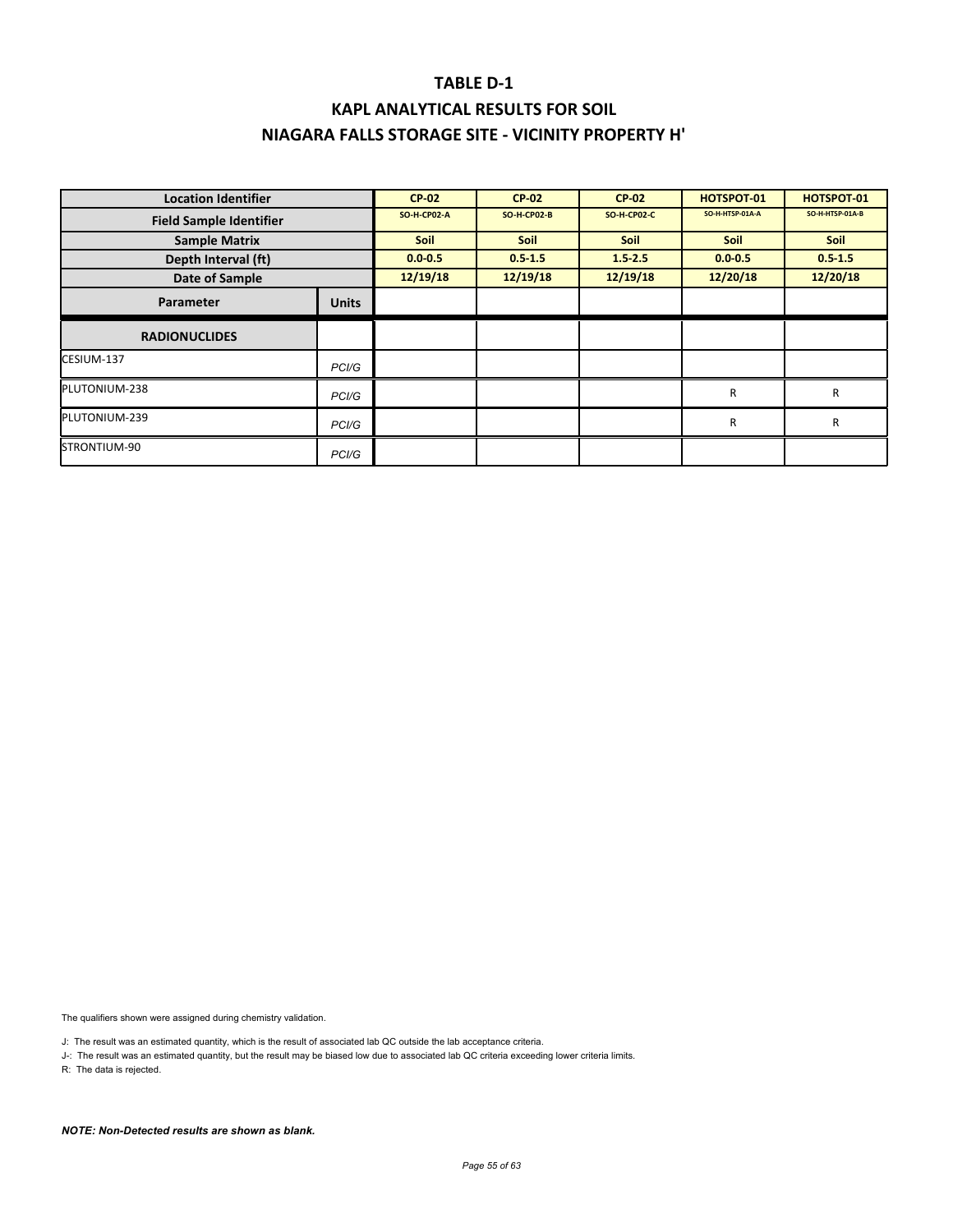# TABLE D-1

## KAPL ANALYTICAL RESULTS FOR SOIL

## NIAGARA FALLS STORAGE SITE - VICINITY PROPERTY H'

| Location Identifier | | CP-02 | CP-02 | CP-02 | HOTSPOT-01 | HOTSPOT-01 |
|---|---|---|---|---|---|---|
| Field Sample Identifier | | SO-H-CP02-A | SO-H-CP02-B | SO-H-CP02-C | SO-H-HTSP-01A-A | SO-H-HTSP-01A-B |
| Sample Matrix | | Soil | Soil | Soil | Soil | Soil |
| Depth Interval (ft) | | 0.0-0.5 | 0.5-1.5 | 1.5-2.5 | 0.0-0.5 | 0.5-1.5 |
| Date of Sample | | 12/19/18 | 12/19/18 | 12/19/18 | 12/20/18 | 12/20/18 |
| **Parameter** | **Units** | | | | | |
| **RADIONUCLIDES** | | | | | | |
| CESIUM-137 | PCI/G | | | | | |
| PLUTONIUM-238 | PCI/G | | | | R | R |
| PLUTONIUM-239 | PCI/G | | | | R | R |
| STRONTIUM-90 | PCI/G | | | | | |

The qualifiers shown were assigned during chemistry validation.

J: The result was an estimated quantity, which is the result of associated lab QC outside the lab acceptance criteria.

J-: The result was an estimated quantity, but the result may be biased low due to associated lab QC criteria exceeding lower criteria limits.

R: The data is rejected.

***NOTE: Non-Detected results are shown as blank.***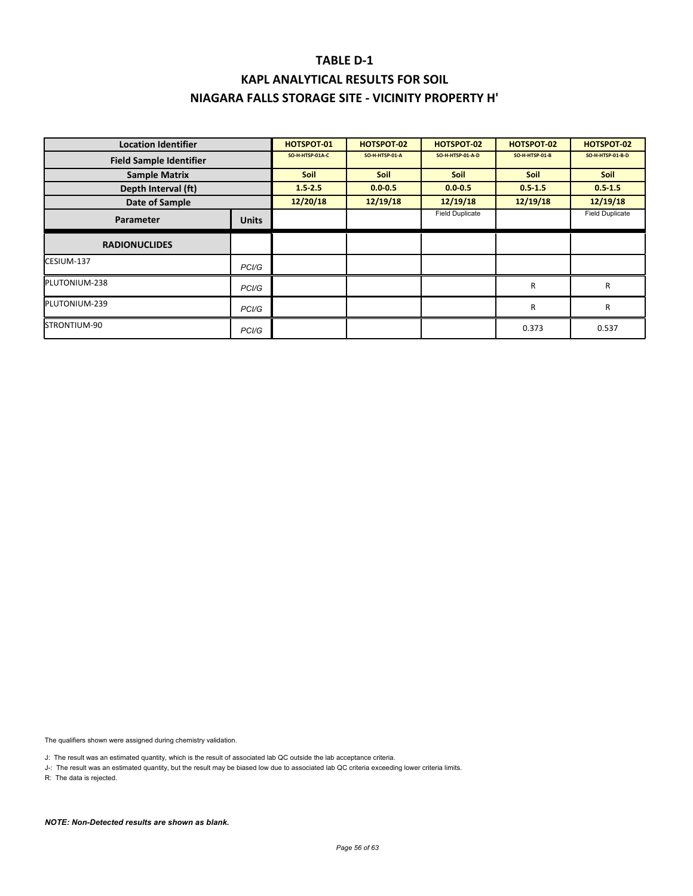# TABLE D-1

## KAPL ANALYTICAL RESULTS FOR SOIL

## NIAGARA FALLS STORAGE SITE - VICINITY PROPERTY H'

| Location Identifier | | HOTSPOT-01 | HOTSPOT-02 | HOTSPOT-02 | HOTSPOT-02 | HOTSPOT-02 |
|---|---|---|---|---|---|---|
| Field Sample Identifier | | SO-H-HTSP-01A-C | SO-H-HTSP-01-A | SO-H-HTSP-01-A-D | SO-H-HTSP-01-B | SO-H-HTSP-01-B-D |
| Sample Matrix | | Soil | Soil | Soil | Soil | Soil |
| Depth Interval (ft) | | 1.5-2.5 | 0.0-0.5 | 0.0-0.5 | 0.5-1.5 | 0.5-1.5 |
| Date of Sample | | 12/20/18 | 12/19/18 | 12/19/18 | 12/19/18 | 12/19/18 |
| Parameter | Units | | | Field Duplicate | | Field Duplicate |
| **RADIONUCLIDES** | | | | | | |
| CESIUM-137 | PCI/G | | | | | |
| PLUTONIUM-238 | PCI/G | | | | R | R |
| PLUTONIUM-239 | PCI/G | | | | R | R |
| STRONTIUM-90 | PCI/G | | | | 0.373 | 0.537 |

The qualifiers shown were assigned during chemistry validation.

J: The result was an estimated quantity, which is the result of associated lab QC outside the lab acceptance criteria.

J-: The result was an estimated quantity, but the result may be biased low due to associated lab QC criteria exceeding lower criteria limits.

R: The data is rejected.

***NOTE: Non-Detected results are shown as blank.***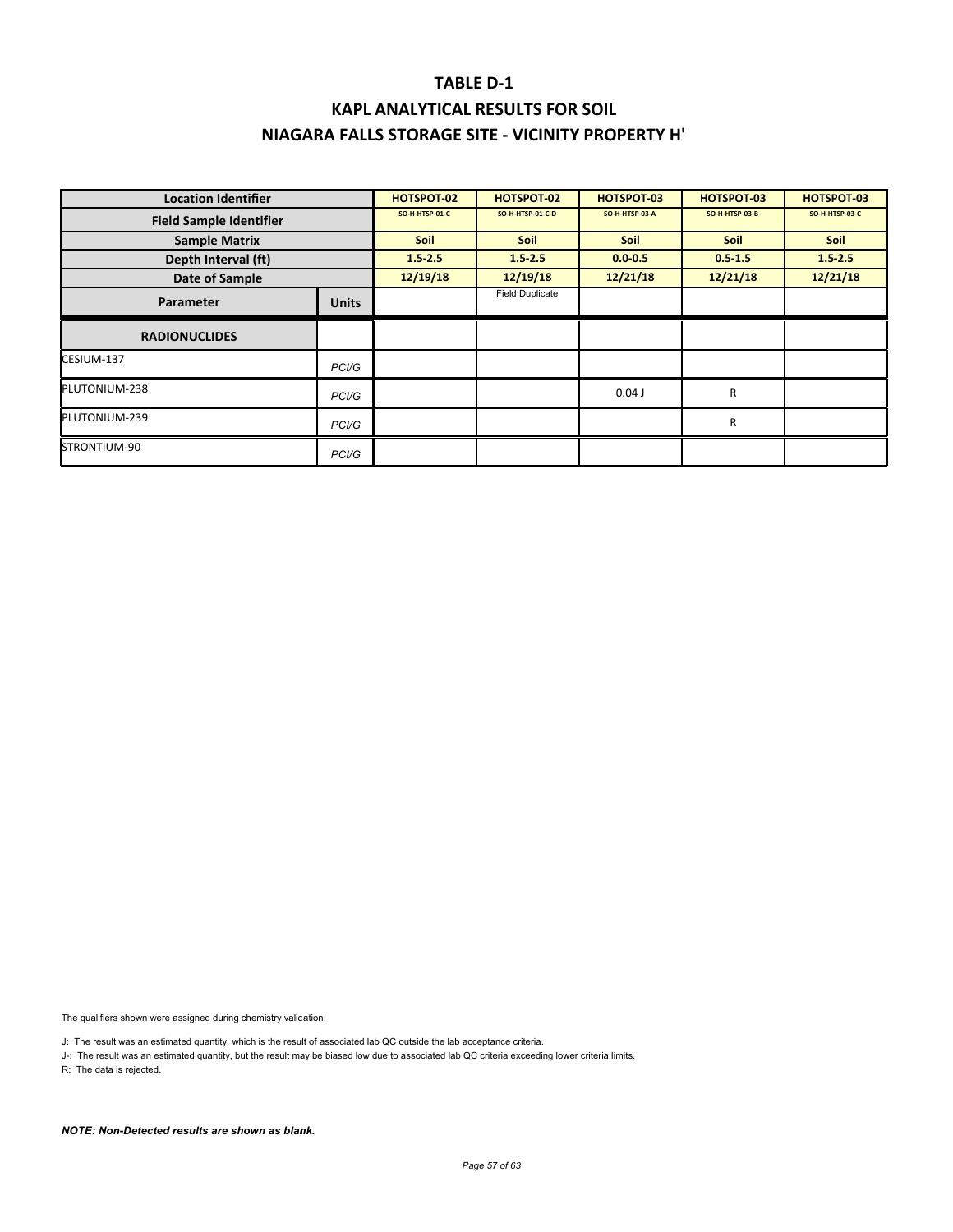# TABLE D-1

## KAPL ANALYTICAL RESULTS FOR SOIL

## NIAGARA FALLS STORAGE SITE - VICINITY PROPERTY H'

| Location Identifier | | HOTSPOT-02 | HOTSPOT-02 | HOTSPOT-03 | HOTSPOT-03 | HOTSPOT-03 |
|---|---|---|---|---|---|---|
| Field Sample Identifier | | SO-H-HTSP-01-C | SO-H-HTSP-01-C-D | SO-H-HTSP-03-A | SO-H-HTSP-03-B | SO-H-HTSP-03-C |
| Sample Matrix | | Soil | Soil | Soil | Soil | Soil |
| Depth Interval (ft) | | 1.5-2.5 | 1.5-2.5 | 0.0-0.5 | 0.5-1.5 | 1.5-2.5 |
| Date of Sample | | 12/19/18 | 12/19/18 | 12/21/18 | 12/21/18 | 12/21/18 |
| Parameter | Units | | Field Duplicate | | | |
| **RADIONUCLIDES** | | | | | | |
| CESIUM-137 | PCI/G | | | | | |
| PLUTONIUM-238 | PCI/G | | | 0.04 J | R | |
| PLUTONIUM-239 | PCI/G | | | | R | |
| STRONTIUM-90 | PCI/G | | | | | |

The qualifiers shown were assigned during chemistry validation.

J: The result was an estimated quantity, which is the result of associated lab QC outside the lab acceptance criteria.

J-: The result was an estimated quantity, but the result may be biased low due to associated lab QC criteria exceeding lower criteria limits.

R: The data is rejected.

***NOTE: Non-Detected results are shown as blank.***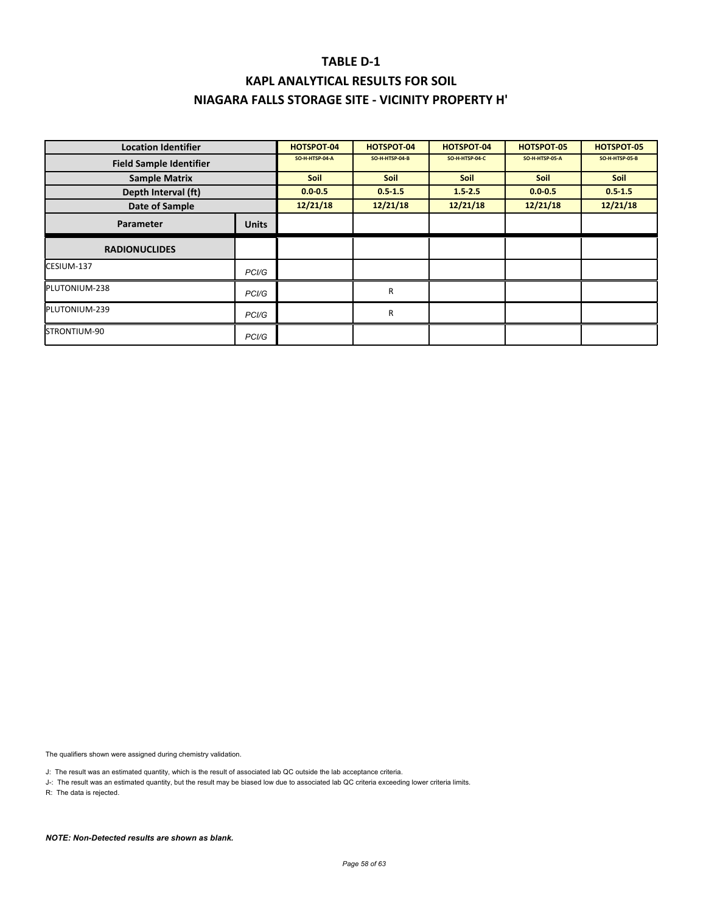# TABLE D-1

# KAPL ANALYTICAL RESULTS FOR SOIL

# NIAGARA FALLS STORAGE SITE - VICINITY PROPERTY H'

| Location Identifier | | HOTSPOT-04 | HOTSPOT-04 | HOTSPOT-04 | HOTSPOT-05 | HOTSPOT-05 |
|---|---|---|---|---|---|---|
| Field Sample Identifier | | SO-H-HTSP-04-A | SO-H-HTSP-04-B | SO-H-HTSP-04-C | SO-H-HTSP-05-A | SO-H-HTSP-05-B |
| Sample Matrix | | Soil | Soil | Soil | Soil | Soil |
| Depth Interval (ft) | | 0.0-0.5 | 0.5-1.5 | 1.5-2.5 | 0.0-0.5 | 0.5-1.5 |
| Date of Sample | | 12/21/18 | 12/21/18 | 12/21/18 | 12/21/18 | 12/21/18 |
| Parameter | Units | | | | | |
| **RADIONUCLIDES** | | | | | | |
| CESIUM-137 | PCI/G | | | | | |
| PLUTONIUM-238 | PCI/G | | R | | | |
| PLUTONIUM-239 | PCI/G | | R | | | |
| STRONTIUM-90 | PCI/G | | | | | |

The qualifiers shown were assigned during chemistry validation.

J: The result was an estimated quantity, which is the result of associated lab QC outside the lab acceptance criteria.

J-: The result was an estimated quantity, but the result may be biased low due to associated lab QC criteria exceeding lower criteria limits.

R: The data is rejected.

***NOTE: Non-Detected results are shown as blank.***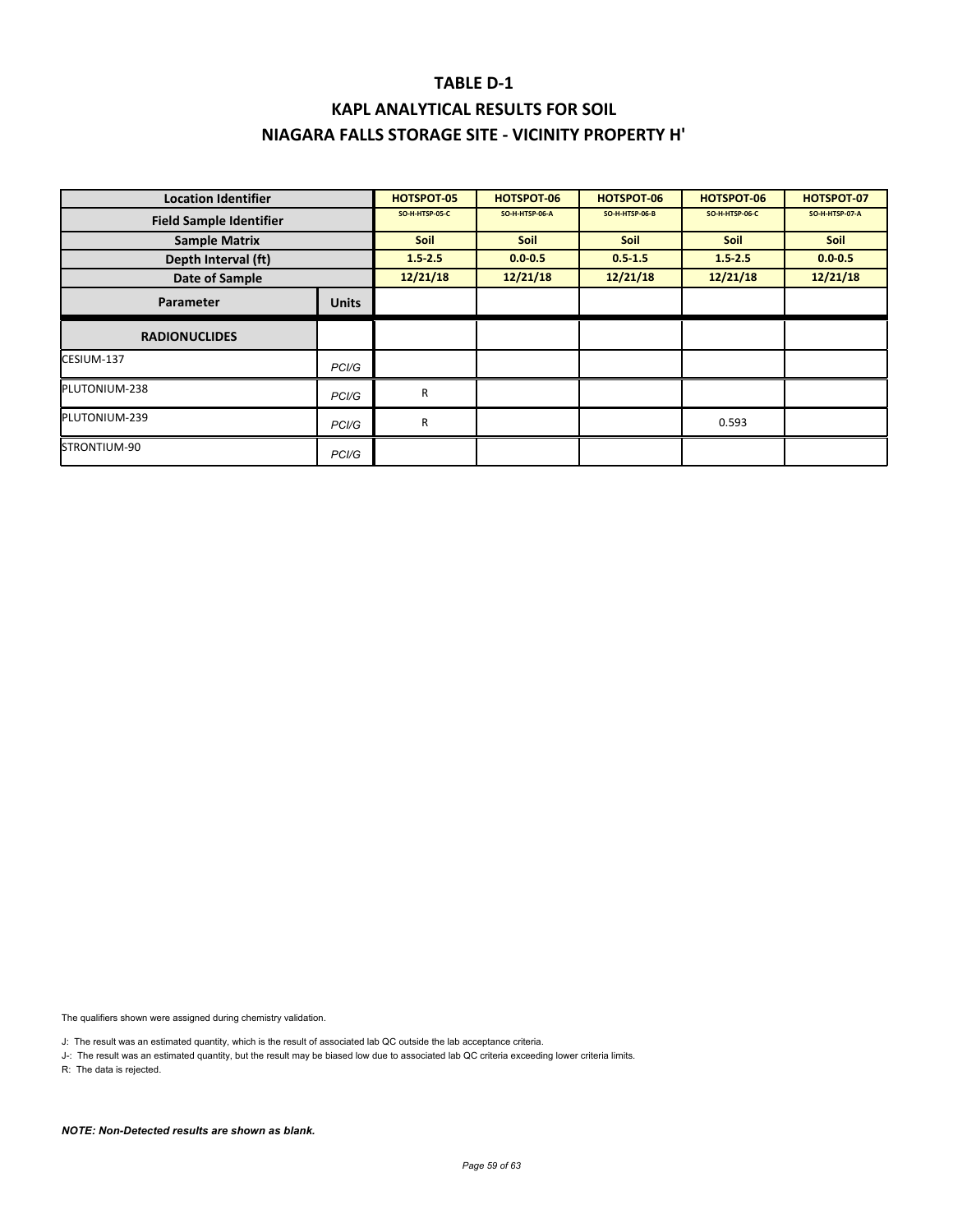# TABLE D-1

## KAPL ANALYTICAL RESULTS FOR SOIL

## NIAGARA FALLS STORAGE SITE - VICINITY PROPERTY H'

| Location Identifier | | HOTSPOT-05 | HOTSPOT-06 | HOTSPOT-06 | HOTSPOT-06 | HOTSPOT-07 |
|---|---|---|---|---|---|---|
| Field Sample Identifier | | SO-H-HTSP-05-C | SO-H-HTSP-06-A | SO-H-HTSP-06-B | SO-H-HTSP-06-C | SO-H-HTSP-07-A |
| Sample Matrix | | Soil | Soil | Soil | Soil | Soil |
| Depth Interval (ft) | | 1.5-2.5 | 0.0-0.5 | 0.5-1.5 | 1.5-2.5 | 0.0-0.5 |
| Date of Sample | | 12/21/18 | 12/21/18 | 12/21/18 | 12/21/18 | 12/21/18 |
| Parameter | Units | | | | | |
| RADIONUCLIDES | | | | | | |
| CESIUM-137 | PCI/G | | | | | |
| PLUTONIUM-238 | PCI/G | R | | | | |
| PLUTONIUM-239 | PCI/G | R | | | 0.593 | |
| STRONTIUM-90 | PCI/G | | | | | |

The qualifiers shown were assigned during chemistry validation.

J: The result was an estimated quantity, which is the result of associated lab QC outside the lab acceptance criteria.

J-: The result was an estimated quantity, but the result may be biased low due to associated lab QC criteria exceeding lower criteria limits.

R: The data is rejected.

***NOTE: Non-Detected results are shown as blank.***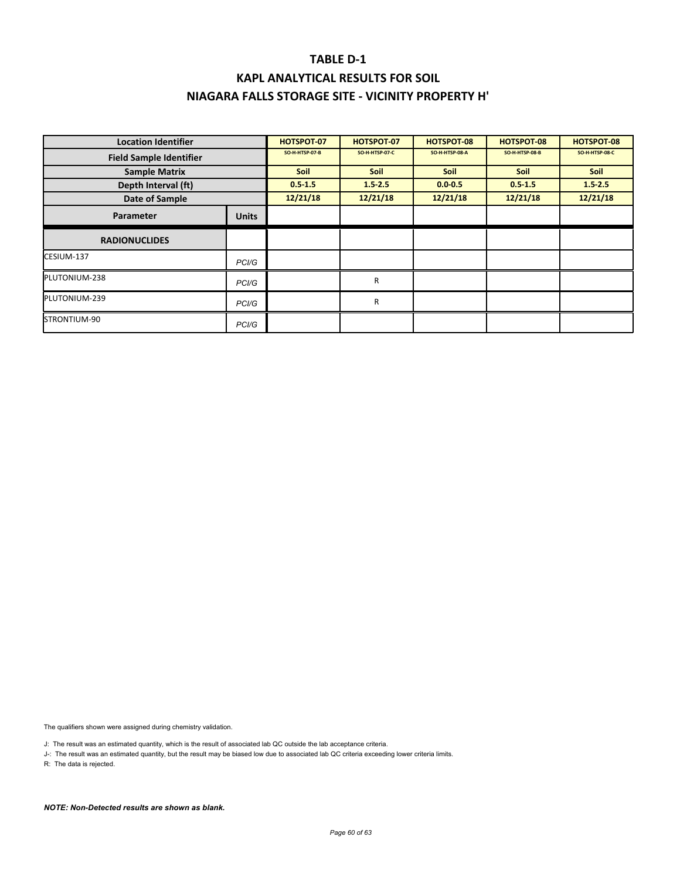# TABLE D-1

# KAPL ANALYTICAL RESULTS FOR SOIL

# NIAGARA FALLS STORAGE SITE - VICINITY PROPERTY H'

| Location Identifier | | HOTSPOT-07 | HOTSPOT-07 | HOTSPOT-08 | HOTSPOT-08 | HOTSPOT-08 |
|---|---|---|---|---|---|---|
| Field Sample Identifier | | SO-H-HTSP-07-B | SO-H-HTSP-07-C | SO-H-HTSP-08-A | SO-H-HTSP-08-B | SO-H-HTSP-08-C |
| Sample Matrix | | Soil | Soil | Soil | Soil | Soil |
| Depth Interval (ft) | | 0.5-1.5 | 1.5-2.5 | 0.0-0.5 | 0.5-1.5 | 1.5-2.5 |
| Date of Sample | | 12/21/18 | 12/21/18 | 12/21/18 | 12/21/18 | 12/21/18 |
| Parameter | Units | | | | | |
| RADIONUCLIDES | | | | | | |
| CESIUM-137 | PCI/G | | | | | |
| PLUTONIUM-238 | PCI/G | | R | | | |
| PLUTONIUM-239 | PCI/G | | R | | | |
| STRONTIUM-90 | PCI/G | | | | | |

The qualifiers shown were assigned during chemistry validation.

J: The result was an estimated quantity, which is the result of associated lab QC outside the lab acceptance criteria.

J-: The result was an estimated quantity, but the result may be biased low due to associated lab QC criteria exceeding lower criteria limits.

R: The data is rejected.

***NOTE: Non-Detected results are shown as blank.***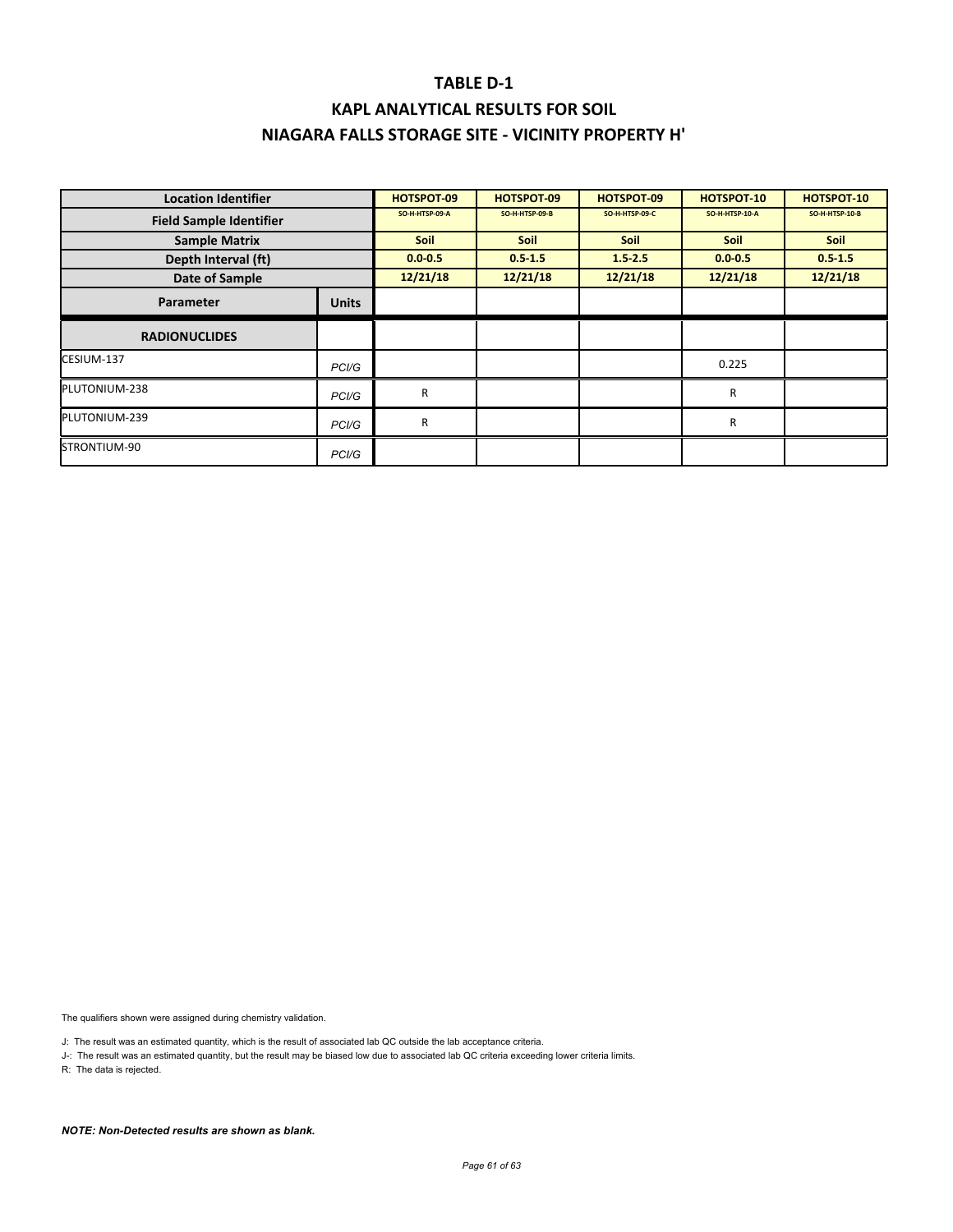# TABLE D-1

## KAPL ANALYTICAL RESULTS FOR SOIL

## NIAGARA FALLS STORAGE SITE - VICINITY PROPERTY H'

| Location Identifier | | HOTSPOT-09 | HOTSPOT-09 | HOTSPOT-09 | HOTSPOT-10 | HOTSPOT-10 |
|---|---|---|---|---|---|---|
| Field Sample Identifier | | SO-H-HTSP-09-A | SO-H-HTSP-09-B | SO-H-HTSP-09-C | SO-H-HTSP-10-A | SO-H-HTSP-10-B |
| Sample Matrix | | Soil | Soil | Soil | Soil | Soil |
| Depth Interval (ft) | | 0.0-0.5 | 0.5-1.5 | 1.5-2.5 | 0.0-0.5 | 0.5-1.5 |
| Date of Sample | | 12/21/18 | 12/21/18 | 12/21/18 | 12/21/18 | 12/21/18 |
| **Parameter** | **Units** | | | | | |
| **RADIONUCLIDES** | | | | | | |
| CESIUM-137 | PCI/G | | | | 0.225 | |
| PLUTONIUM-238 | PCI/G | R | | | R | |
| PLUTONIUM-239 | PCI/G | R | | | R | |
| STRONTIUM-90 | PCI/G | | | | | |

The qualifiers shown were assigned during chemistry validation.

J: The result was an estimated quantity, which is the result of associated lab QC outside the lab acceptance criteria.

J-: The result was an estimated quantity, but the result may be biased low due to associated lab QC criteria exceeding lower criteria limits.

R: The data is rejected.

***NOTE: Non-Detected results are shown as blank.***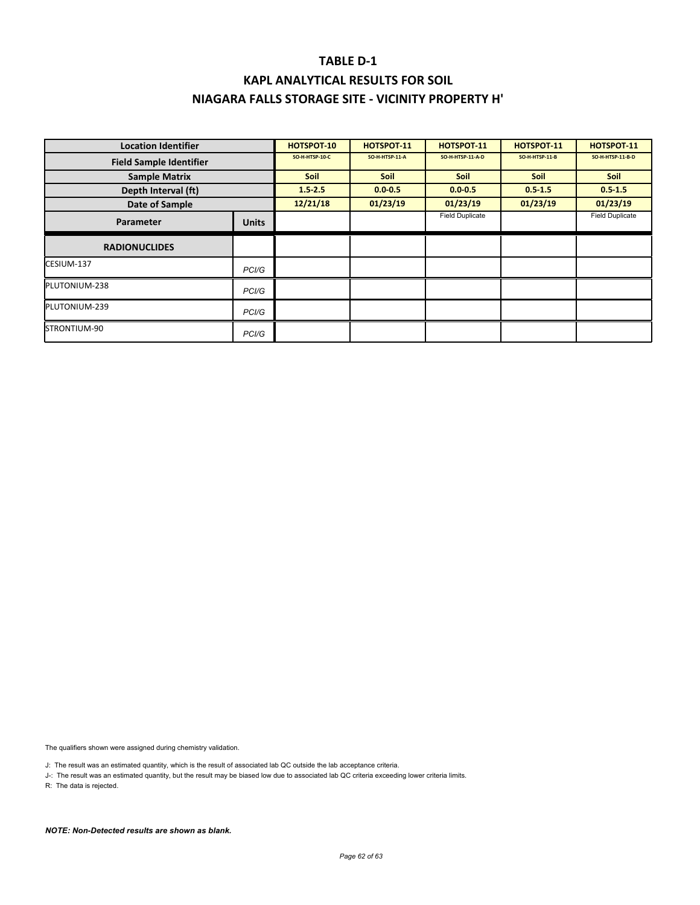# TABLE D-1

## KAPL ANALYTICAL RESULTS FOR SOIL

## NIAGARA FALLS STORAGE SITE - VICINITY PROPERTY H'

| Location Identifier | | HOTSPOT-10 | HOTSPOT-11 | HOTSPOT-11 | HOTSPOT-11 | HOTSPOT-11 |
|---|---|---|---|---|---|---|
| **Field Sample Identifier** | | SO-H-HTSP-10-C | SO-H-HTSP-11-A | SO-H-HTSP-11-A-D | SO-H-HTSP-11-B | SO-H-HTSP-11-B-D |
| **Sample Matrix** | | Soil | Soil | Soil | Soil | Soil |
| **Depth Interval (ft)** | | 1.5-2.5 | 0.0-0.5 | 0.0-0.5 | 0.5-1.5 | 0.5-1.5 |
| **Date of Sample** | | 12/21/18 | 01/23/19 | 01/23/19 | 01/23/19 | 01/23/19 |
| **Parameter** | **Units** | | | Field Duplicate | | Field Duplicate |
| **RADIONUCLIDES** | | | | | | |
| CESIUM-137 | PCI/G | | | | | |
| PLUTONIUM-238 | PCI/G | | | | | |
| PLUTONIUM-239 | PCI/G | | | | | |
| STRONTIUM-90 | PCI/G | | | | | |

The qualifiers shown were assigned during chemistry validation.

J: The result was an estimated quantity, which is the result of associated lab QC outside the lab acceptance criteria.

J-: The result was an estimated quantity, but the result may be biased low due to associated lab QC criteria exceeding lower criteria limits.

R: The data is rejected.

***NOTE: Non-Detected results are shown as blank.***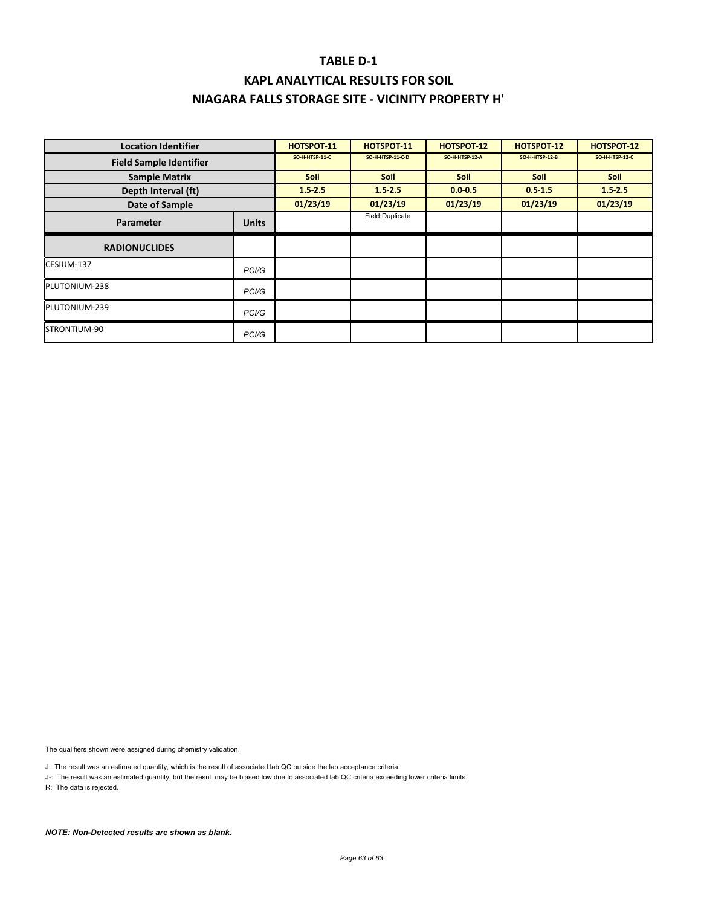# TABLE D-1

## KAPL ANALYTICAL RESULTS FOR SOIL

## NIAGARA FALLS STORAGE SITE - VICINITY PROPERTY H'

| Location Identifier | | HOTSPOT-11 | HOTSPOT-11 | HOTSPOT-12 | HOTSPOT-12 | HOTSPOT-12 |
|---|---|---|---|---|---|---|
| Field Sample Identifier | | SO-H-HTSP-11-C | SO-H-HTSP-11-C-D | SO-H-HTSP-12-A | SO-H-HTSP-12-B | SO-H-HTSP-12-C |
| Sample Matrix | | Soil | Soil | Soil | Soil | Soil |
| Depth Interval (ft) | | 1.5-2.5 | 1.5-2.5 | 0.0-0.5 | 0.5-1.5 | 1.5-2.5 |
| Date of Sample | | 01/23/19 | 01/23/19 | 01/23/19 | 01/23/19 | 01/23/19 |
| Parameter | Units | | Field Duplicate | | | |
| **RADIONUCLIDES** | | | | | | |
| CESIUM-137 | PCI/G | | | | | |
| PLUTONIUM-238 | PCI/G | | | | | |
| PLUTONIUM-239 | PCI/G | | | | | |
| STRONTIUM-90 | PCI/G | | | | | |

The qualifiers shown were assigned during chemistry validation.

J: The result was an estimated quantity, which is the result of associated lab QC outside the lab acceptance criteria.

J-: The result was an estimated quantity, but the result may be biased low due to associated lab QC criteria exceeding lower criteria limits.

R: The data is rejected.

***NOTE: Non-Detected results are shown as blank.***